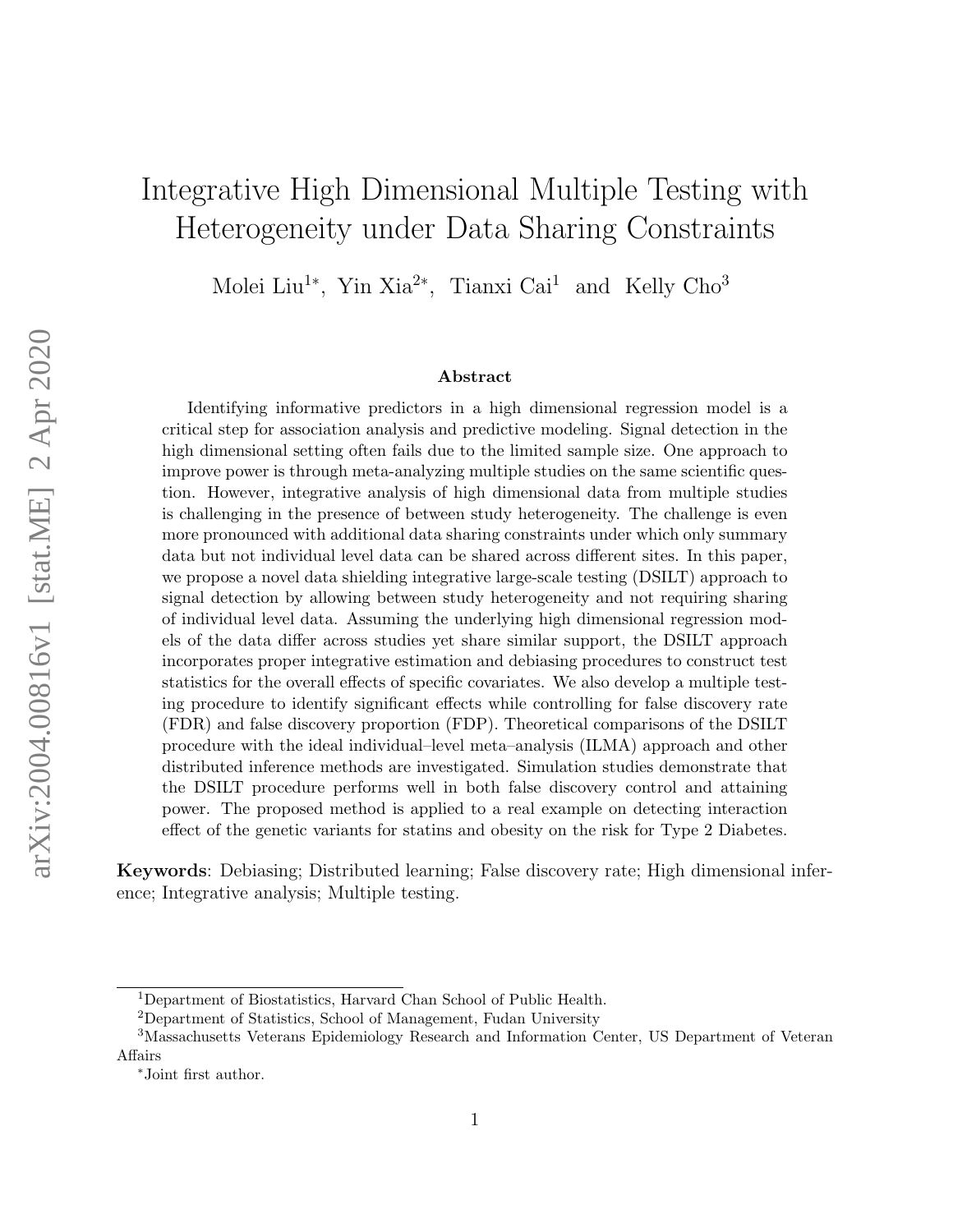# Integrative High Dimensional Multiple Testing with Heterogeneity under Data Sharing Constraints

Molei Liu[1*], Yin Xia[2*], Tianxi Cai[1] and Kelly Cho[3]

## Abstract

Identifying informative predictors in a high dimensional regression model is a critical step for association analysis and predictive modeling. Signal detection in the high dimensional setting often fails due to the limited sample size. One approach to improve power is through meta-analyzing multiple studies on the same scientific question. However, integrative analysis of high dimensional data from multiple studies is challenging in the presence of between study heterogeneity. The challenge is even more pronounced with additional data sharing constraints under which only summary data but not individual level data can be shared across different sites. In this paper, we propose a novel data shielding integrative large-scale testing (DSILT) approach to signal detection by allowing between study heterogeneity and not requiring sharing of individual level data. Assuming the underlying high dimensional regression models of the data differ across studies yet share similar support, the DSILT approach incorporates proper integrative estimation and debiasing procedures to construct test statistics for the overall effects of specific covariates. We also develop a multiple testing procedure to identify significant effects while controlling for false discovery rate (FDR) and false discovery proportion (FDP). Theoretical comparisons of the DSILT procedure with the ideal individual–level meta–analysis (ILMA) approach and other distributed inference methods are investigated. Simulation studies demonstrate that the DSILT procedure performs well in both false discovery control and attaining power. The proposed method is applied to a real example on detecting interaction effect of the genetic variants for statins and obesity on the risk for Type 2 Diabetes.

**Keywords**: Debiasing; Distributed learning; False discovery rate; High dimensional inference; Integrative analysis; Multiple testing.

---

[1]Department of Biostatistics, Harvard Chan School of Public Health.

[2]Department of Statistics, School of Management, Fudan University

[3]Massachusetts Veterans Epidemiology Research and Information Center, US Department of Veteran Affairs

[*]Joint first author.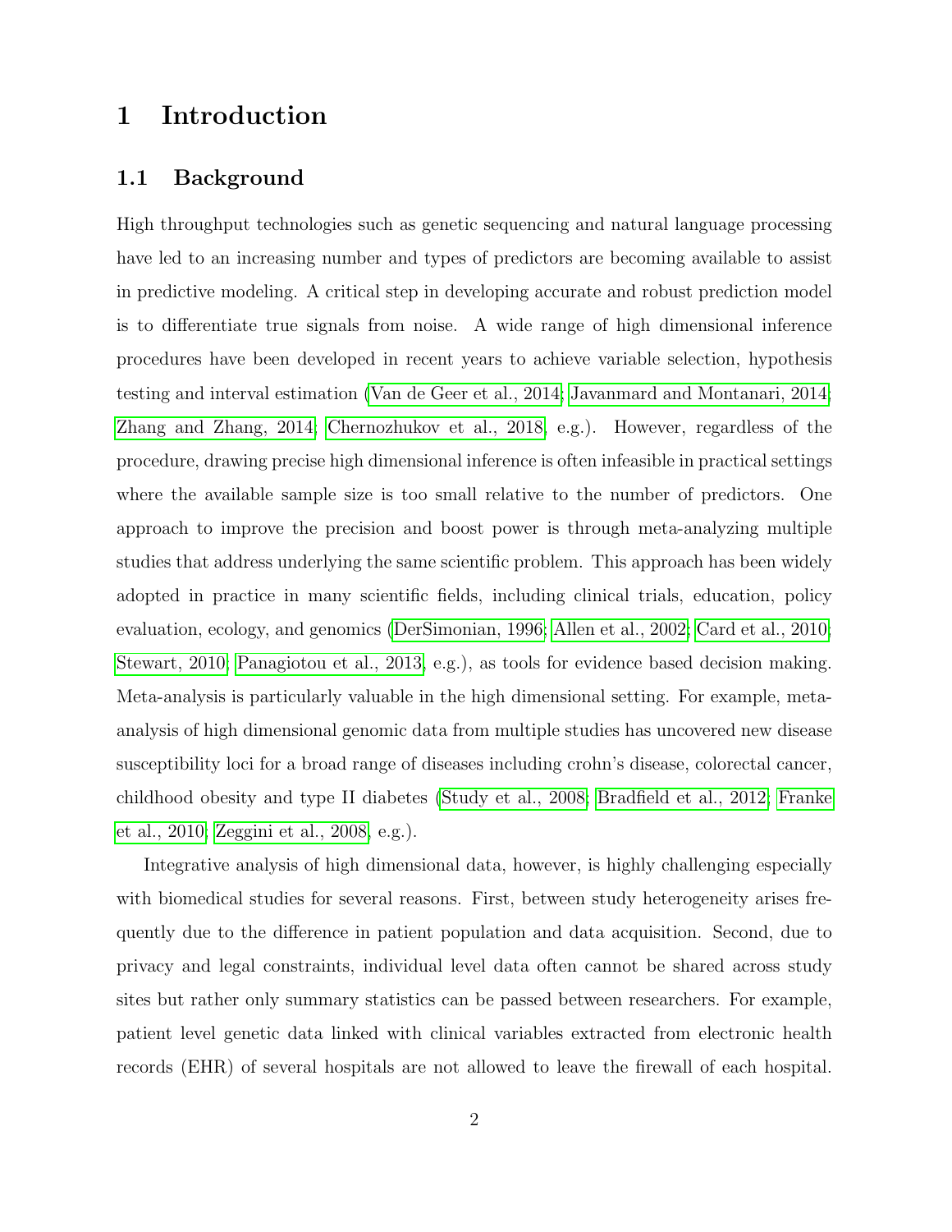# 1 Introduction

## 1.1 Background

High throughput technologies such as genetic sequencing and natural language processing have led to an increasing number and types of predictors are becoming available to assist in predictive modeling. A critical step in developing accurate and robust prediction model is to differentiate true signals from noise. A wide range of high dimensional inference procedures have been developed in recent years to achieve variable selection, hypothesis testing and interval estimation (Van de Geer et al., 2014; Javanmard and Montanari, 2014; Zhang and Zhang, 2014; Chernozhukov et al., 2018, e.g.). However, regardless of the procedure, drawing precise high dimensional inference is often infeasible in practical settings where the available sample size is too small relative to the number of predictors. One approach to improve the precision and boost power is through meta-analyzing multiple studies that address underlying the same scientific problem. This approach has been widely adopted in practice in many scientific fields, including clinical trials, education, policy evaluation, ecology, and genomics (DerSimonian, 1996; Allen et al., 2002; Card et al., 2010; Stewart, 2010; Panagiotou et al., 2013, e.g.), as tools for evidence based decision making. Meta-analysis is particularly valuable in the high dimensional setting. For example, meta-analysis of high dimensional genomic data from multiple studies has uncovered new disease susceptibility loci for a broad range of diseases including crohn's disease, colorectal cancer, childhood obesity and type II diabetes (Study et al., 2008; Bradfield et al., 2012; Franke et al., 2010; Zeggini et al., 2008, e.g.).

Integrative analysis of high dimensional data, however, is highly challenging especially with biomedical studies for several reasons. First, between study heterogeneity arises frequently due to the difference in patient population and data acquisition. Second, due to privacy and legal constraints, individual level data often cannot be shared across study sites but rather only summary statistics can be passed between researchers. For example, patient level genetic data linked with clinical variables extracted from electronic health records (EHR) of several hospitals are not allowed to leave the firewall of each hospital.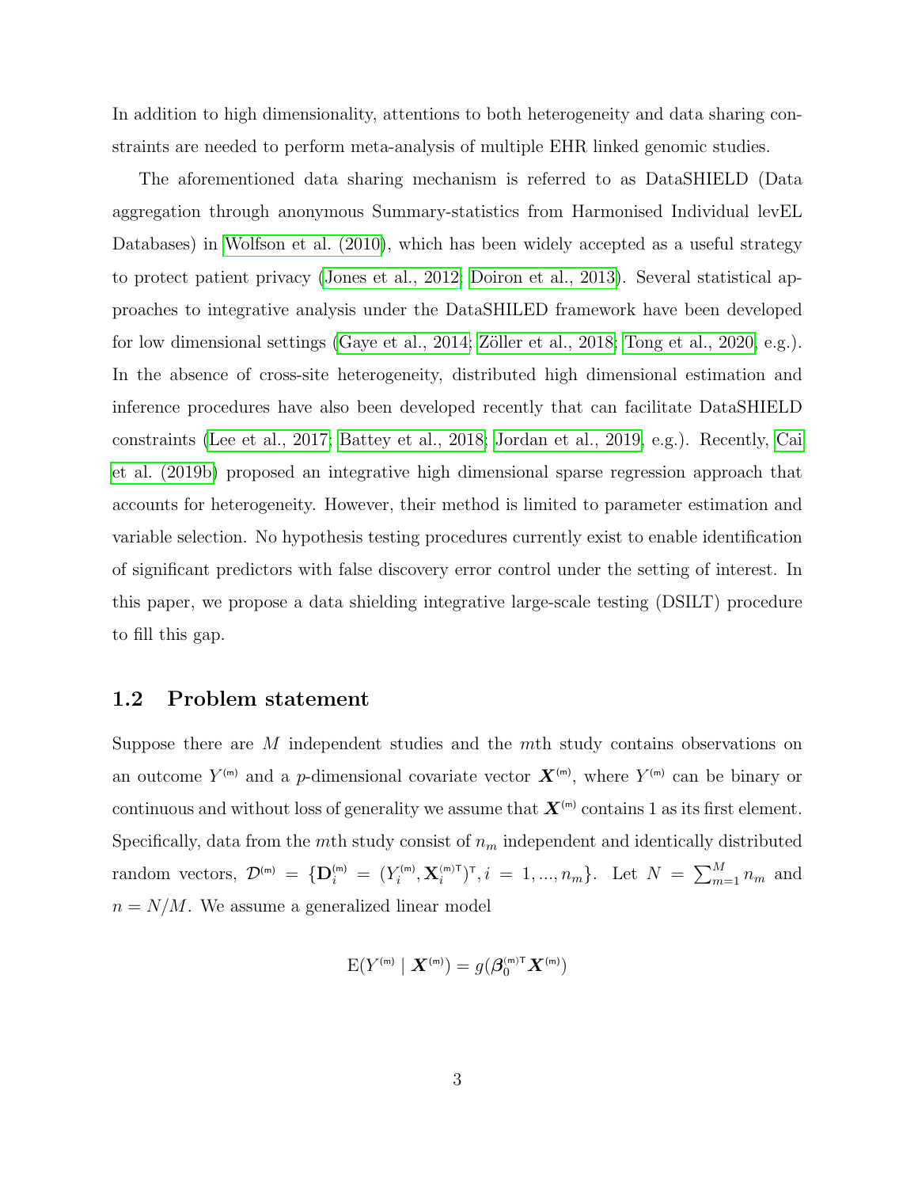In addition to high dimensionality, attentions to both heterogeneity and data sharing constraints are needed to perform meta-analysis of multiple EHR linked genomic studies.

The aforementioned data sharing mechanism is referred to as DataSHIELD (Data aggregation through anonymous Summary-statistics from Harmonised Individual levEL Databases) in Wolfson et al. (2010), which has been widely accepted as a useful strategy to protect patient privacy (Jones et al., 2012; Doiron et al., 2013). Several statistical approaches to integrative analysis under the DataSHILED framework have been developed for low dimensional settings (Gaye et al., 2014; Zöller et al., 2018; Tong et al., 2020, e.g.). In the absence of cross-site heterogeneity, distributed high dimensional estimation and inference procedures have also been developed recently that can facilitate DataSHIELD constraints (Lee et al., 2017; Battey et al., 2018; Jordan et al., 2019, e.g.). Recently, Cai et al. (2019b) proposed an integrative high dimensional sparse regression approach that accounts for heterogeneity. However, their method is limited to parameter estimation and variable selection. No hypothesis testing procedures currently exist to enable identification of significant predictors with false discovery error control under the setting of interest. In this paper, we propose a data shielding integrative large-scale testing (DSILT) procedure to fill this gap.

## 1.2 Problem statement

Suppose there are $M$ independent studies and the $m$th study contains observations on an outcome $Y^{(m)}$ and a $p$-dimensional covariate vector $\boldsymbol{X}^{(m)}$, where $Y^{(m)}$ can be binary or continuous and without loss of generality we assume that $\boldsymbol{X}^{(m)}$ contains 1 as its first element. Specifically, data from the $m$th study consist of $n_m$ independent and identically distributed random vectors, $\mathcal{D}^{(m)} = \{\mathbf{D}_i^{(m)} = (Y_i^{(m)}, \mathbf{X}_i^{(m)\mathsf{T}})^{\mathsf{T}}, i = 1, ..., n_m\}$. Let $N = \sum_{m=1}^{M} n_m$ and $n = N/M$. We assume a generalized linear model

$$\mathrm{E}(Y^{(m)} \mid \boldsymbol{X}^{(m)}) = g(\boldsymbol{\beta}_0^{(m)\mathsf{T}} \boldsymbol{X}^{(m)})$$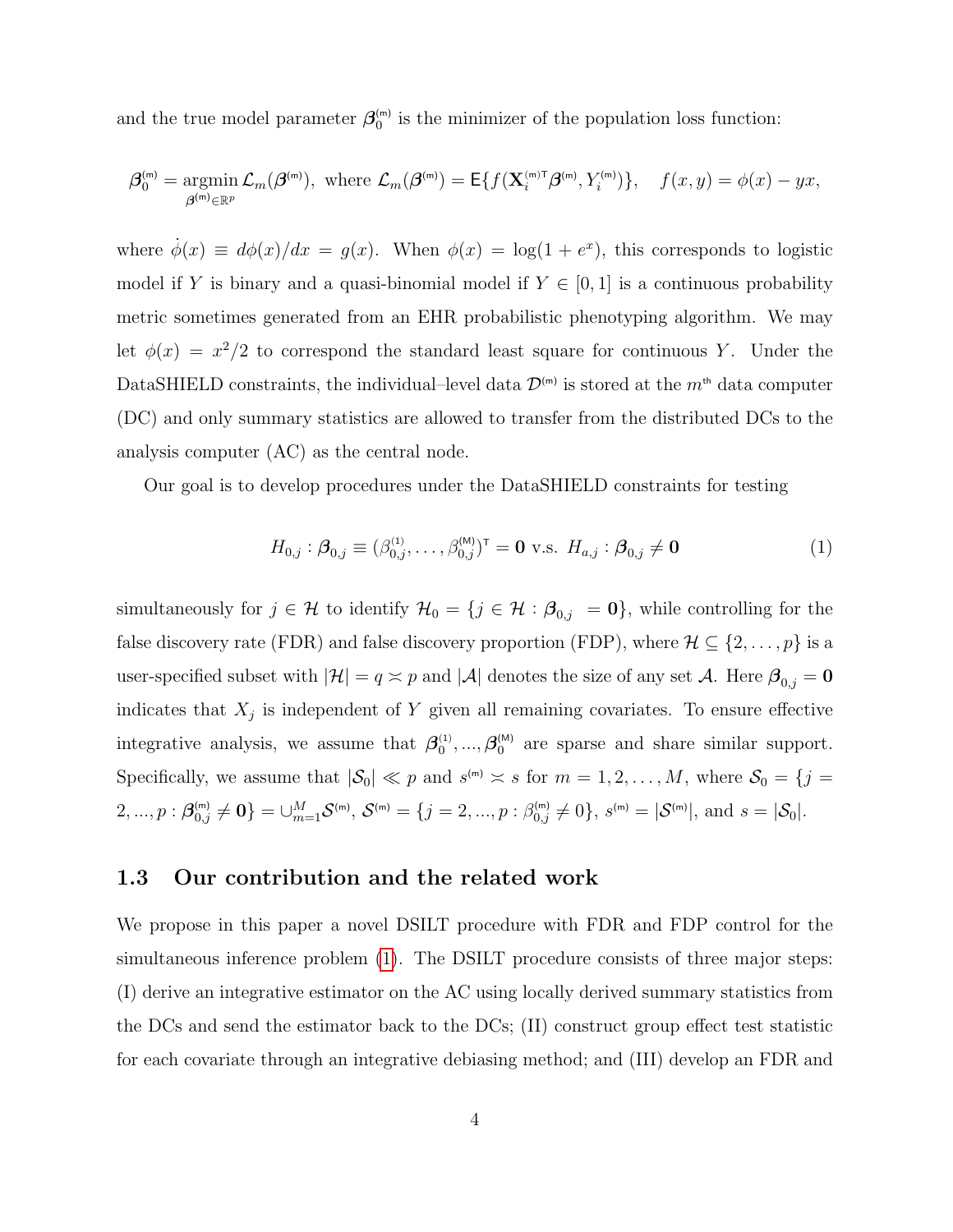and the true model parameter $\boldsymbol{\beta}_0^{(m)}$ is the minimizer of the population loss function:

$$\boldsymbol{\beta}_0^{(m)} = \underset{\boldsymbol{\beta}^{(m)} \in \mathbb{R}^p}{\operatorname{argmin}} \mathcal{L}_m(\boldsymbol{\beta}^{(m)}), \text{ where } \mathcal{L}_m(\boldsymbol{\beta}^{(m)}) = \mathsf{E}\{f(\mathbf{X}_i^{(m)\mathsf{T}} \boldsymbol{\beta}^{(m)}, Y_i^{(m)})\}, \quad f(x, y) = \phi(x) - yx,$$

where $\dot{\phi}(x) \equiv d\phi(x)/dx = g(x)$. When $\phi(x) = \log(1 + e^x)$, this corresponds to logistic model if $Y$ is binary and a quasi-binomial model if $Y \in [0, 1]$ is a continuous probability metric sometimes generated from an EHR probabilistic phenotyping algorithm. We may let $\phi(x) = x^2/2$ to correspond the standard least square for continuous $Y$. Under the DataSHIELD constraints, the individual–level data $\mathcal{D}^{(m)}$ is stored at the $m^{\text{th}}$ data computer (DC) and only summary statistics are allowed to transfer from the distributed DCs to the analysis computer (AC) as the central node.

Our goal is to develop procedures under the DataSHIELD constraints for testing

$$H_{0,j} : \boldsymbol{\beta}_{0,j} \equiv (\beta_{0,j}^{(1)}, \ldots, \beta_{0,j}^{(M)})^{\mathsf{T}} = \mathbf{0} \text{ v.s. } H_{a,j} : \boldsymbol{\beta}_{0,j} \neq \mathbf{0} \tag{1}$$

simultaneously for $j \in \mathcal{H}$ to identify $\mathcal{H}_0 = \{j \in \mathcal{H} : \boldsymbol{\beta}_{0,j} = \mathbf{0}\}$, while controlling for the false discovery rate (FDR) and false discovery proportion (FDP), where $\mathcal{H} \subseteq \{2, \ldots, p\}$ is a user-specified subset with $|\mathcal{H}| = q \asymp p$ and $|\mathcal{A}|$ denotes the size of any set $\mathcal{A}$. Here $\boldsymbol{\beta}_{0,j} = \mathbf{0}$ indicates that $X_j$ is independent of $Y$ given all remaining covariates. To ensure effective integrative analysis, we assume that $\boldsymbol{\beta}_0^{(1)}, \ldots, \boldsymbol{\beta}_0^{(M)}$ are sparse and share similar support. Specifically, we assume that $|\mathcal{S}_0| \ll p$ and $s^{(m)} \asymp s$ for $m = 1, 2, \ldots, M$, where $\mathcal{S}_0 = \{j = 2, \ldots, p : \boldsymbol{\beta}_{0,j}^{(m)} \neq \mathbf{0}\} = \cup_{m=1}^M \mathcal{S}^{(m)}$, $\mathcal{S}^{(m)} = \{j = 2, \ldots, p : \beta_{0,j}^{(m)} \neq 0\}$, $s^{(m)} = |\mathcal{S}^{(m)}|$, and $s = |\mathcal{S}_0|$.

## 1.3 Our contribution and the related work

We propose in this paper a novel DSILT procedure with FDR and FDP control for the simultaneous inference problem (1). The DSILT procedure consists of three major steps: (I) derive an integrative estimator on the AC using locally derived summary statistics from the DCs and send the estimator back to the DCs; (II) construct group effect test statistic for each covariate through an integrative debiasing method; and (III) develop an FDR and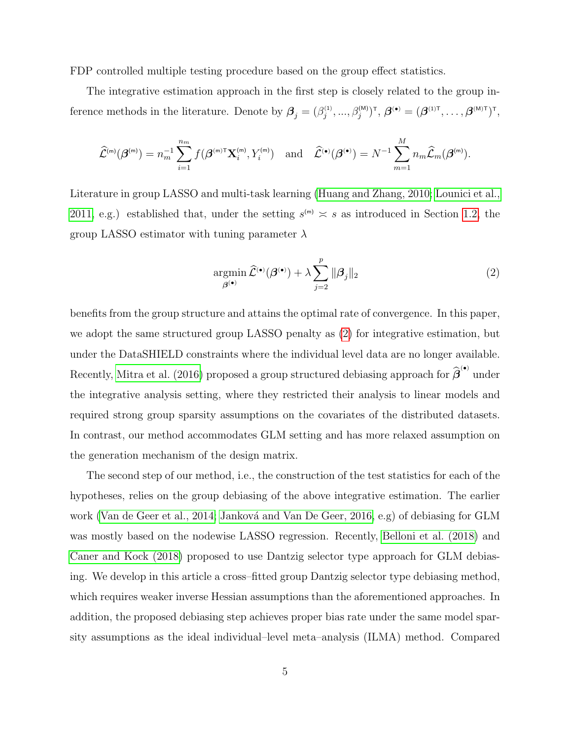FDP controlled multiple testing procedure based on the group effect statistics.

The integrative estimation approach in the first step is closely related to the group inference methods in the literature. Denote by $\boldsymbol{\beta}_j = (\beta_j^{(1)}, ..., \beta_j^{(\mathsf{M})})^\intercal$, $\boldsymbol{\beta}^{(\bullet)} = (\boldsymbol{\beta}^{(1)\intercal}, \ldots, \boldsymbol{\beta}^{(\mathsf{M})\intercal})^\intercal$,

$$\widehat{\mathcal{L}}^{(\mathsf{m})}(\boldsymbol{\beta}^{(\mathsf{m})}) = n_m^{-1} \sum_{i=1}^{n_m} f(\boldsymbol{\beta}^{(\mathsf{m})\intercal} \mathbf{X}_i^{(\mathsf{m})}, Y_i^{(\mathsf{m})}) \quad \text{and} \quad \widehat{\mathcal{L}}^{(\bullet)}(\boldsymbol{\beta}^{(\bullet)}) = N^{-1} \sum_{m=1}^{M} n_m \widehat{\mathcal{L}}_m(\boldsymbol{\beta}^{(\mathsf{m})}).$$

Literature in group LASSO and multi-task learning (Huang and Zhang, 2010; Lounici et al., 2011, e.g.) established that, under the setting $s^{(\mathsf{m})} \asymp s$ as introduced in Section 1.2, the group LASSO estimator with tuning parameter $\lambda$

$$\underset{\boldsymbol{\beta}^{(\bullet)}}{\operatorname{argmin}}\, \widehat{\mathcal{L}}^{(\bullet)}(\boldsymbol{\beta}^{(\bullet)}) + \lambda \sum_{j=2}^{p} \|\boldsymbol{\beta}_j\|_2 \tag{2}$$

benefits from the group structure and attains the optimal rate of convergence. In this paper, we adopt the same structured group LASSO penalty as (2) for integrative estimation, but under the DataSHIELD constraints where the individual level data are no longer available. Recently, Mitra et al. (2016) proposed a group structured debiasing approach for $\widehat{\boldsymbol{\beta}}^{(\bullet)}$ under the integrative analysis setting, where they restricted their analysis to linear models and required strong group sparsity assumptions on the covariates of the distributed datasets. In contrast, our method accommodates GLM setting and has more relaxed assumption on the generation mechanism of the design matrix.

The second step of our method, i.e., the construction of the test statistics for each of the hypotheses, relies on the group debiasing of the above integrative estimation. The earlier work (Van de Geer et al., 2014; Janková and Van De Geer, 2016, e.g) of debiasing for GLM was mostly based on the nodewise LASSO regression. Recently, Belloni et al. (2018) and Caner and Kock (2018) proposed to use Dantzig selector type approach for GLM debiasing. We develop in this article a cross–fitted group Dantzig selector type debiasing method, which requires weaker inverse Hessian assumptions than the aforementioned approaches. In addition, the proposed debiasing step achieves proper bias rate under the same model sparsity assumptions as the ideal individual–level meta–analysis (ILMA) method. Compared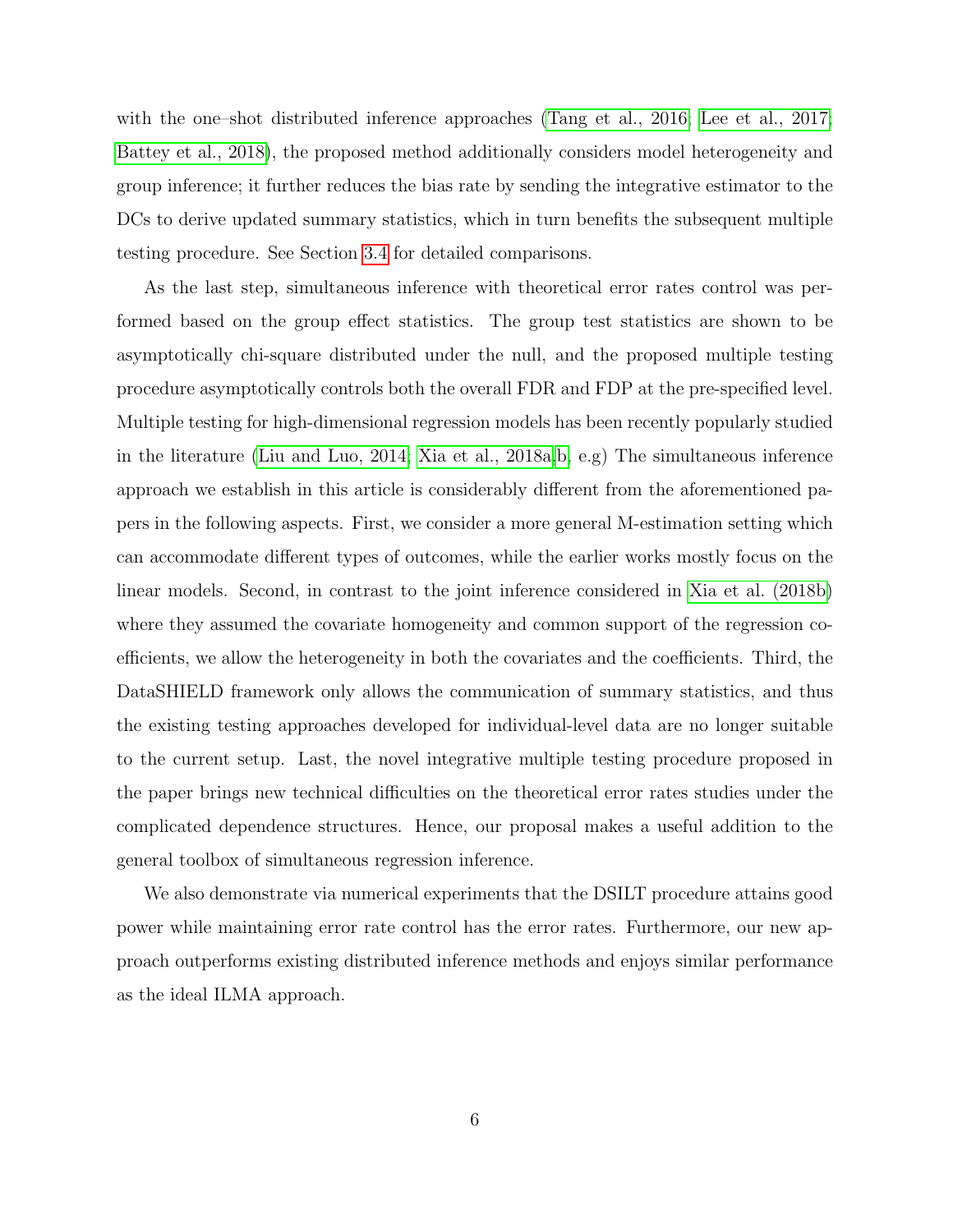with the one–shot distributed inference approaches (Tang et al., 2016; Lee et al., 2017; Battey et al., 2018), the proposed method additionally considers model heterogeneity and group inference; it further reduces the bias rate by sending the integrative estimator to the DCs to derive updated summary statistics, which in turn benefits the subsequent multiple testing procedure. See Section 3.4 for detailed comparisons.

As the last step, simultaneous inference with theoretical error rates control was performed based on the group effect statistics. The group test statistics are shown to be asymptotically chi-square distributed under the null, and the proposed multiple testing procedure asymptotically controls both the overall FDR and FDP at the pre-specified level. Multiple testing for high-dimensional regression models has been recently popularly studied in the literature (Liu and Luo, 2014; Xia et al., 2018a,b, e.g) The simultaneous inference approach we establish in this article is considerably different from the aforementioned papers in the following aspects. First, we consider a more general M-estimation setting which can accommodate different types of outcomes, while the earlier works mostly focus on the linear models. Second, in contrast to the joint inference considered in Xia et al. (2018b) where they assumed the covariate homogeneity and common support of the regression coefficients, we allow the heterogeneity in both the covariates and the coefficients. Third, the DataSHIELD framework only allows the communication of summary statistics, and thus the existing testing approaches developed for individual-level data are no longer suitable to the current setup. Last, the novel integrative multiple testing procedure proposed in the paper brings new technical difficulties on the theoretical error rates studies under the complicated dependence structures. Hence, our proposal makes a useful addition to the general toolbox of simultaneous regression inference.

We also demonstrate via numerical experiments that the DSILT procedure attains good power while maintaining error rate control has the error rates. Furthermore, our new approach outperforms existing distributed inference methods and enjoys similar performance as the ideal ILMA approach.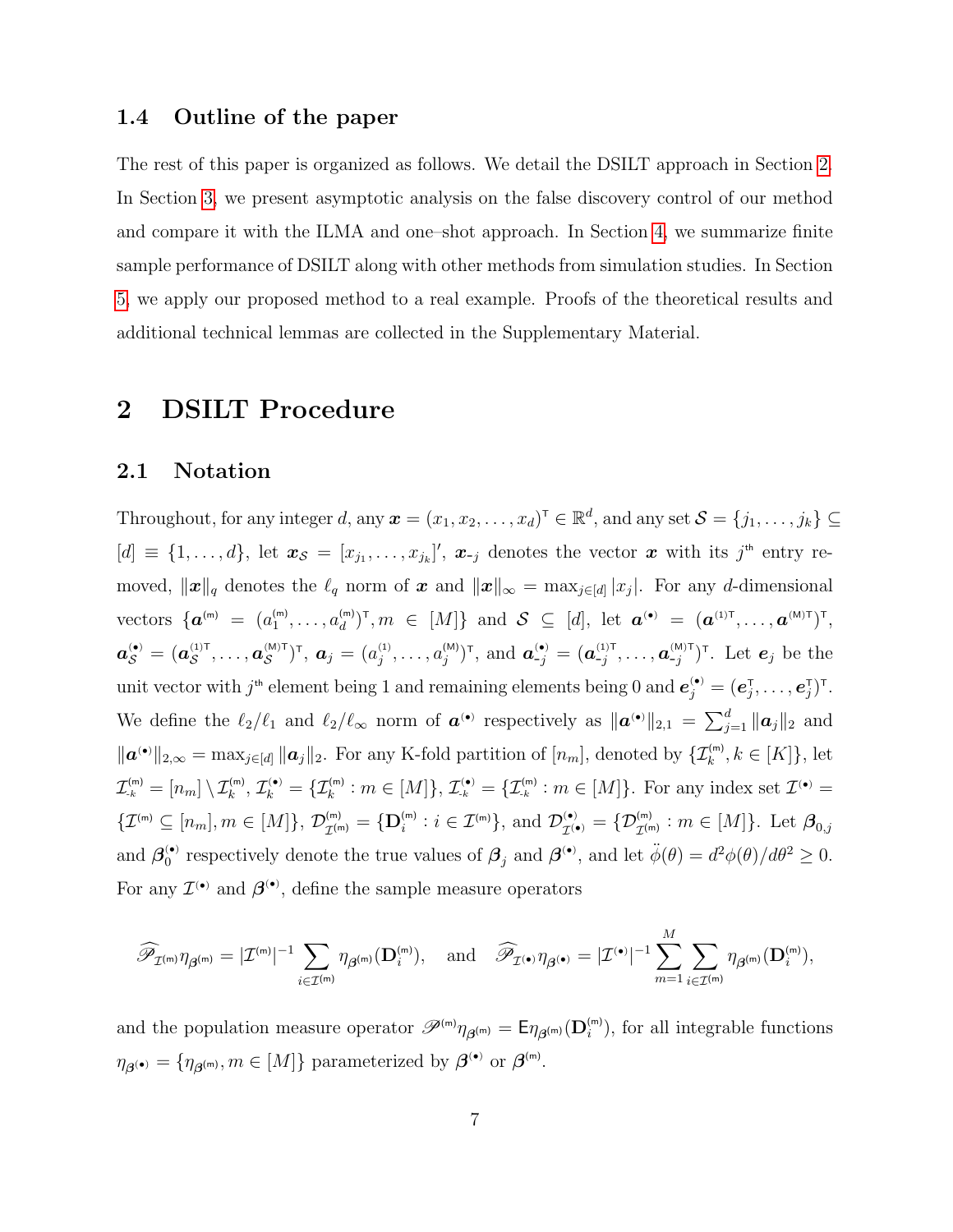### 1.4 Outline of the paper

The rest of this paper is organized as follows. We detail the DSILT approach in Section 2. In Section 3, we present asymptotic analysis on the false discovery control of our method and compare it with the ILMA and one–shot approach. In Section 4, we summarize finite sample performance of DSILT along with other methods from simulation studies. In Section 5, we apply our proposed method to a real example. Proofs of the theoretical results and additional technical lemmas are collected in the Supplementary Material.

## 2 DSILT Procedure

### 2.1 Notation

Throughout, for any integer $d$, any $\boldsymbol{x} = (x_1, x_2, \ldots, x_d)^\intercal \in \mathbb{R}^d$, and any set $\mathcal{S} = \{j_1, \ldots, j_k\} \subseteq [d] \equiv \{1, \ldots, d\}$, let $\boldsymbol{x}_{\mathcal{S}} = [x_{j_1}, \ldots, x_{j_k}]'$, $\boldsymbol{x}_{\text{-}j}$ denotes the vector $\boldsymbol{x}$ with its $j^{\text{th}}$ entry removed, $\|\boldsymbol{x}\|_q$ denotes the $\ell_q$ norm of $\boldsymbol{x}$ and $\|\boldsymbol{x}\|_\infty = \max_{j\in[d]} |x_j|$. For any $d$-dimensional vectors $\{\boldsymbol{a}^{(\mathsf{m})} = (a_1^{(\mathsf{m})}, \ldots, a_d^{(\mathsf{m})})^\intercal, m \in [M]\}$ and $\mathcal{S} \subseteq [d]$, let $\boldsymbol{a}^{(\bullet)} = (\boldsymbol{a}^{(1)\intercal}, \ldots, \boldsymbol{a}^{(\mathsf{M})\intercal})^\intercal$, $\boldsymbol{a}_{\mathcal{S}}^{(\bullet)} = (\boldsymbol{a}_{\mathcal{S}}^{(1)\intercal}, \ldots, \boldsymbol{a}_{\mathcal{S}}^{(\mathsf{M})\intercal})^\intercal$, $\boldsymbol{a}_j = (a_j^{(1)}, \ldots, a_j^{(\mathsf{M})})^\intercal$, and $\boldsymbol{a}_{\text{-}j}^{(\bullet)} = (\boldsymbol{a}_{\text{-}j}^{(1)\intercal}, \ldots, \boldsymbol{a}_{\text{-}j}^{(\mathsf{M})\intercal})^\intercal$. Let $\boldsymbol{e}_j$ be the unit vector with $j^{\text{th}}$ element being 1 and remaining elements being 0 and $\boldsymbol{e}_j^{(\bullet)} = (\boldsymbol{e}_j^\intercal, \ldots, \boldsymbol{e}_j^\intercal)^\intercal$. We define the $\ell_2/\ell_1$ and $\ell_2/\ell_\infty$ norm of $\boldsymbol{a}^{(\bullet)}$ respectively as $\|\boldsymbol{a}^{(\bullet)}\|_{2,1} = \sum_{j=1}^d \|\boldsymbol{a}_j\|_2$ and $\|\boldsymbol{a}^{(\bullet)}\|_{2,\infty} = \max_{j\in[d]} \|\boldsymbol{a}_j\|_2$. For any K-fold partition of $[n_m]$, denoted by $\{\mathcal{I}_k^{(\mathsf{m})}, k \in [K]\}$, let $\mathcal{I}_{\text{-}k}^{(\mathsf{m})} = [n_m] \setminus \mathcal{I}_k^{(\mathsf{m})}$, $\mathcal{I}_k^{(\bullet)} = \{\mathcal{I}_k^{(\mathsf{m})} : m \in [M]\}$, $\mathcal{I}_{\text{-}k}^{(\bullet)} = \{\mathcal{I}_{\text{-}k}^{(\mathsf{m})} : m \in [M]\}$. For any index set $\mathcal{I}^{(\bullet)} = \{\mathcal{I}^{(\mathsf{m})} \subseteq [n_m], m \in [M]\}$, $\mathcal{D}_{\mathcal{I}^{(\mathsf{m})}}^{(\mathsf{m})} = \{\mathbf{D}_i^{(\mathsf{m})} : i \in \mathcal{I}^{(\mathsf{m})}\}$, and $\mathcal{D}_{\mathcal{I}^{(\bullet)}}^{(\bullet)} = \{\mathcal{D}_{\mathcal{I}^{(\mathsf{m})}}^{(\mathsf{m})} : m \in [M]\}$. Let $\boldsymbol{\beta}_{0,j}$ and $\boldsymbol{\beta}_0^{(\bullet)}$ respectively denote the true values of $\boldsymbol{\beta}_j$ and $\boldsymbol{\beta}^{(\bullet)}$, and let $\ddot{\phi}(\theta) = d^2\phi(\theta)/d\theta^2 \geq 0$. For any $\mathcal{I}^{(\bullet)}$ and $\boldsymbol{\beta}^{(\bullet)}$, define the sample measure operators

$$\widehat{\mathscr{P}}_{\mathcal{I}^{(\mathsf{m})}} \eta_{\boldsymbol{\beta}^{(\mathsf{m})}} = |\mathcal{I}^{(\mathsf{m})}|^{-1} \sum_{i\in\mathcal{I}^{(\mathsf{m})}} \eta_{\boldsymbol{\beta}^{(\mathsf{m})}}(\mathbf{D}_i^{(\mathsf{m})}), \quad \text{and} \quad \widehat{\mathscr{P}}_{\mathcal{I}^{(\bullet)}} \eta_{\boldsymbol{\beta}^{(\bullet)}} = |\mathcal{I}^{(\bullet)}|^{-1} \sum_{m=1}^M \sum_{i\in\mathcal{I}^{(\mathsf{m})}} \eta_{\boldsymbol{\beta}^{(\mathsf{m})}}(\mathbf{D}_i^{(\mathsf{m})}),$$

and the population measure operator $\mathscr{P}^{(\mathsf{m})} \eta_{\boldsymbol{\beta}^{(\mathsf{m})}} = \mathsf{E}\eta_{\boldsymbol{\beta}^{(\mathsf{m})}}(\mathbf{D}_i^{(\mathsf{m})})$, for all integrable functions $\eta_{\boldsymbol{\beta}^{(\bullet)}} = \{\eta_{\boldsymbol{\beta}^{(\mathsf{m})}}, m \in [M]\}$ parameterized by $\boldsymbol{\beta}^{(\bullet)}$ or $\boldsymbol{\beta}^{(\mathsf{m})}$.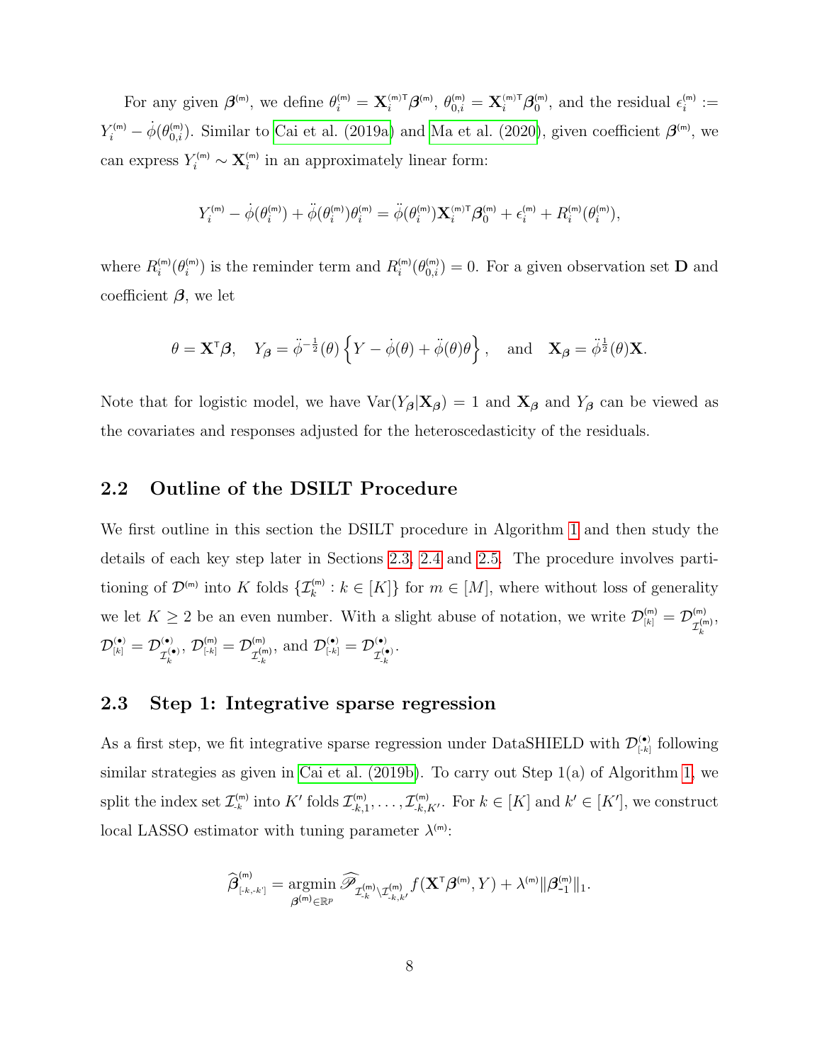For any given $\boldsymbol{\beta}^{(\mathsf{m})}$, we define $\theta_i^{(\mathsf{m})} = \mathbf{X}_i^{(\mathsf{m})\intercal}\boldsymbol{\beta}^{(\mathsf{m})}$, $\theta_{0,i}^{(\mathsf{m})} = \mathbf{X}_i^{(\mathsf{m})\intercal}\boldsymbol{\beta}_0^{(\mathsf{m})}$, and the residual $\epsilon_i^{(\mathsf{m})} := Y_i^{(\mathsf{m})} - \dot{\phi}(\theta_{0,i}^{(\mathsf{m})})$. Similar to Cai et al. (2019a) and Ma et al. (2020), given coefficient $\boldsymbol{\beta}^{(\mathsf{m})}$, we can express $Y_i^{(\mathsf{m})} \sim \mathbf{X}_i^{(\mathsf{m})}$ in an approximately linear form:

$$Y_i^{(\mathsf{m})} - \dot{\phi}(\theta_i^{(\mathsf{m})}) + \ddot{\phi}(\theta_i^{(\mathsf{m})})\theta_i^{(\mathsf{m})} = \ddot{\phi}(\theta_i^{(\mathsf{m})})\mathbf{X}_i^{(\mathsf{m})\intercal}\boldsymbol{\beta}_0^{(\mathsf{m})} + \epsilon_i^{(\mathsf{m})} + R_i^{(\mathsf{m})}(\theta_i^{(\mathsf{m})}),$$

where $R_i^{(\mathsf{m})}(\theta_i^{(\mathsf{m})})$ is the reminder term and $R_i^{(\mathsf{m})}(\theta_{0,i}^{(\mathsf{m})}) = 0$. For a given observation set $\mathbf{D}$ and coefficient $\boldsymbol{\beta}$, we let

$$\theta = \mathbf{X}^\intercal\boldsymbol{\beta}, \quad Y_{\boldsymbol{\beta}} = \ddot{\phi}^{-\frac{1}{2}}(\theta)\left\{Y - \dot{\phi}(\theta) + \ddot{\phi}(\theta)\theta\right\}, \quad \text{and} \quad \mathbf{X}_{\boldsymbol{\beta}} = \ddot{\phi}^{\frac{1}{2}}(\theta)\mathbf{X}.$$

Note that for logistic model, we have $\mathrm{Var}(Y_{\boldsymbol{\beta}}|\mathbf{X}_{\boldsymbol{\beta}}) = 1$ and $\mathbf{X}_{\boldsymbol{\beta}}$ and $Y_{\boldsymbol{\beta}}$ can be viewed as the covariates and responses adjusted for the heteroscedasticity of the residuals.

## 2.2 Outline of the DSILT Procedure

We first outline in this section the DSILT procedure in Algorithm 1 and then study the details of each key step later in Sections 2.3, 2.4 and 2.5. The procedure involves partitioning of $\mathcal{D}^{(\mathsf{m})}$ into $K$ folds $\{\mathcal{I}_k^{(\mathsf{m})} : k \in [K]\}$ for $m \in [M]$, where without loss of generality we let $K \geq 2$ be an even number. With a slight abuse of notation, we write $\mathcal{D}_{[k]}^{(\mathsf{m})} = \mathcal{D}_{\mathcal{I}_k^{(\mathsf{m})}}^{(\mathsf{m})}$, $\mathcal{D}_{[k]}^{(\bullet)} = \mathcal{D}_{\mathcal{I}_k^{(\bullet)}}^{(\bullet)}$, $\mathcal{D}_{[\text{-}k]}^{(\mathsf{m})} = \mathcal{D}_{\mathcal{I}_{\text{-}k}^{(\mathsf{m})}}^{(\mathsf{m})}$, and $\mathcal{D}_{[\text{-}k]}^{(\bullet)} = \mathcal{D}_{\mathcal{I}_{\text{-}k}^{(\bullet)}}^{(\bullet)}$.

## 2.3 Step 1: Integrative sparse regression

As a first step, we fit integrative sparse regression under DataSHIELD with $\mathcal{D}_{[\text{-}k]}^{(\bullet)}$ following similar strategies as given in Cai et al. (2019b). To carry out Step 1(a) of Algorithm 1, we split the index set $\mathcal{I}_{\text{-}k}^{(\mathsf{m})}$ into $K'$ folds $\mathcal{I}_{\text{-}k,1}^{(\mathsf{m})}, \ldots, \mathcal{I}_{\text{-}k,K'}^{(\mathsf{m})}$. For $k \in [K]$ and $k' \in [K']$, we construct local LASSO estimator with tuning parameter $\lambda^{(\mathsf{m})}$:

$$\widehat{\boldsymbol{\beta}}_{[\text{-}k,\text{-}k']}^{(\mathsf{m})} = \operatorname*{argmin}_{\boldsymbol{\beta}^{(\mathsf{m})} \in \mathbb{R}^p} \widehat{\mathscr{P}}_{\mathcal{I}_{\text{-}k}^{(\mathsf{m})} \setminus \mathcal{I}_{\text{-}k,k'}^{(\mathsf{m})}} f(\mathbf{X}^\intercal\boldsymbol{\beta}^{(\mathsf{m})}, Y) + \lambda^{(\mathsf{m})}\|\boldsymbol{\beta}_{\text{-}1}^{(\mathsf{m})}\|_1.$$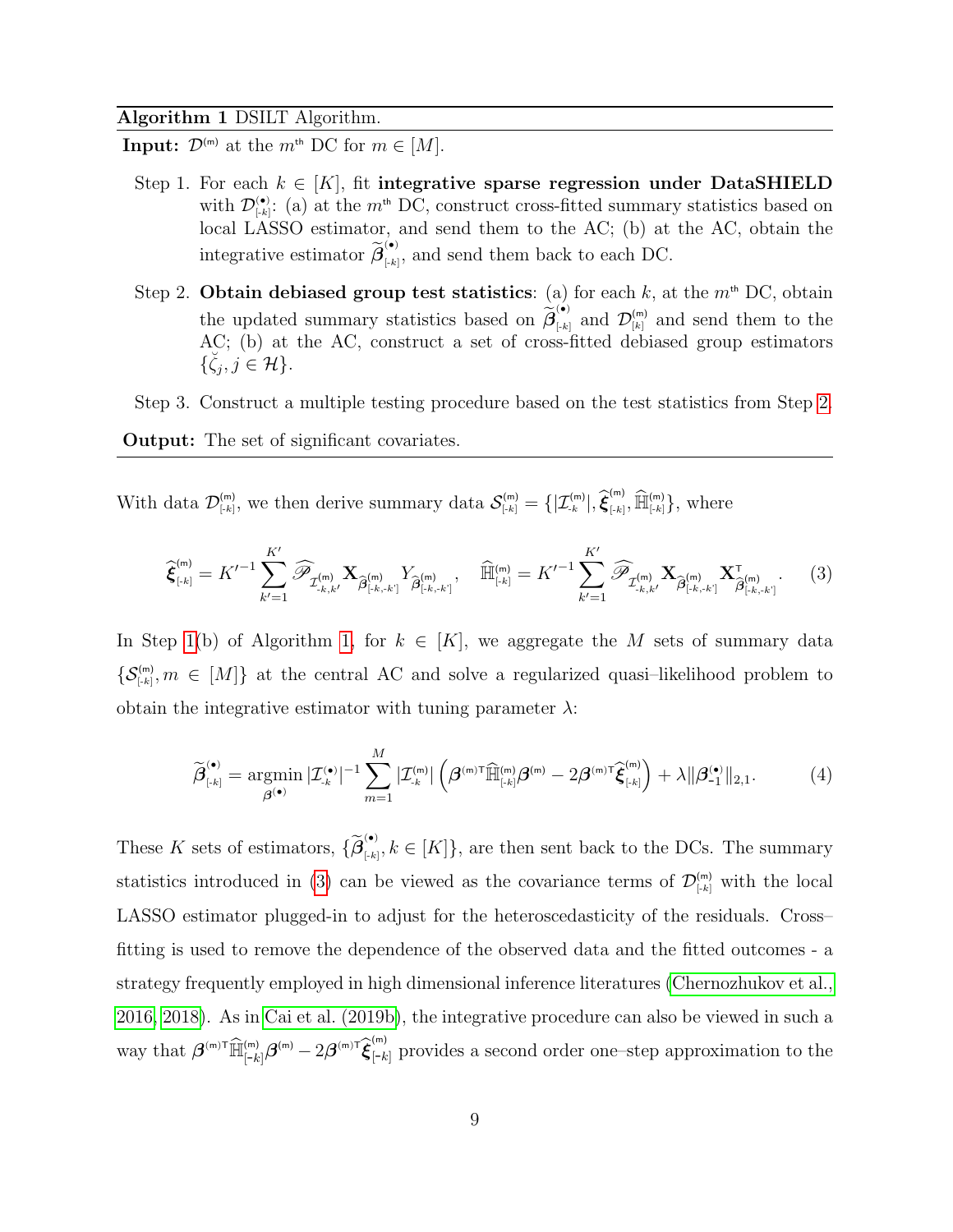**Algorithm 1** DSILT Algorithm.

**Input:** $\mathcal{D}^{(\mathsf{m})}$ at the $m^{\text{th}}$ DC for $m \in [M]$.

Step 1. For each $k \in [K]$, fit **integrative sparse regression under DataSHIELD** with $\mathcal{D}^{(\bullet)}_{[\text{-}k]}$: (a) at the $m^{\text{th}}$ DC, construct cross-fitted summary statistics based on local LASSO estimator, and send them to the AC; (b) at the AC, obtain the integrative estimator $\widetilde{\boldsymbol{\beta}}^{(\bullet)}_{[\text{-}k]}$, and send them back to each DC.

Step 2. **Obtain debiased group test statistics**: (a) for each $k$, at the $m^{\text{th}}$ DC, obtain the updated summary statistics based on $\widetilde{\boldsymbol{\beta}}^{(\bullet)}_{[\text{-}k]}$ and $\mathcal{D}^{(\mathsf{m})}_{[k]}$ and send them to the AC; (b) at the AC, construct a set of cross-fitted debiased group estimators $\{\breve{\zeta}_j, j \in \mathcal{H}\}$.

Step 3. Construct a multiple testing procedure based on the test statistics from Step 2.

**Output:** The set of significant covariates.

With data $\mathcal{D}^{(\mathsf{m})}_{[\text{-}k]}$, we then derive summary data $\mathcal{S}^{(\mathsf{m})}_{[\text{-}k]} = \{|\mathcal{I}^{(\mathsf{m})}_{\text{-}k}|, \widehat{\boldsymbol{\xi}}^{(\mathsf{m})}_{[\text{-}k]}, \widehat{\mathbb{H}}^{(\mathsf{m})}_{[\text{-}k]}\}$, where

$$
\widehat{\boldsymbol{\xi}}^{(\mathsf{m})}_{[\text{-}k]} = K'^{-1} \sum_{k'=1}^{K'} \widehat{\mathscr{P}}_{\mathcal{I}^{(\mathsf{m})}_{\text{-}k,k'}} \mathbf{X}_{\widehat{\boldsymbol{\beta}}^{(\mathsf{m})}_{[\text{-}k,\text{-}k']}} Y_{\widehat{\boldsymbol{\beta}}^{(\mathsf{m})}_{[\text{-}k,\text{-}k']}}, \quad \widehat{\mathbb{H}}^{(\mathsf{m})}_{[\text{-}k]} = K'^{-1} \sum_{k'=1}^{K'} \widehat{\mathscr{P}}_{\mathcal{I}^{(\mathsf{m})}_{\text{-}k,k'}} \mathbf{X}_{\widehat{\boldsymbol{\beta}}^{(\mathsf{m})}_{[\text{-}k,\text{-}k']}} \mathbf{X}^{\mathsf{T}}_{\widehat{\boldsymbol{\beta}}^{(\mathsf{m})}_{[\text{-}k,\text{-}k']}}. \tag{3}
$$

In Step 1(b) of Algorithm 1, for $k \in [K]$, we aggregate the $M$ sets of summary data $\{\mathcal{S}^{(\mathsf{m})}_{[\text{-}k]}, m \in [M]\}$ at the central AC and solve a regularized quasi–likelihood problem to obtain the integrative estimator with tuning parameter $\lambda$:

$$
\widetilde{\boldsymbol{\beta}}^{(\bullet)}_{[\text{-}k]} = \underset{\boldsymbol{\beta}^{(\bullet)}}{\operatorname{argmin}}\, |\mathcal{I}^{(\bullet)}_{\text{-}k}|^{-1} \sum_{m=1}^{M} |\mathcal{I}^{(\mathsf{m})}_{\text{-}k}| \left( \boldsymbol{\beta}^{(\mathsf{m})\mathsf{T}} \widehat{\mathbb{H}}^{(\mathsf{m})}_{[\text{-}k]} \boldsymbol{\beta}^{(\mathsf{m})} - 2\boldsymbol{\beta}^{(\mathsf{m})\mathsf{T}} \widehat{\boldsymbol{\xi}}^{(\mathsf{m})}_{[\text{-}k]} \right) + \lambda \|\boldsymbol{\beta}^{(\bullet)}_{\text{-}1}\|_{2,1}. \tag{4}
$$

These $K$ sets of estimators, $\{\widetilde{\boldsymbol{\beta}}^{(\bullet)}_{[\text{-}k]}, k \in [K]\}$, are then sent back to the DCs. The summary statistics introduced in (3) can be viewed as the covariance terms of $\mathcal{D}^{(\mathsf{m})}_{[\text{-}k]}$ with the local LASSO estimator plugged-in to adjust for the heteroscedasticity of the residuals. Cross–fitting is used to remove the dependence of the observed data and the fitted outcomes - a strategy frequently employed in high dimensional inference literatures (Chernozhukov et al., 2016, 2018). As in Cai et al. (2019b), the integrative procedure can also be viewed in such a way that $\boldsymbol{\beta}^{(\mathsf{m})\mathsf{T}} \widehat{\mathbb{H}}^{(\mathsf{m})}_{[\text{-}k]} \boldsymbol{\beta}^{(\mathsf{m})} - 2\boldsymbol{\beta}^{(\mathsf{m})\mathsf{T}} \widehat{\boldsymbol{\xi}}^{(\mathsf{m})}_{[\text{-}k]}$ provides a second order one–step approximation to the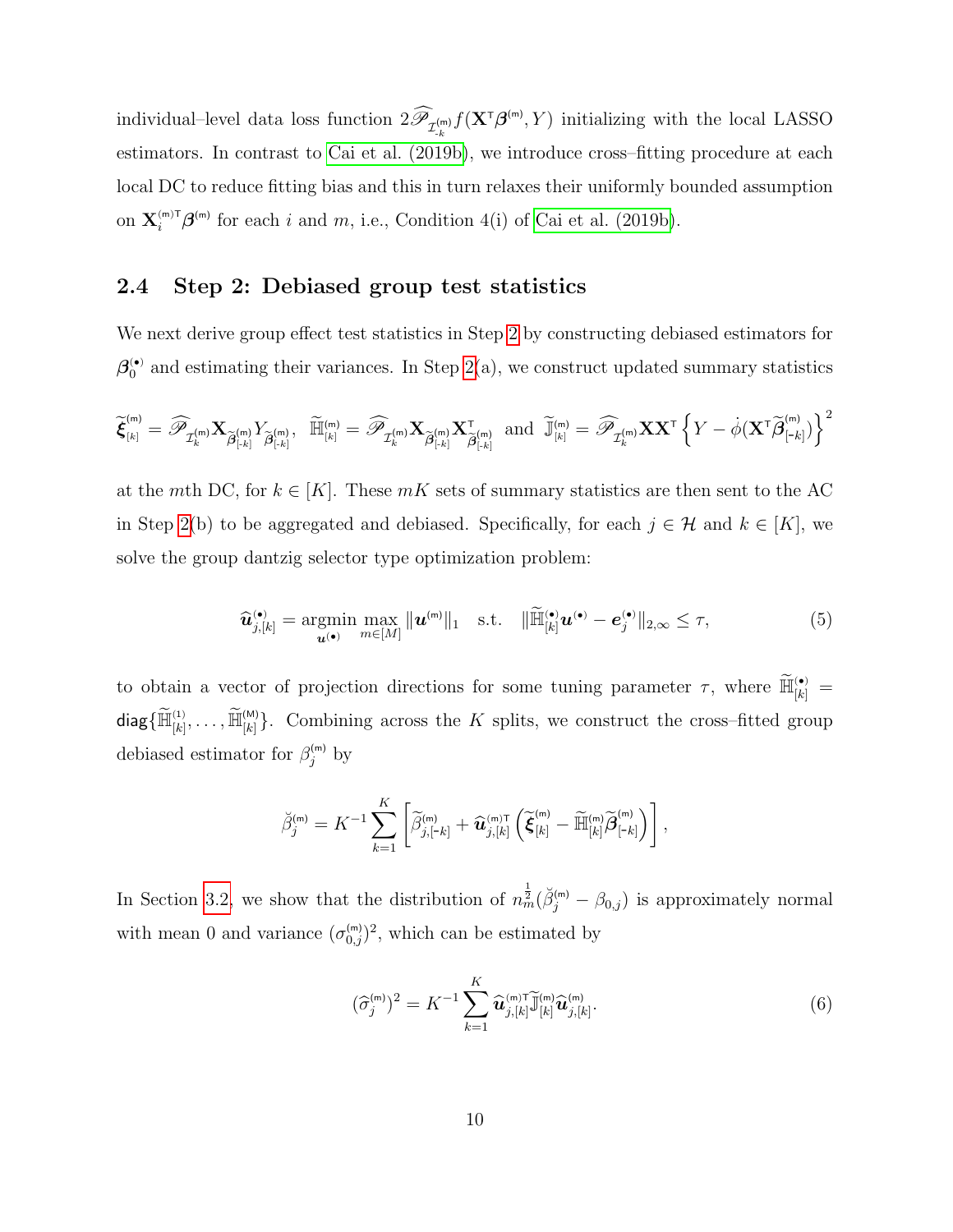individual–level data loss function $2\widehat{\mathscr{P}}_{\mathcal{I}_{\text{-}k}^{(\mathsf{m})}} f(\mathbf{X}^{\mathsf{T}}\boldsymbol{\beta}^{(\mathsf{m})}, Y)$ initializing with the local LASSO estimators. In contrast to Cai et al. (2019b), we introduce cross–fitting procedure at each local DC to reduce fitting bias and this in turn relaxes their uniformly bounded assumption on $\mathbf{X}_i^{(\mathsf{m})\mathsf{T}}\boldsymbol{\beta}^{(\mathsf{m})}$ for each $i$ and $m$, i.e., Condition 4(i) of Cai et al. (2019b).

## 2.4 Step 2: Debiased group test statistics

We next derive group effect test statistics in Step 2 by constructing debiased estimators for $\boldsymbol{\beta}_0^{(\bullet)}$ and estimating their variances. In Step 2(a), we construct updated summary statistics

$$
\widetilde{\boldsymbol{\xi}}_{[k]}^{(\mathsf{m})} = \widehat{\mathscr{P}}_{\mathcal{I}_k^{(\mathsf{m})}} \mathbf{X}_{\widetilde{\boldsymbol{\beta}}_{[\text{-}k]}^{(\mathsf{m})}} Y_{\widetilde{\boldsymbol{\beta}}_{[\text{-}k]}^{(\mathsf{m})}}, \quad \widetilde{\mathbb{H}}_{[k]}^{(\mathsf{m})} = \widehat{\mathscr{P}}_{\mathcal{I}_k^{(\mathsf{m})}} \mathbf{X}_{\widetilde{\boldsymbol{\beta}}_{[\text{-}k]}^{(\mathsf{m})}} \mathbf{X}_{\widetilde{\boldsymbol{\beta}}_{[\text{-}k]}^{(\mathsf{m})}}^{\mathsf{T}} \text{ and } \widetilde{\mathbb{J}}_{[k]}^{(\mathsf{m})} = \widehat{\mathscr{P}}_{\mathcal{I}_k^{(\mathsf{m})}} \mathbf{X}\mathbf{X}^{\mathsf{T}} \left\{ Y - \dot{\phi}(\mathbf{X}^{\mathsf{T}}\widetilde{\boldsymbol{\beta}}_{[\text{-}k]}^{(\mathsf{m})}) \right\}^2
$$

at the $m$th DC, for $k \in [K]$. These $mK$ sets of summary statistics are then sent to the AC in Step 2(b) to be aggregated and debiased. Specifically, for each $j \in \mathcal{H}$ and $k \in [K]$, we solve the group dantzig selector type optimization problem:

$$
\widehat{\boldsymbol{u}}_{j,[k]}^{(\bullet)} = \underset{\boldsymbol{u}^{(\bullet)}}{\operatorname{argmin}} \max_{m \in [M]} \|\boldsymbol{u}^{(\mathsf{m})}\|_1 \quad \text{s.t.} \quad \|\widetilde{\mathbb{H}}_{[k]}^{(\bullet)} \boldsymbol{u}^{(\bullet)} - \boldsymbol{e}_j^{(\bullet)}\|_{2,\infty} \le \tau, \tag{5}
$$

to obtain a vector of projection directions for some tuning parameter $\tau$, where $\widetilde{\mathbb{H}}_{[k]}^{(\bullet)} = \mathsf{diag}\{\widetilde{\mathbb{H}}_{[k]}^{(1)}, \ldots, \widetilde{\mathbb{H}}_{[k]}^{(\mathsf{M})}\}$. Combining across the $K$ splits, we construct the cross–fitted group debiased estimator for $\beta_j^{(\mathsf{m})}$ by

$$
\breve{\beta}_j^{(\mathsf{m})} = K^{-1} \sum_{k=1}^{K} \left[ \widetilde{\beta}_{j,[\text{-}k]}^{(\mathsf{m})} + \widehat{\boldsymbol{u}}_{j,[k]}^{(\mathsf{m})\mathsf{T}} \left( \widetilde{\boldsymbol{\xi}}_{[k]}^{(\mathsf{m})} - \widetilde{\mathbb{H}}_{[k]}^{(\mathsf{m})} \widetilde{\boldsymbol{\beta}}_{[\text{-}k]}^{(\mathsf{m})} \right) \right],
$$

In Section 3.2, we show that the distribution of $n_m^{\frac{1}{2}}(\breve{\beta}_j^{(\mathsf{m})} - \beta_{0,j})$ is approximately normal with mean 0 and variance $(\sigma_{0,j}^{(\mathsf{m})})^2$, which can be estimated by

$$
(\widehat{\sigma}_j^{(\mathsf{m})})^2 = K^{-1} \sum_{k=1}^{K} \widehat{\boldsymbol{u}}_{j,[k]}^{(\mathsf{m})\mathsf{T}} \widetilde{\mathbb{J}}_{[k]}^{(\mathsf{m})} \widehat{\boldsymbol{u}}_{j,[k]}^{(\mathsf{m})}. \tag{6}
$$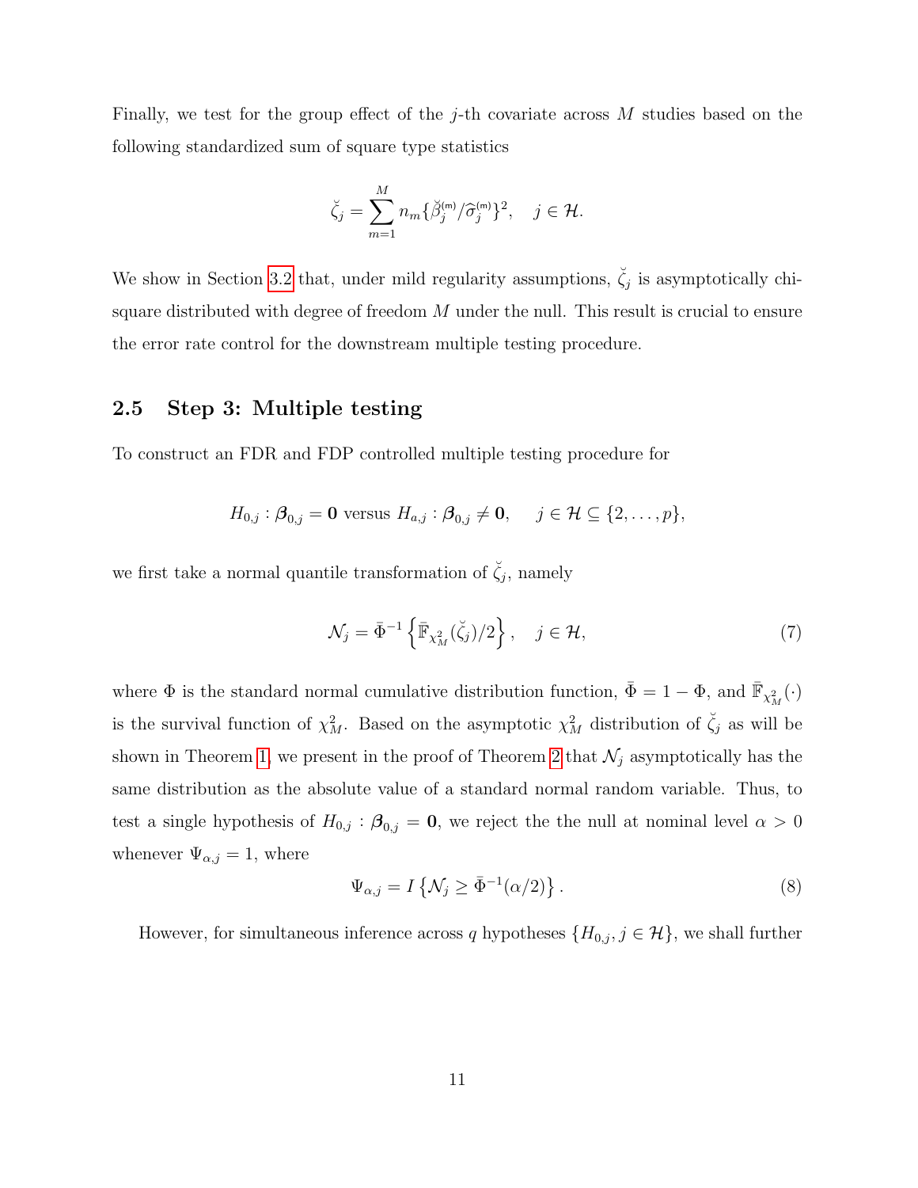Finally, we test for the group effect of the $j$-th covariate across $M$ studies based on the following standardized sum of square type statistics

$$\breve{\zeta}_j = \sum_{m=1}^{M} n_m \{\breve{\beta}_j^{(m)} / \widehat{\sigma}_j^{(m)}\}^2, \quad j \in \mathcal{H}.$$

We show in Section 3.2 that, under mild regularity assumptions, $\breve{\zeta}_j$ is asymptotically chi-square distributed with degree of freedom $M$ under the null. This result is crucial to ensure the error rate control for the downstream multiple testing procedure.

## 2.5 Step 3: Multiple testing

To construct an FDR and FDP controlled multiple testing procedure for

$$H_{0,j} : \boldsymbol{\beta}_{0,j} = \mathbf{0} \text{ versus } H_{a,j} : \boldsymbol{\beta}_{0,j} \neq \mathbf{0}, \quad j \in \mathcal{H} \subseteq \{2, \ldots, p\},$$

we first take a normal quantile transformation of $\breve{\zeta}_j$, namely

$$\mathcal{N}_j = \bar{\Phi}^{-1}\left\{\bar{\mathbb{F}}_{\chi^2_M}(\breve{\zeta}_j)/2\right\}, \quad j \in \mathcal{H}, \tag{7}$$

where $\Phi$ is the standard normal cumulative distribution function, $\bar{\Phi} = 1 - \Phi$, and $\bar{\mathbb{F}}_{\chi^2_M}(\cdot)$ is the survival function of $\chi^2_M$. Based on the asymptotic $\chi^2_M$ distribution of $\breve{\zeta}_j$ as will be shown in Theorem 1, we present in the proof of Theorem 2 that $\mathcal{N}_j$ asymptotically has the same distribution as the absolute value of a standard normal random variable. Thus, to test a single hypothesis of $H_{0,j} : \boldsymbol{\beta}_{0,j} = \mathbf{0}$, we reject the the null at nominal level $\alpha > 0$ whenever $\Psi_{\alpha,j} = 1$, where

$$\Psi_{\alpha,j} = I\left\{\mathcal{N}_j \geq \bar{\Phi}^{-1}(\alpha/2)\right\}. \tag{8}$$

However, for simultaneous inference across $q$ hypotheses $\{H_{0,j}, j \in \mathcal{H}\}$, we shall further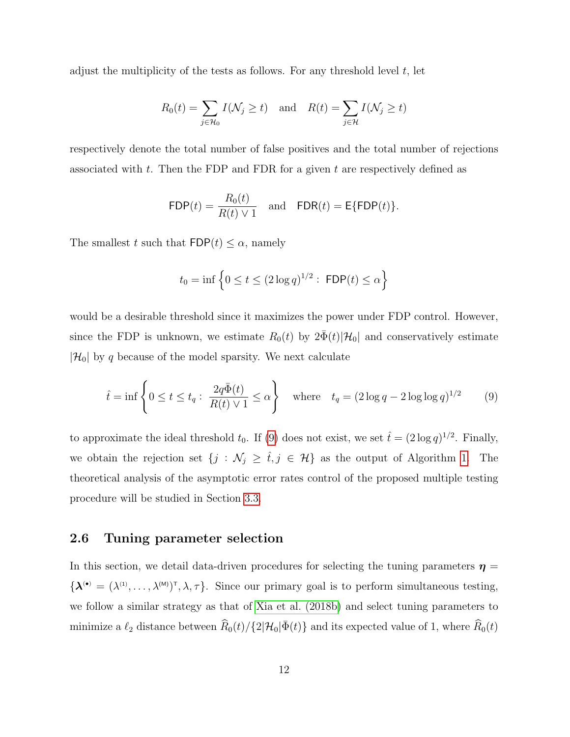adjust the multiplicity of the tests as follows. For any threshold level $t$, let

$$R_0(t) = \sum_{j \in \mathcal{H}_0} I(\mathcal{N}_j \geq t) \quad \text{and} \quad R(t) = \sum_{j \in \mathcal{H}} I(\mathcal{N}_j \geq t)$$

respectively denote the total number of false positives and the total number of rejections associated with $t$. Then the FDP and FDR for a given $t$ are respectively defined as

$$\mathsf{FDP}(t) = \frac{R_0(t)}{R(t) \vee 1} \quad \text{and} \quad \mathsf{FDR}(t) = \mathsf{E}\{\mathsf{FDP}(t)\}.$$

The smallest $t$ such that $\mathsf{FDP}(t) \leq \alpha$, namely

$$t_0 = \inf\left\{0 \leq t \leq (2\log q)^{1/2} : \mathsf{FDP}(t) \leq \alpha\right\}$$

would be a desirable threshold since it maximizes the power under FDP control. However, since the FDP is unknown, we estimate $R_0(t)$ by $2\bar{\Phi}(t)|\mathcal{H}_0|$ and conservatively estimate $|\mathcal{H}_0|$ by $q$ because of the model sparsity. We next calculate

$$\hat{t} = \inf\left\{0 \leq t \leq t_q : \frac{2q\bar{\Phi}(t)}{R(t) \vee 1} \leq \alpha\right\} \quad \text{where} \quad t_q = (2\log q - 2\log\log q)^{1/2} \tag{9}$$

to approximate the ideal threshold $t_0$. If (9) does not exist, we set $\hat{t} = (2\log q)^{1/2}$. Finally, we obtain the rejection set $\{j : \mathcal{N}_j \geq \hat{t}, j \in \mathcal{H}\}$ as the output of Algorithm 1. The theoretical analysis of the asymptotic error rates control of the proposed multiple testing procedure will be studied in Section 3.3.

## 2.6 Tuning parameter selection

In this section, we detail data-driven procedures for selecting the tuning parameters $\boldsymbol{\eta} = \{\boldsymbol{\lambda}^{(\bullet)} = (\lambda^{(1)}, \ldots, \lambda^{(\mathsf{M})})^{\mathsf{T}}, \lambda, \tau\}$. Since our primary goal is to perform simultaneous testing, we follow a similar strategy as that of Xia et al. (2018b) and select tuning parameters to minimize a $\ell_2$ distance between $\widehat{R}_0(t)/\{2|\mathcal{H}_0|\bar{\Phi}(t)\}$ and its expected value of 1, where $\widehat{R}_0(t)$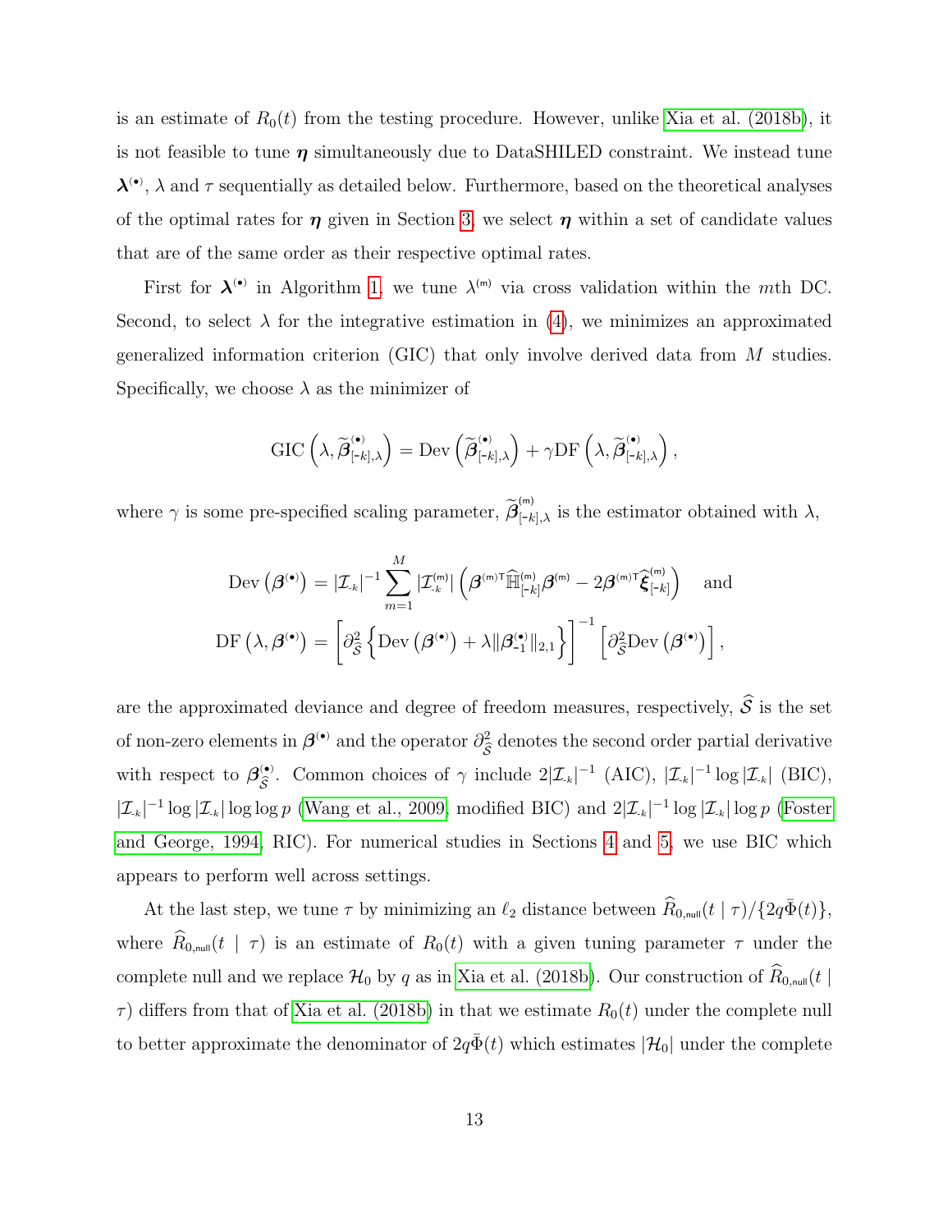is an estimate of $R_0(t)$ from the testing procedure. However, unlike Xia et al. (2018b), it is not feasible to tune $\boldsymbol{\eta}$ simultaneously due to DataSHILED constraint. We instead tune $\boldsymbol{\lambda}^{(\bullet)}$, $\lambda$ and $\tau$ sequentially as detailed below. Furthermore, based on the theoretical analyses of the optimal rates for $\boldsymbol{\eta}$ given in Section 3, we select $\boldsymbol{\eta}$ within a set of candidate values that are of the same order as their respective optimal rates.

First for $\boldsymbol{\lambda}^{(\bullet)}$ in Algorithm 1, we tune $\lambda^{(m)}$ via cross validation within the $m$th DC. Second, to select $\lambda$ for the integrative estimation in (4), we minimizes an approximated generalized information criterion (GIC) that only involve derived data from $M$ studies. Specifically, we choose $\lambda$ as the minimizer of

$$\text{GIC}\left(\lambda, \widetilde{\boldsymbol{\beta}}^{(\bullet)}_{[-k],\lambda}\right) = \text{Dev}\left(\widetilde{\boldsymbol{\beta}}^{(\bullet)}_{[-k],\lambda}\right) + \gamma \text{DF}\left(\lambda, \widetilde{\boldsymbol{\beta}}^{(\bullet)}_{[-k],\lambda}\right),$$

where $\gamma$ is some pre-specified scaling parameter, $\widetilde{\boldsymbol{\beta}}^{(m)}_{[-k],\lambda}$ is the estimator obtained with $\lambda$,

$$\text{Dev}\left(\boldsymbol{\beta}^{(\bullet)}\right) = |\mathcal{I}_{-k}|^{-1} \sum_{m=1}^{M} |\mathcal{I}^{(m)}_{-k}| \left(\boldsymbol{\beta}^{(m)\mathsf{T}} \widehat{\mathbb{H}}^{(m)}_{[-k]} \boldsymbol{\beta}^{(m)} - 2\boldsymbol{\beta}^{(m)\mathsf{T}} \widehat{\boldsymbol{\xi}}^{(m)}_{[-k]}\right) \quad \text{and}$$

$$\text{DF}\left(\lambda, \boldsymbol{\beta}^{(\bullet)}\right) = \left[\partial^2_{\widehat{\mathcal{S}}} \left\{\text{Dev}\left(\boldsymbol{\beta}^{(\bullet)}\right) + \lambda \|\boldsymbol{\beta}^{(\bullet)}_{-1}\|_{2,1}\right\}\right]^{-1} \left[\partial^2_{\widehat{\mathcal{S}}} \text{Dev}\left(\boldsymbol{\beta}^{(\bullet)}\right)\right],$$

are the approximated deviance and degree of freedom measures, respectively, $\widehat{\mathcal{S}}$ is the set of non-zero elements in $\boldsymbol{\beta}^{(\bullet)}$ and the operator $\partial^2_{\widehat{\mathcal{S}}}$ denotes the second order partial derivative with respect to $\boldsymbol{\beta}^{(\bullet)}_{\widehat{\mathcal{S}}}$. Common choices of $\gamma$ include $2|\mathcal{I}_{-k}|^{-1}$ (AIC), $|\mathcal{I}_{-k}|^{-1} \log |\mathcal{I}_{-k}|$ (BIC), $|\mathcal{I}_{-k}|^{-1} \log |\mathcal{I}_{-k}| \log \log p$ (Wang et al., 2009, modified BIC) and $2|\mathcal{I}_{-k}|^{-1} \log |\mathcal{I}_{-k}| \log p$ (Foster and George, 1994, RIC). For numerical studies in Sections 4 and 5, we use BIC which appears to perform well across settings.

At the last step, we tune $\tau$ by minimizing an $\ell_2$ distance between $\widehat{R}_{0,\text{null}}(t \mid \tau)/\{2q\bar{\Phi}(t)\}$, where $\widehat{R}_{0,\text{null}}(t \mid \tau)$ is an estimate of $R_0(t)$ with a given tuning parameter $\tau$ under the complete null and we replace $\mathcal{H}_0$ by $q$ as in Xia et al. (2018b). Our construction of $\widehat{R}_{0,\text{null}}(t \mid \tau)$ differs from that of Xia et al. (2018b) in that we estimate $R_0(t)$ under the complete null to better approximate the denominator of $2q\bar{\Phi}(t)$ which estimates $|\mathcal{H}_0|$ under the complete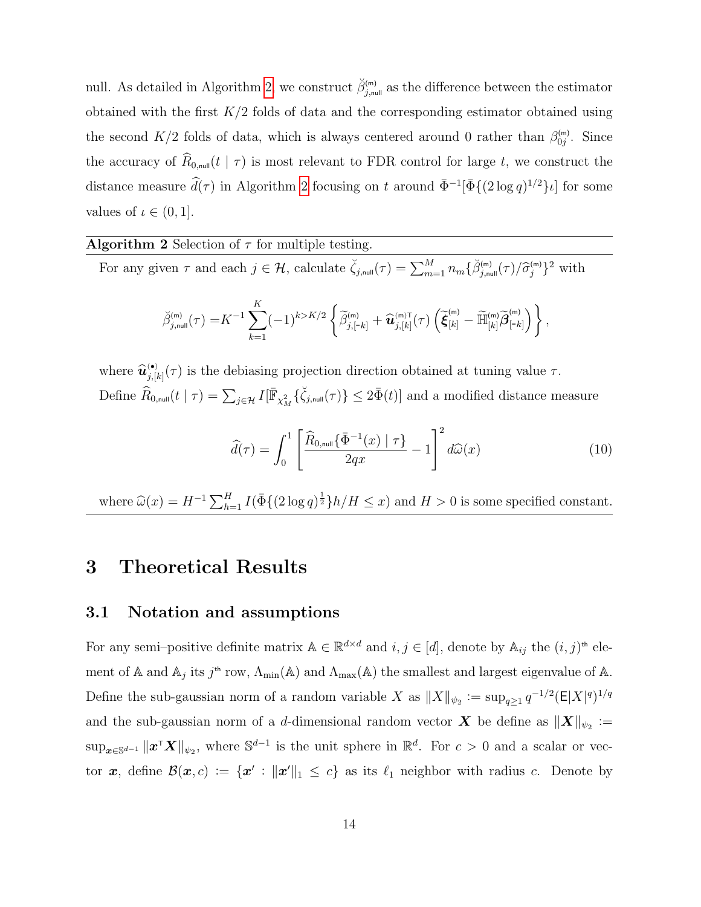null. As detailed in Algorithm 2, we construct $\breve{\beta}^{(\mathsf{m})}_{j,\mathsf{null}}$ as the difference between the estimator obtained with the first $K/2$ folds of data and the corresponding estimator obtained using the second $K/2$ folds of data, which is always centered around 0 rather than $\beta^{(\mathsf{m})}_{0j}$. Since the accuracy of $\widehat{R}_{0,\mathsf{null}}(t \mid \tau)$ is most relevant to FDR control for large $t$, we construct the distance measure $\widehat{d}(\tau)$ in Algorithm 2 focusing on $t$ around $\bar{\Phi}^{-1}[\bar{\Phi}\{(2\log q)^{1/2}\}\iota]$ for some values of $\iota \in (0, 1]$.

---

**Algorithm 2** Selection of $\tau$ for multiple testing.

---

For any given $\tau$ and each $j \in \mathcal{H}$, calculate $\breve{\zeta}_{j,\mathsf{null}}(\tau) = \sum_{m=1}^{M} n_m \{\breve{\beta}^{(\mathsf{m})}_{j,\mathsf{null}}(\tau)/\widehat{\sigma}^{(\mathsf{m})}_j\}^2$ with

$$\breve{\beta}^{(\mathsf{m})}_{j,\mathsf{null}}(\tau) = K^{-1}\sum_{k=1}^{K}(-1)^{k>K/2}\left\{\widetilde{\beta}^{(\mathsf{m})}_{j,[\text{-}k]} + \widehat{\boldsymbol{u}}^{(\mathsf{m})\mathsf{T}}_{j,[k]}(\tau)\left(\widetilde{\boldsymbol{\xi}}^{(\mathsf{m})}_{[k]} - \widetilde{\mathbb{H}}^{(\mathsf{m})}_{[k]}\widetilde{\boldsymbol{\beta}}^{(\mathsf{m})}_{[\text{-}k]}\right)\right\},$$

where $\widehat{\boldsymbol{u}}^{(\bullet)}_{j,[k]}(\tau)$ is the debiasing projection direction obtained at tuning value $\tau$.

Define $\widehat{R}_{0,\mathsf{null}}(t \mid \tau) = \sum_{j\in\mathcal{H}} I[\bar{\mathbb{F}}_{\chi^2_M}\{\breve{\zeta}_{j,\mathsf{null}}(\tau)\} \leq 2\bar{\Phi}(t)]$ and a modified distance measure

$$\widehat{d}(\tau) = \int_0^1 \left[\frac{\widehat{R}_{0,\mathsf{null}}\{\bar{\Phi}^{-1}(x) \mid \tau\}}{2qx} - 1\right]^2 d\widehat{\omega}(x) \tag{10}$$

where $\widehat{\omega}(x) = H^{-1}\sum_{h=1}^{H} I(\bar{\Phi}\{(2\log q)^{\frac{1}{2}}\}h/H \leq x)$ and $H > 0$ is some specified constant.

---

# 3 Theoretical Results

## 3.1 Notation and assumptions

For any semi–positive definite matrix $\mathbb{A} \in \mathbb{R}^{d\times d}$ and $i, j \in [d]$, denote by $\mathbb{A}_{ij}$ the $(i, j)^{\text{th}}$ element of $\mathbb{A}$ and $\mathbb{A}_j$ its $j^{\text{th}}$ row, $\Lambda_{\min}(\mathbb{A})$ and $\Lambda_{\max}(\mathbb{A})$ the smallest and largest eigenvalue of $\mathbb{A}$. Define the sub-gaussian norm of a random variable $X$ as $\|X\|_{\psi_2} := \sup_{q\geq 1} q^{-1/2}(\mathsf{E}|X|^q)^{1/q}$ and the sub-gaussian norm of a $d$-dimensional random vector $\boldsymbol{X}$ be define as $\|\boldsymbol{X}\|_{\psi_2} := \sup_{\boldsymbol{x}\in\mathbb{S}^{d-1}} \|\boldsymbol{x}^{\mathsf{T}}\boldsymbol{X}\|_{\psi_2}$, where $\mathbb{S}^{d-1}$ is the unit sphere in $\mathbb{R}^d$. For $c > 0$ and a scalar or vector $\boldsymbol{x}$, define $\mathcal{B}(\boldsymbol{x}, c) := \{\boldsymbol{x}' : \|\boldsymbol{x}'\|_1 \leq c\}$ as its $\ell_1$ neighbor with radius $c$. Denote by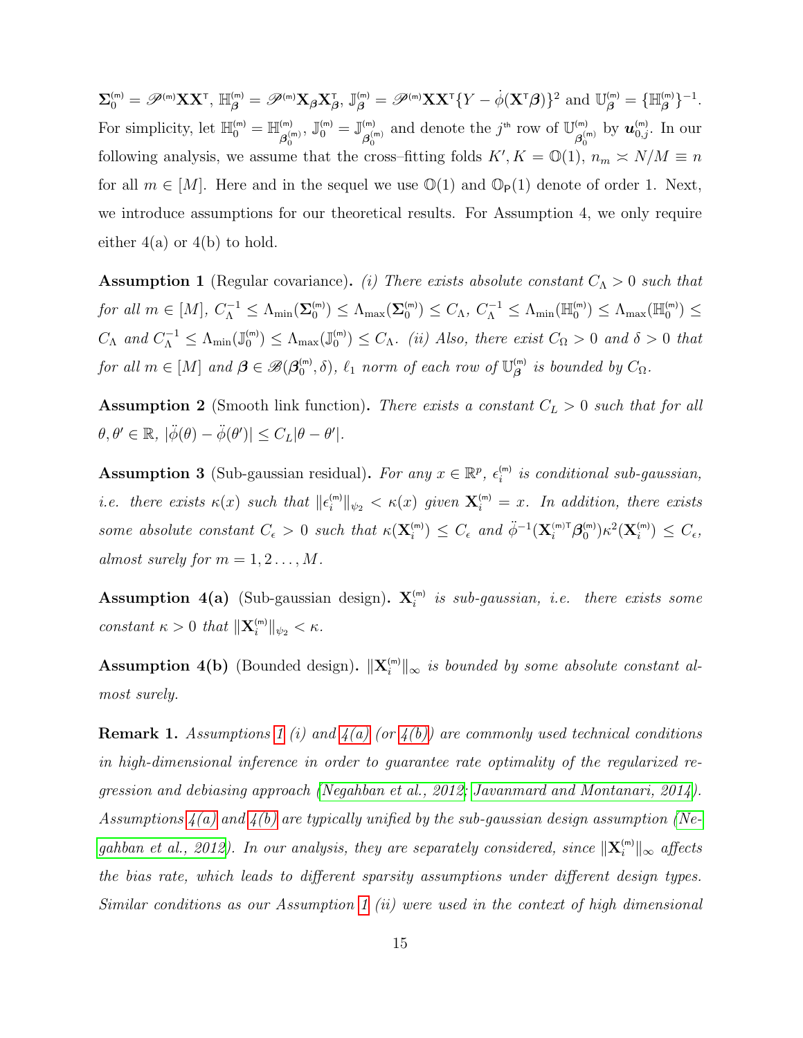$\boldsymbol{\Sigma}_0^{(m)} = \mathscr{P}^{(m)}\mathbf{X}\mathbf{X}^\intercal$, $\mathbb{H}_{\boldsymbol{\beta}}^{(m)} = \mathscr{P}^{(m)}\mathbf{X}_{\boldsymbol{\beta}}\mathbf{X}_{\boldsymbol{\beta}}^\intercal$, $\mathbb{J}_{\boldsymbol{\beta}}^{(m)} = \mathscr{P}^{(m)}\mathbf{X}\mathbf{X}^\intercal\{Y - \dot{\phi}(\mathbf{X}^\intercal\boldsymbol{\beta})\}^2$ and $\mathbb{U}_{\boldsymbol{\beta}}^{(m)} = \{\mathbb{H}_{\boldsymbol{\beta}}^{(m)}\}^{-1}$. For simplicity, let $\mathbb{H}_0^{(m)} = \mathbb{H}_{\boldsymbol{\beta}_0^{(m)}}^{(m)}$, $\mathbb{J}_0^{(m)} = \mathbb{J}_{\boldsymbol{\beta}_0^{(m)}}^{(m)}$ and denote the $j^{\text{th}}$ row of $\mathbb{U}_{\boldsymbol{\beta}_0^{(m)}}^{(m)}$ by $\boldsymbol{u}_{0,j}^{(m)}$. In our following analysis, we assume that the cross–fitting folds $K', K = \mathbb{O}(1)$, $n_m \asymp N/M \equiv n$ for all $m \in [M]$. Here and in the sequel we use $\mathbb{O}(1)$ and $\mathbb{O}_{\mathsf{P}}(1)$ denote of order 1. Next, we introduce assumptions for our theoretical results. For Assumption 4, we only require either 4(a) or 4(b) to hold.

**Assumption 1** (Regular covariance)**.** *(i) There exists absolute constant $C_\Lambda > 0$ such that for all $m \in [M]$, $C_\Lambda^{-1} \leq \Lambda_{\min}(\boldsymbol{\Sigma}_0^{(m)}) \leq \Lambda_{\max}(\boldsymbol{\Sigma}_0^{(m)}) \leq C_\Lambda$, $C_\Lambda^{-1} \leq \Lambda_{\min}(\mathbb{H}_0^{(m)}) \leq \Lambda_{\max}(\mathbb{H}_0^{(m)}) \leq C_\Lambda$ and $C_\Lambda^{-1} \leq \Lambda_{\min}(\mathbb{J}_0^{(m)}) \leq \Lambda_{\max}(\mathbb{J}_0^{(m)}) \leq C_\Lambda$. (ii) Also, there exist $C_\Omega > 0$ and $\delta > 0$ that for all $m \in [M]$ and $\boldsymbol{\beta} \in \mathscr{B}(\boldsymbol{\beta}_0^{(m)}, \delta)$, $\ell_1$ norm of each row of $\mathbb{U}_{\boldsymbol{\beta}}^{(m)}$ is bounded by $C_\Omega$.*

**Assumption 2** (Smooth link function)**.** *There exists a constant $C_L > 0$ such that for all $\theta, \theta' \in \mathbb{R}$, $|\ddot{\phi}(\theta) - \ddot{\phi}(\theta')| \leq C_L|\theta - \theta'|$.*

**Assumption 3** (Sub-gaussian residual)**.** *For any $x \in \mathbb{R}^p$, $\epsilon_i^{(m)}$ is conditional sub-gaussian, i.e. there exists $\kappa(x)$ such that $\|\epsilon_i^{(m)}\|_{\psi_2} < \kappa(x)$ given $\mathbf{X}_i^{(m)} = x$. In addition, there exists some absolute constant $C_\epsilon > 0$ such that $\kappa(\mathbf{X}_i^{(m)}) \leq C_\epsilon$ and $\ddot{\phi}^{-1}(\mathbf{X}_i^{(m)\intercal}\boldsymbol{\beta}_0^{(m)})\kappa^2(\mathbf{X}_i^{(m)}) \leq C_\epsilon$, almost surely for $m = 1, 2 \ldots, M$.*

**Assumption 4(a)** (Sub-gaussian design)**.** *$\mathbf{X}_i^{(m)}$ is sub-gaussian, i.e. there exists some constant $\kappa > 0$ that $\|\mathbf{X}_i^{(m)}\|_{\psi_2} < \kappa$.*

**Assumption 4(b)** (Bounded design)**.** *$\|\mathbf{X}_i^{(m)}\|_\infty$ is bounded by some absolute constant almost surely.*

**Remark 1.** *Assumptions 1 (i) and 4(a) (or 4(b)) are commonly used technical conditions in high-dimensional inference in order to guarantee rate optimality of the regularized regression and debiasing approach (Negahban et al., 2012; Javanmard and Montanari, 2014). Assumptions 4(a) and 4(b) are typically unified by the sub-gaussian design assumption (Negahban et al., 2012). In our analysis, they are separately considered, since $\|\mathbf{X}_i^{(m)}\|_\infty$ affects the bias rate, which leads to different sparsity assumptions under different design types. Similar conditions as our Assumption 1 (ii) were used in the context of high dimensional*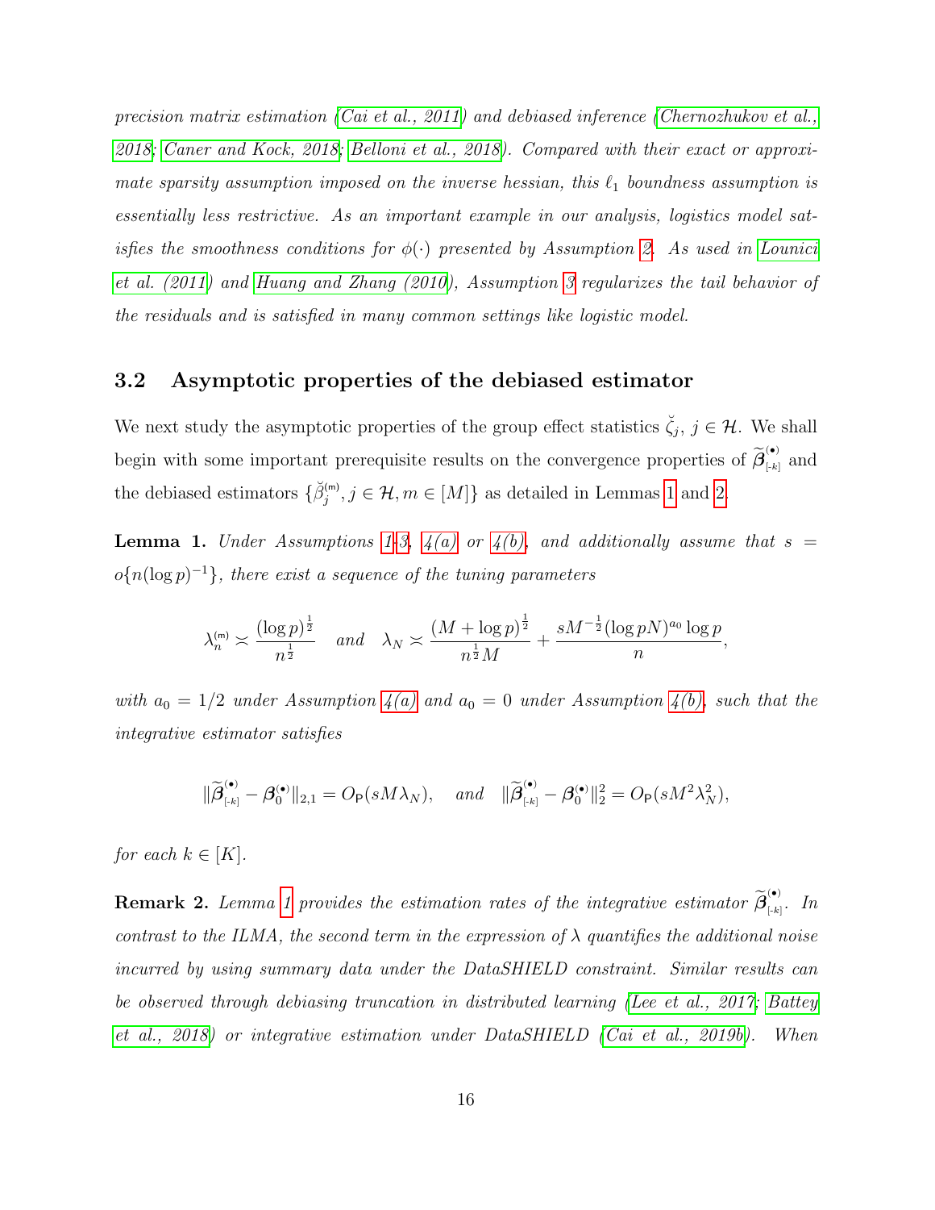*precision matrix estimation (Cai et al., 2011) and debiased inference (Chernozhukov et al., 2018; Caner and Kock, 2018; Belloni et al., 2018). Compared with their exact or approximate sparsity assumption imposed on the inverse hessian, this $\ell_1$ boundness assumption is essentially less restrictive. As an important example in our analysis, logistics model satisfies the smoothness conditions for $\phi(\cdot)$ presented by Assumption 2. As used in Lounici et al. (2011) and Huang and Zhang (2010), Assumption 3 regularizes the tail behavior of the residuals and is satisfied in many common settings like logistic model.*

## 3.2 Asymptotic properties of the debiased estimator

We next study the asymptotic properties of the group effect statistics $\breve{\zeta}_j$, $j \in \mathcal{H}$. We shall begin with some important prerequisite results on the convergence properties of $\widetilde{\boldsymbol{\beta}}^{(\bullet)}_{[-k]}$ and the debiased estimators $\{\breve{\beta}^{(m)}_j, j \in \mathcal{H}, m \in [M]\}$ as detailed in Lemmas 1 and 2.

**Lemma 1.** *Under Assumptions 1-3, 4(a) or 4(b), and additionally assume that $s = o\{n(\log p)^{-1}\}$, there exist a sequence of the tuning parameters*

$$\lambda_n^{(m)} \asymp \frac{(\log p)^{\frac{1}{2}}}{n^{\frac{1}{2}}} \quad \text{and} \quad \lambda_N \asymp \frac{(M + \log p)^{\frac{1}{2}}}{n^{\frac{1}{2}} M} + \frac{s M^{-\frac{1}{2}} (\log pN)^{a_0} \log p}{n},$$

*with $a_0 = 1/2$ under Assumption 4(a) and $a_0 = 0$ under Assumption 4(b), such that the integrative estimator satisfies*

$$\|\widetilde{\boldsymbol{\beta}}^{(\bullet)}_{[-k]} - \boldsymbol{\beta}^{(\bullet)}_0\|_{2,1} = O_{\mathsf{P}}(sM\lambda_N), \quad \text{and} \quad \|\widetilde{\boldsymbol{\beta}}^{(\bullet)}_{[-k]} - \boldsymbol{\beta}^{(\bullet)}_0\|_2^2 = O_{\mathsf{P}}(sM^2\lambda_N^2),$$

*for each $k \in [K]$.*

**Remark 2.** *Lemma 1 provides the estimation rates of the integrative estimator $\widetilde{\boldsymbol{\beta}}^{(\bullet)}_{[-k]}$. In contrast to the ILMA, the second term in the expression of $\lambda$ quantifies the additional noise incurred by using summary data under the DataSHIELD constraint. Similar results can be observed through debiasing truncation in distributed learning (Lee et al., 2017; Battey et al., 2018) or integrative estimation under DataSHIELD (Cai et al., 2019b). When*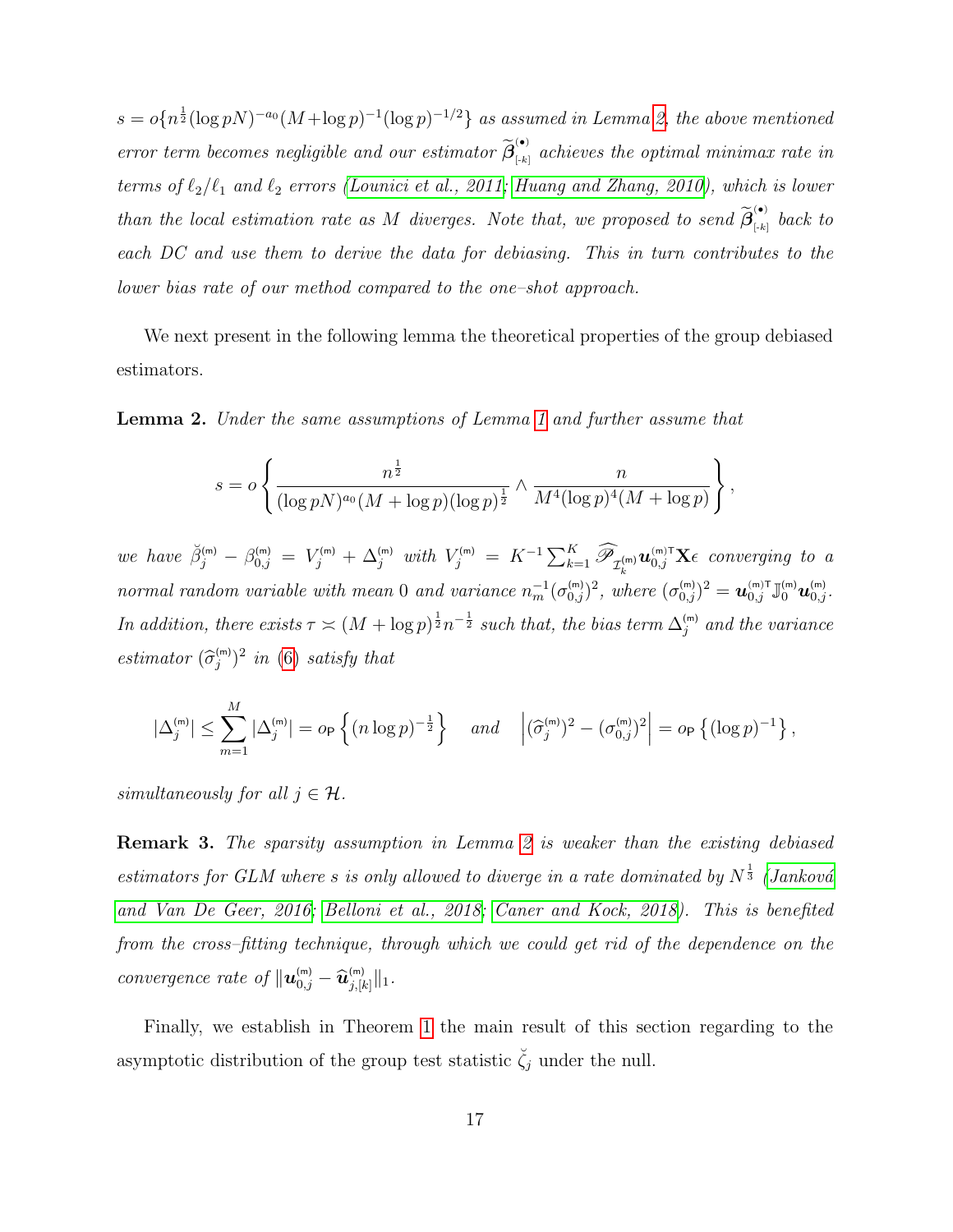*$s = o\{n^{\frac{1}{2}}(\log pN)^{-a_0}(M+\log p)^{-1}(\log p)^{-1/2}\}$ as assumed in Lemma 2, the above mentioned error term becomes negligible and our estimator $\widetilde{\boldsymbol{\beta}}^{(\bullet)}_{[\text{-}k]}$ achieves the optimal minimax rate in terms of $\ell_2/\ell_1$ and $\ell_2$ errors (Lounici et al., 2011; Huang and Zhang, 2010), which is lower than the local estimation rate as $M$ diverges. Note that, we proposed to send $\widetilde{\boldsymbol{\beta}}^{(\bullet)}_{[\text{-}k]}$ back to each DC and use them to derive the data for debiasing. This in turn contributes to the lower bias rate of our method compared to the one–shot approach.*

We next present in the following lemma the theoretical properties of the group debiased estimators.

**Lemma 2.** *Under the same assumptions of Lemma 1 and further assume that*

$$s = o\left\{\frac{n^{\frac{1}{2}}}{(\log pN)^{a_0}(M+\log p)(\log p)^{\frac{1}{2}}} \wedge \frac{n}{M^4(\log p)^4(M+\log p)}\right\},$$

*we have $\breve{\beta}^{(\mathsf{m})}_j - \beta^{(\mathsf{m})}_{0,j} = V^{(\mathsf{m})}_j + \Delta^{(\mathsf{m})}_j$ with $V^{(\mathsf{m})}_j = K^{-1}\sum_{k=1}^K \widehat{\mathscr{P}}_{\mathcal{I}^{(\mathsf{m})}_k}\boldsymbol{u}^{(\mathsf{m})\mathsf{T}}_{0,j}\mathbf{X}\epsilon$ converging to a normal random variable with mean 0 and variance $n_m^{-1}(\sigma^{(\mathsf{m})}_{0,j})^2$, where $(\sigma^{(\mathsf{m})}_{0,j})^2 = \boldsymbol{u}^{(\mathsf{m})\mathsf{T}}_{0,j}\mathbb{J}^{(\mathsf{m})}_0\boldsymbol{u}^{(\mathsf{m})}_{0,j}$. In addition, there exists $\tau \asymp (M+\log p)^{\frac{1}{2}}n^{-\frac{1}{2}}$ such that, the bias term $\Delta^{(\mathsf{m})}_j$ and the variance estimator $(\widehat{\sigma}^{(\mathsf{m})}_j)^2$ in (6) satisfy that*

$$|\Delta^{(\mathsf{m})}_j| \le \sum_{m=1}^M |\Delta^{(\mathsf{m})}_j| = o_{\mathsf{P}}\left\{(n\log p)^{-\frac{1}{2}}\right\} \quad \text{and} \quad \left|(\widehat{\sigma}^{(\mathsf{m})}_j)^2 - (\sigma^{(\mathsf{m})}_{0,j})^2\right| = o_{\mathsf{P}}\left\{(\log p)^{-1}\right\},$$

*simultaneously for all $j \in \mathcal{H}$.*

**Remark 3.** *The sparsity assumption in Lemma 2 is weaker than the existing debiased estimators for GLM where $s$ is only allowed to diverge in a rate dominated by $N^{\frac{1}{3}}$ (Janková and Van De Geer, 2016; Belloni et al., 2018; Caner and Kock, 2018). This is benefited from the cross–fitting technique, through which we could get rid of the dependence on the convergence rate of $\|\boldsymbol{u}^{(\mathsf{m})}_{0,j} - \widehat{\boldsymbol{u}}^{(\mathsf{m})}_{j,[k]}\|_1$.*

Finally, we establish in Theorem 1 the main result of this section regarding to the asymptotic distribution of the group test statistic $\breve{\zeta}_j$ under the null.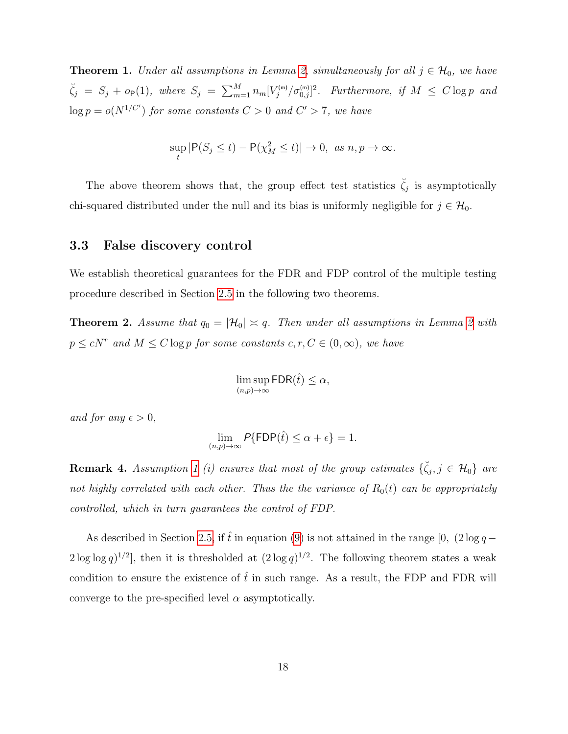**Theorem 1.** *Under all assumptions in Lemma 2, simultaneously for all $j \in \mathcal{H}_0$, we have $\breve{\zeta}_j = S_j + o_{\mathsf{P}}(1)$, where $S_j = \sum_{m=1}^M n_m [V_j^{(\mathsf{m})}/\sigma_{0,j}^{(\mathsf{m})}]^2$. Furthermore, if $M \leq C \log p$ and $\log p = o(N^{1/C'})$ for some constants $C > 0$ and $C' > 7$, we have*

$$\sup_t |\mathsf{P}(S_j \leq t) - \mathsf{P}(\chi^2_M \leq t)| \to 0, \text{ as } n, p \to \infty.$$

The above theorem shows that, the group effect test statistics $\breve{\zeta}_j$ is asymptotically chi-squared distributed under the null and its bias is uniformly negligible for $j \in \mathcal{H}_0$.

### 3.3 False discovery control

We establish theoretical guarantees for the FDR and FDP control of the multiple testing procedure described in Section 2.5 in the following two theorems.

**Theorem 2.** *Assume that $q_0 = |\mathcal{H}_0| \asymp q$. Then under all assumptions in Lemma 2 with $p \leq cN^r$ and $M \leq C \log p$ for some constants $c, r, C \in (0, \infty)$, we have*

$$\limsup_{(n,p)\to\infty} \mathsf{FDR}(\hat{t}) \leq \alpha,$$

*and for any $\epsilon > 0$,*

$$\lim_{(n,p)\to\infty} P\{\mathsf{FDP}(\hat{t}) \leq \alpha + \epsilon\} = 1.$$

**Remark 4.** *Assumption 1 (i) ensures that most of the group estimates $\{\breve{\zeta}_j, j \in \mathcal{H}_0\}$ are not highly correlated with each other. Thus the the variance of $R_0(t)$ can be appropriately controlled, which in turn guarantees the control of FDP.*

As described in Section 2.5, if $\hat{t}$ in equation (9) is not attained in the range $[0, \ (2 \log q - 2 \log \log q)^{1/2}]$, then it is thresholded at $(2 \log q)^{1/2}$. The following theorem states a weak condition to ensure the existence of $\hat{t}$ in such range. As a result, the FDP and FDR will converge to the pre-specified level $\alpha$ asymptotically.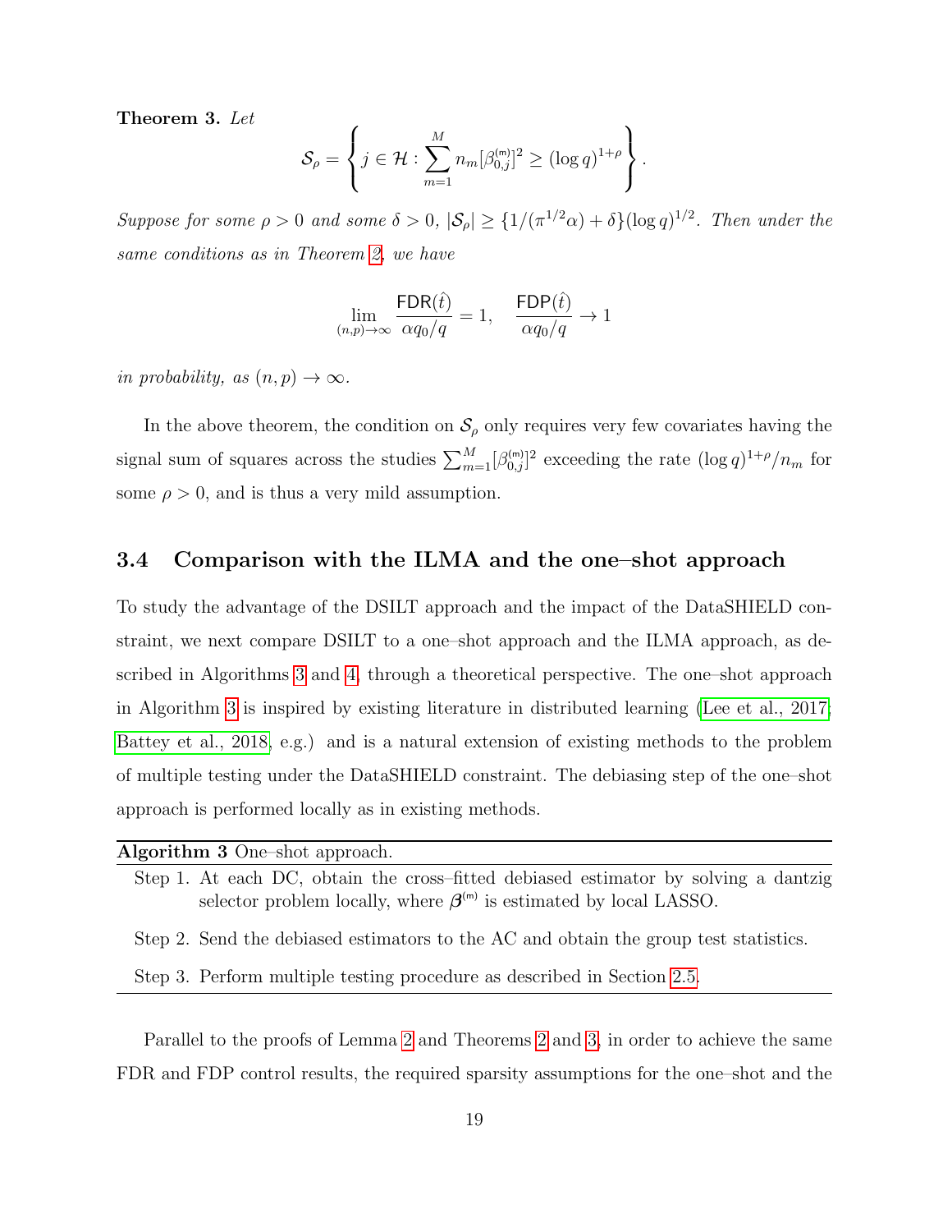**Theorem 3.** *Let*

$$\mathcal{S}_\rho = \left\{ j \in \mathcal{H} : \sum_{m=1}^{M} n_m [\beta_{0,j}^{(\mathsf{m})}]^2 \geq (\log q)^{1+\rho} \right\}.$$

*Suppose for some $\rho > 0$ and some $\delta > 0$, $|\mathcal{S}_\rho| \geq \{1/(\pi^{1/2}\alpha) + \delta\}(\log q)^{1/2}$. Then under the same conditions as in Theorem 2, we have*

$$\lim_{(n,p)\to\infty} \frac{\mathsf{FDR}(\hat{t})}{\alpha q_0/q} = 1, \quad \frac{\mathsf{FDP}(\hat{t})}{\alpha q_0/q} \to 1$$

*in probability, as $(n, p) \to \infty$.*

In the above theorem, the condition on $\mathcal{S}_\rho$ only requires very few covariates having the signal sum of squares across the studies $\sum_{m=1}^{M}[\beta_{0,j}^{(\mathsf{m})}]^2$ exceeding the rate $(\log q)^{1+\rho}/n_m$ for some $\rho > 0$, and is thus a very mild assumption.

### 3.4 Comparison with the ILMA and the one–shot approach

To study the advantage of the DSILT approach and the impact of the DataSHIELD constraint, we next compare DSILT to a one–shot approach and the ILMA approach, as described in Algorithms 3 and 4, through a theoretical perspective. The one–shot approach in Algorithm 3 is inspired by existing literature in distributed learning (Lee et al., 2017; Battey et al., 2018, e.g.) and is a natural extension of existing methods to the problem of multiple testing under the DataSHIELD constraint. The debiasing step of the one–shot approach is performed locally as in existing methods.

**Algorithm 3** One–shot approach.

Step 1. At each DC, obtain the cross–fitted debiased estimator by solving a dantzig selector problem locally, where $\boldsymbol{\beta}^{(\mathsf{m})}$ is estimated by local LASSO.

Step 2. Send the debiased estimators to the AC and obtain the group test statistics.

Step 3. Perform multiple testing procedure as described in Section 2.5.

Parallel to the proofs of Lemma 2 and Theorems 2 and 3, in order to achieve the same FDR and FDP control results, the required sparsity assumptions for the one–shot and the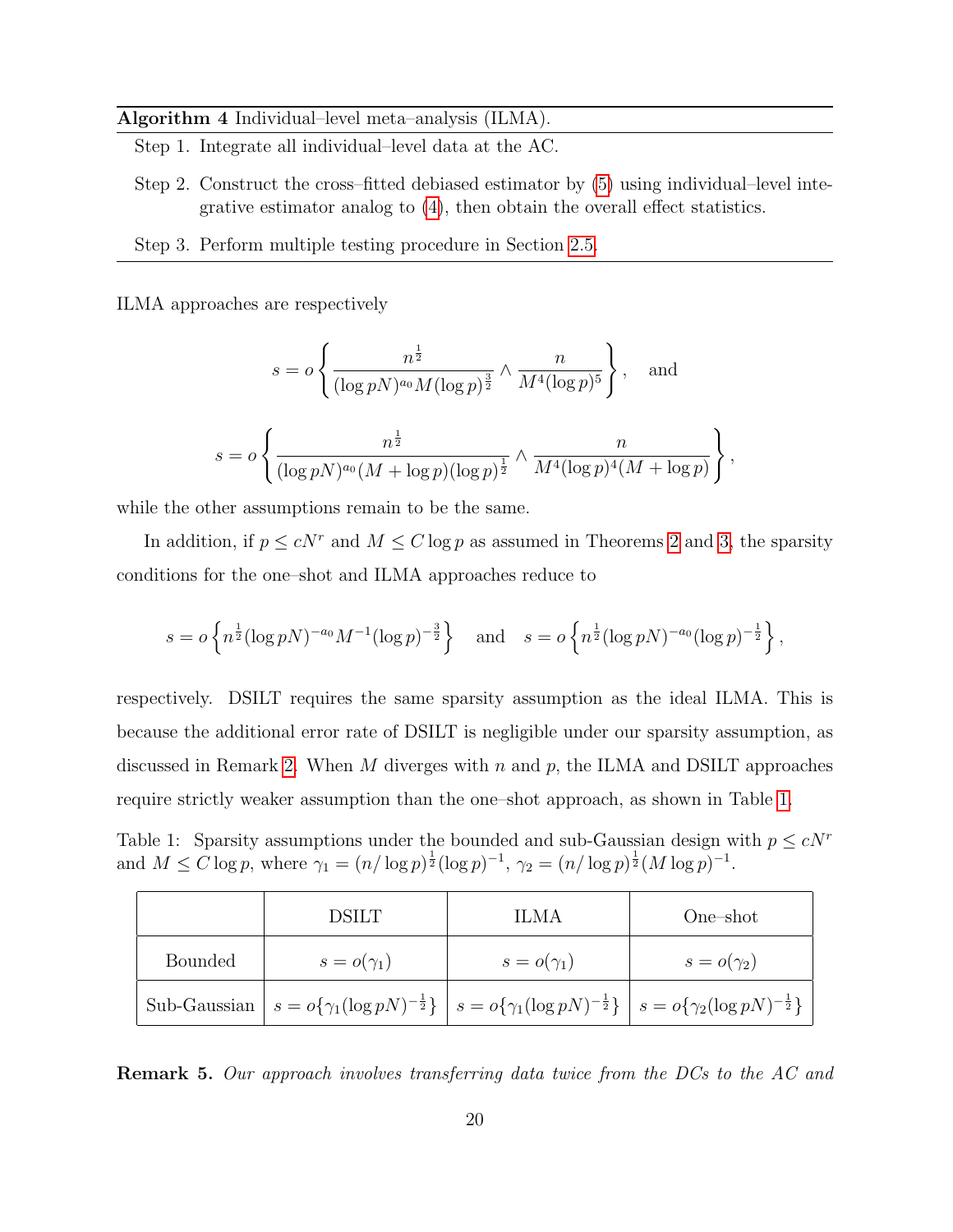**Algorithm 4** Individual–level meta–analysis (ILMA).

Step 1. Integrate all individual–level data at the AC.

Step 2. Construct the cross–fitted debiased estimator by (5) using individual–level integrative estimator analog to (4), then obtain the overall effect statistics.

Step 3. Perform multiple testing procedure in Section 2.5.

ILMA approaches are respectively

$$s = o\left\{ \frac{n^{\frac{1}{2}}}{(\log pN)^{a_0} M (\log p)^{\frac{3}{2}}} \wedge \frac{n}{M^4 (\log p)^5} \right\}, \quad \text{and}$$

$$s = o\left\{ \frac{n^{\frac{1}{2}}}{(\log pN)^{a_0} (M + \log p)(\log p)^{\frac{1}{2}}} \wedge \frac{n}{M^4 (\log p)^4 (M + \log p)} \right\},$$

while the other assumptions remain to be the same.

In addition, if $p \leq cN^r$ and $M \leq C \log p$ as assumed in Theorems 2 and 3, the sparsity conditions for the one–shot and ILMA approaches reduce to

$$s = o\left\{ n^{\frac{1}{2}} (\log pN)^{-a_0} M^{-1} (\log p)^{-\frac{3}{2}} \right\} \quad \text{and} \quad s = o\left\{ n^{\frac{1}{2}} (\log pN)^{-a_0} (\log p)^{-\frac{1}{2}} \right\},$$

respectively. DSILT requires the same sparsity assumption as the ideal ILMA. This is because the additional error rate of DSILT is negligible under our sparsity assumption, as discussed in Remark 2. When $M$ diverges with $n$ and $p$, the ILMA and DSILT approaches require strictly weaker assumption than the one–shot approach, as shown in Table 1.

Table 1: Sparsity assumptions under the bounded and sub-Gaussian design with $p \leq cN^r$ and $M \leq C \log p$, where $\gamma_1 = (n/\log p)^{\frac{1}{2}} (\log p)^{-1}$, $\gamma_2 = (n/\log p)^{\frac{1}{2}} (M \log p)^{-1}$.

| | DSILT | ILMA | One–shot |
|---|---|---|---|
| Bounded | $s = o(\gamma_1)$ | $s = o(\gamma_1)$ | $s = o(\gamma_2)$ |
| Sub-Gaussian | $s = o\{\gamma_1 (\log pN)^{-\frac{1}{2}}\}$ | $s = o\{\gamma_1 (\log pN)^{-\frac{1}{2}}\}$ | $s = o\{\gamma_2 (\log pN)^{-\frac{1}{2}}\}$ |

**Remark 5.** *Our approach involves transferring data twice from the DCs to the AC and*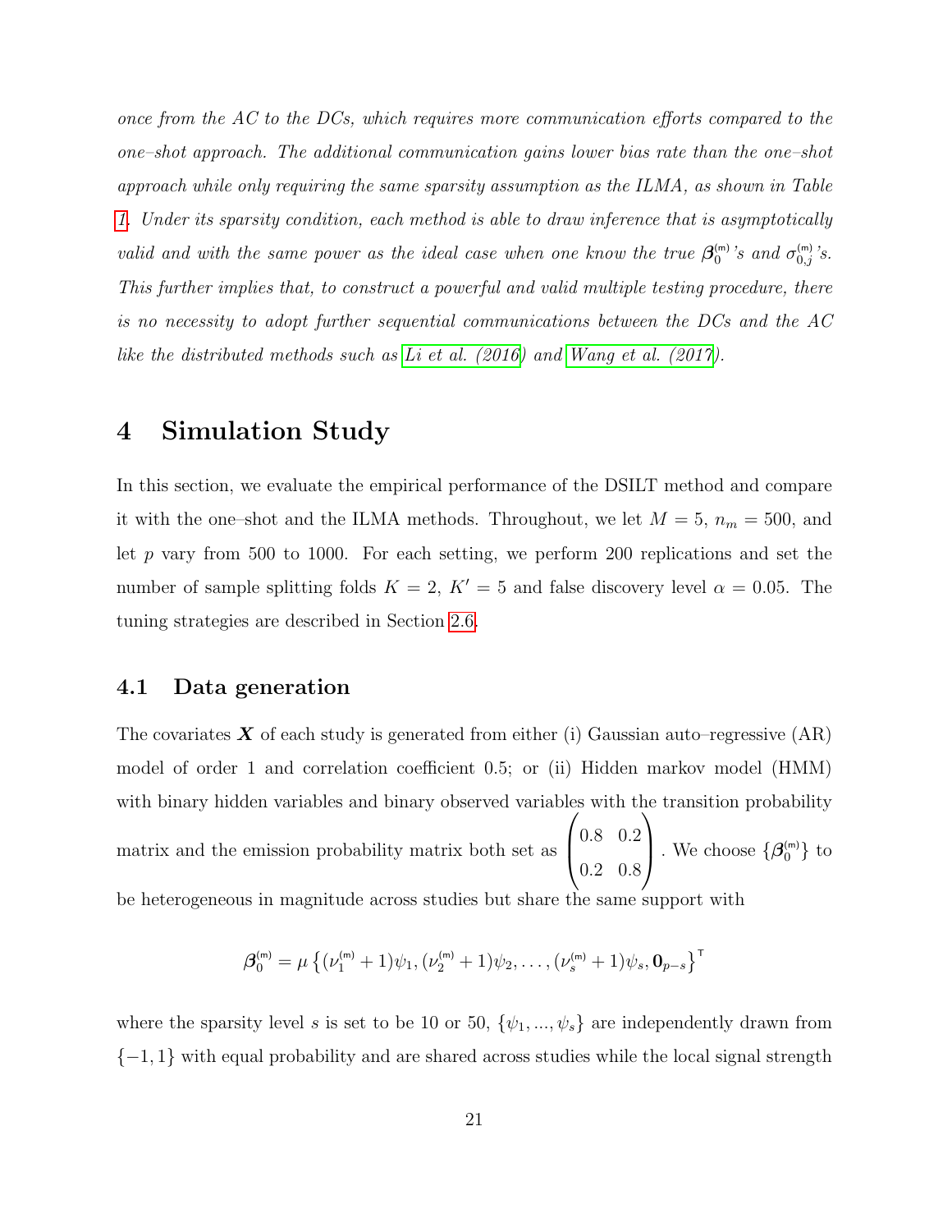*once from the AC to the DCs, which requires more communication efforts compared to the one–shot approach. The additional communication gains lower bias rate than the one–shot approach while only requiring the same sparsity assumption as the ILMA, as shown in Table 1. Under its sparsity condition, each method is able to draw inference that is asymptotically valid and with the same power as the ideal case when one know the true $\boldsymbol{\beta}_0^{(m)}$'s and $\sigma_{0,j}^{(m)}$'s. This further implies that, to construct a powerful and valid multiple testing procedure, there is no necessity to adopt further sequential communications between the DCs and the AC like the distributed methods such as Li et al. (2016) and Wang et al. (2017).*

# 4 Simulation Study

In this section, we evaluate the empirical performance of the DSILT method and compare it with the one–shot and the ILMA methods. Throughout, we let $M = 5$, $n_m = 500$, and let $p$ vary from 500 to 1000. For each setting, we perform 200 replications and set the number of sample splitting folds $K = 2$, $K' = 5$ and false discovery level $\alpha = 0.05$. The tuning strategies are described in Section 2.6.

## 4.1 Data generation

The covariates $\boldsymbol{X}$ of each study is generated from either (i) Gaussian auto–regressive (AR) model of order 1 and correlation coefficient 0.5; or (ii) Hidden markov model (HMM) with binary hidden variables and binary observed variables with the transition probability matrix and the emission probability matrix both set as $\begin{pmatrix} 0.8 & 0.2 \\ 0.2 & 0.8 \end{pmatrix}$. We choose $\{\boldsymbol{\beta}_0^{(m)}\}$ to be heterogeneous in magnitude across studies but share the same support with

$$\boldsymbol{\beta}_0^{(m)} = \mu \left\{ (\nu_1^{(m)} + 1)\psi_1, (\nu_2^{(m)} + 1)\psi_2, \ldots, (\nu_s^{(m)} + 1)\psi_s, \mathbf{0}_{p-s} \right\}^{\intercal}$$

where the sparsity level $s$ is set to be 10 or 50, $\{\psi_1, ..., \psi_s\}$ are independently drawn from $\{-1, 1\}$ with equal probability and are shared across studies while the local signal strength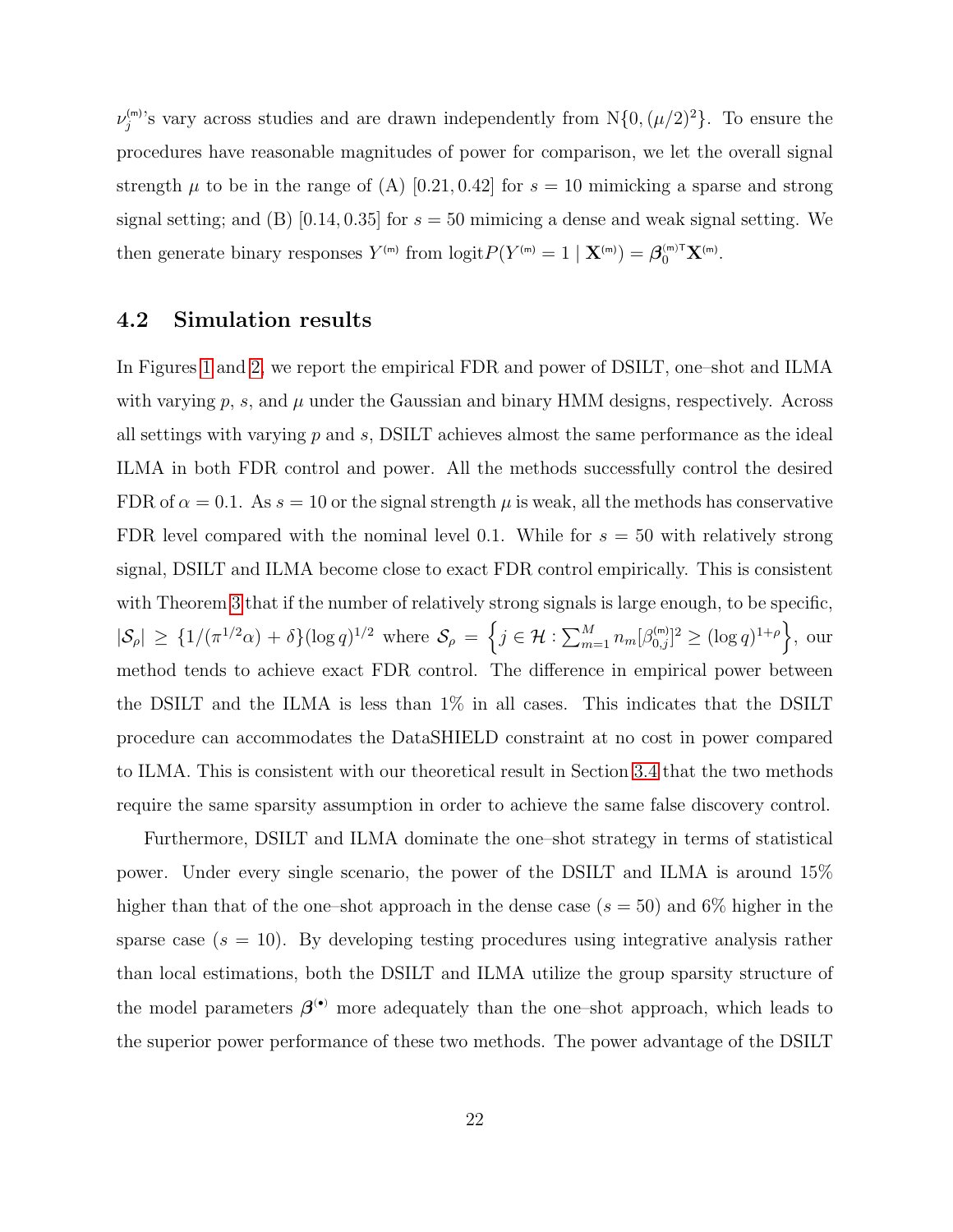$\nu_j^{(m)}$'s vary across studies and are drawn independently from $\mathrm{N}\{0, (\mu/2)^2\}$. To ensure the procedures have reasonable magnitudes of power for comparison, we let the overall signal strength $\mu$ to be in the range of (A) $[0.21, 0.42]$ for $s = 10$ mimicking a sparse and strong signal setting; and (B) $[0.14, 0.35]$ for $s = 50$ mimicing a dense and weak signal setting. We then generate binary responses $Y^{(m)}$ from $\mathrm{logit}P(Y^{(m)} = 1 \mid \mathbf{X}^{(m)}) = \boldsymbol{\beta}_0^{(m)\mathsf{T}}\mathbf{X}^{(m)}$.

## 4.2 Simulation results

In Figures 1 and 2, we report the empirical FDR and power of DSILT, one–shot and ILMA with varying $p$, $s$, and $\mu$ under the Gaussian and binary HMM designs, respectively. Across all settings with varying $p$ and $s$, DSILT achieves almost the same performance as the ideal ILMA in both FDR control and power. All the methods successfully control the desired FDR of $\alpha = 0.1$. As $s = 10$ or the signal strength $\mu$ is weak, all the methods has conservative FDR level compared with the nominal level 0.1. While for $s = 50$ with relatively strong signal, DSILT and ILMA become close to exact FDR control empirically. This is consistent with Theorem 3 that if the number of relatively strong signals is large enough, to be specific, $|\mathcal{S}_\rho| \geq \{1/(\pi^{1/2}\alpha) + \delta\}(\log q)^{1/2}$ where $\mathcal{S}_\rho = \left\{j \in \mathcal{H} : \sum_{m=1}^{M} n_m [\beta_{0,j}^{(m)}]^2 \geq (\log q)^{1+\rho}\right\}$, our method tends to achieve exact FDR control. The difference in empirical power between the DSILT and the ILMA is less than 1% in all cases. This indicates that the DSILT procedure can accommodates the DataSHIELD constraint at no cost in power compared to ILMA. This is consistent with our theoretical result in Section 3.4 that the two methods require the same sparsity assumption in order to achieve the same false discovery control.

Furthermore, DSILT and ILMA dominate the one–shot strategy in terms of statistical power. Under every single scenario, the power of the DSILT and ILMA is around 15% higher than that of the one–shot approach in the dense case ($s = 50$) and 6% higher in the sparse case ($s = 10$). By developing testing procedures using integrative analysis rather than local estimations, both the DSILT and ILMA utilize the group sparsity structure of the model parameters $\boldsymbol{\beta}^{(\bullet)}$ more adequately than the one–shot approach, which leads to the superior power performance of these two methods. The power advantage of the DSILT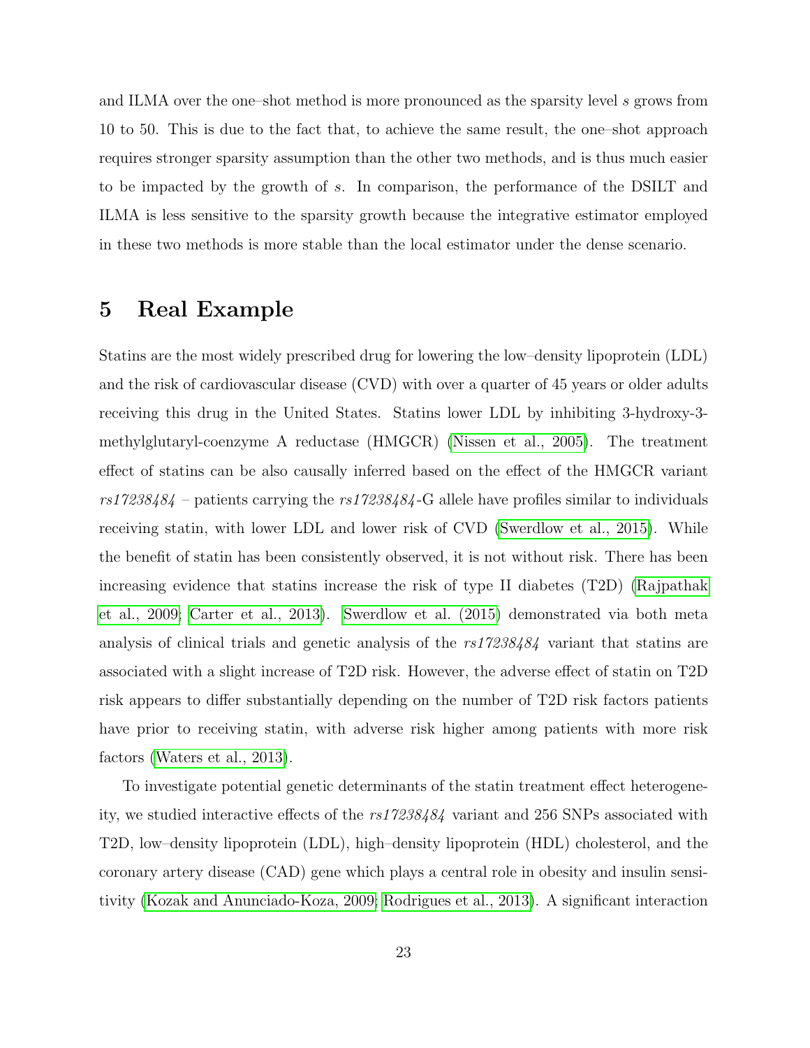and ILMA over the one–shot method is more pronounced as the sparsity level $s$ grows from 10 to 50. This is due to the fact that, to achieve the same result, the one–shot approach requires stronger sparsity assumption than the other two methods, and is thus much easier to be impacted by the growth of $s$. In comparison, the performance of the DSILT and ILMA is less sensitive to the sparsity growth because the integrative estimator employed in these two methods is more stable than the local estimator under the dense scenario.

# 5 Real Example

Statins are the most widely prescribed drug for lowering the low–density lipoprotein (LDL) and the risk of cardiovascular disease (CVD) with over a quarter of 45 years or older adults receiving this drug in the United States. Statins lower LDL by inhibiting 3-hydroxy-3-methylglutaryl-coenzyme A reductase (HMGCR) (Nissen et al., 2005). The treatment effect of statins can be also causally inferred based on the effect of the HMGCR variant *rs17238484* – patients carrying the *rs17238484*-G allele have profiles similar to individuals receiving statin, with lower LDL and lower risk of CVD (Swerdlow et al., 2015). While the benefit of statin has been consistently observed, it is not without risk. There has been increasing evidence that statins increase the risk of type II diabetes (T2D) (Rajpathak et al., 2009; Carter et al., 2013). Swerdlow et al. (2015) demonstrated via both meta analysis of clinical trials and genetic analysis of the *rs17238484* variant that statins are associated with a slight increase of T2D risk. However, the adverse effect of statin on T2D risk appears to differ substantially depending on the number of T2D risk factors patients have prior to receiving statin, with adverse risk higher among patients with more risk factors (Waters et al., 2013).

To investigate potential genetic determinants of the statin treatment effect heterogeneity, we studied interactive effects of the *rs17238484* variant and 256 SNPs associated with T2D, low–density lipoprotein (LDL), high–density lipoprotein (HDL) cholesterol, and the coronary artery disease (CAD) gene which plays a central role in obesity and insulin sensitivity (Kozak and Anunciado-Koza, 2009; Rodrigues et al., 2013). A significant interaction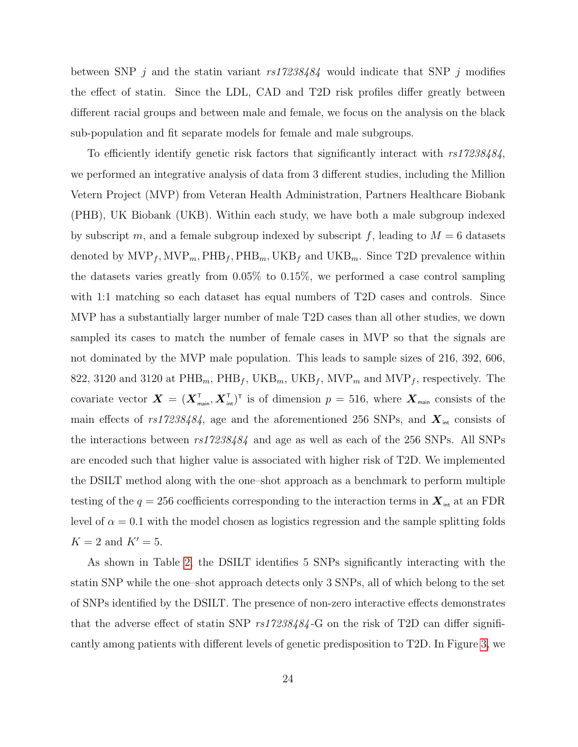between SNP $j$ and the statin variant *rs17238484* would indicate that SNP $j$ modifies the effect of statin. Since the LDL, CAD and T2D risk profiles differ greatly between different racial groups and between male and female, we focus on the analysis on the black sub-population and fit separate models for female and male subgroups.

To efficiently identify genetic risk factors that significantly interact with *rs17238484*, we performed an integrative analysis of data from 3 different studies, including the Million Vetern Project (MVP) from Veteran Health Administration, Partners Healthcare Biobank (PHB), UK Biobank (UKB). Within each study, we have both a male subgroup indexed by subscript $m$, and a female subgroup indexed by subscript $f$, leading to $M = 6$ datasets denoted by $\text{MVP}_f, \text{MVP}_m, \text{PHB}_f, \text{PHB}_m, \text{UKB}_f$ and $\text{UKB}_m$. Since T2D prevalence within the datasets varies greatly from 0.05% to 0.15%, we performed a case control sampling with 1:1 matching so each dataset has equal numbers of T2D cases and controls. Since MVP has a substantially larger number of male T2D cases than all other studies, we down sampled its cases to match the number of female cases in MVP so that the signals are not dominated by the MVP male population. This leads to sample sizes of 216, 392, 606, 822, 3120 and 3120 at $\text{PHB}_m$, $\text{PHB}_f$, $\text{UKB}_m$, $\text{UKB}_f$, $\text{MVP}_m$ and $\text{MVP}_f$, respectively. The covariate vector $\boldsymbol{X} = (\boldsymbol{X}_{\text{main}}^{\mathsf{T}}, \boldsymbol{X}_{\text{int}}^{\mathsf{T}})^{\mathsf{T}}$ is of dimension $p = 516$, where $\boldsymbol{X}_{\text{main}}$ consists of the main effects of *rs17238484*, age and the aforementioned 256 SNPs, and $\boldsymbol{X}_{\text{int}}$ consists of the interactions between *rs17238484* and age as well as each of the 256 SNPs. All SNPs are encoded such that higher value is associated with higher risk of T2D. We implemented the DSILT method along with the one–shot approach as a benchmark to perform multiple testing of the $q = 256$ coefficients corresponding to the interaction terms in $\boldsymbol{X}_{\text{int}}$ at an FDR level of $\alpha = 0.1$ with the model chosen as logistics regression and the sample splitting folds $K = 2$ and $K' = 5$.

As shown in Table 2, the DSILT identifies 5 SNPs significantly interacting with the statin SNP while the one–shot approach detects only 3 SNPs, all of which belong to the set of SNPs identified by the DSILT. The presence of non-zero interactive effects demonstrates that the adverse effect of statin SNP *rs17238484*-G on the risk of T2D can differ significantly among patients with different levels of genetic predisposition to T2D. In Figure 3, we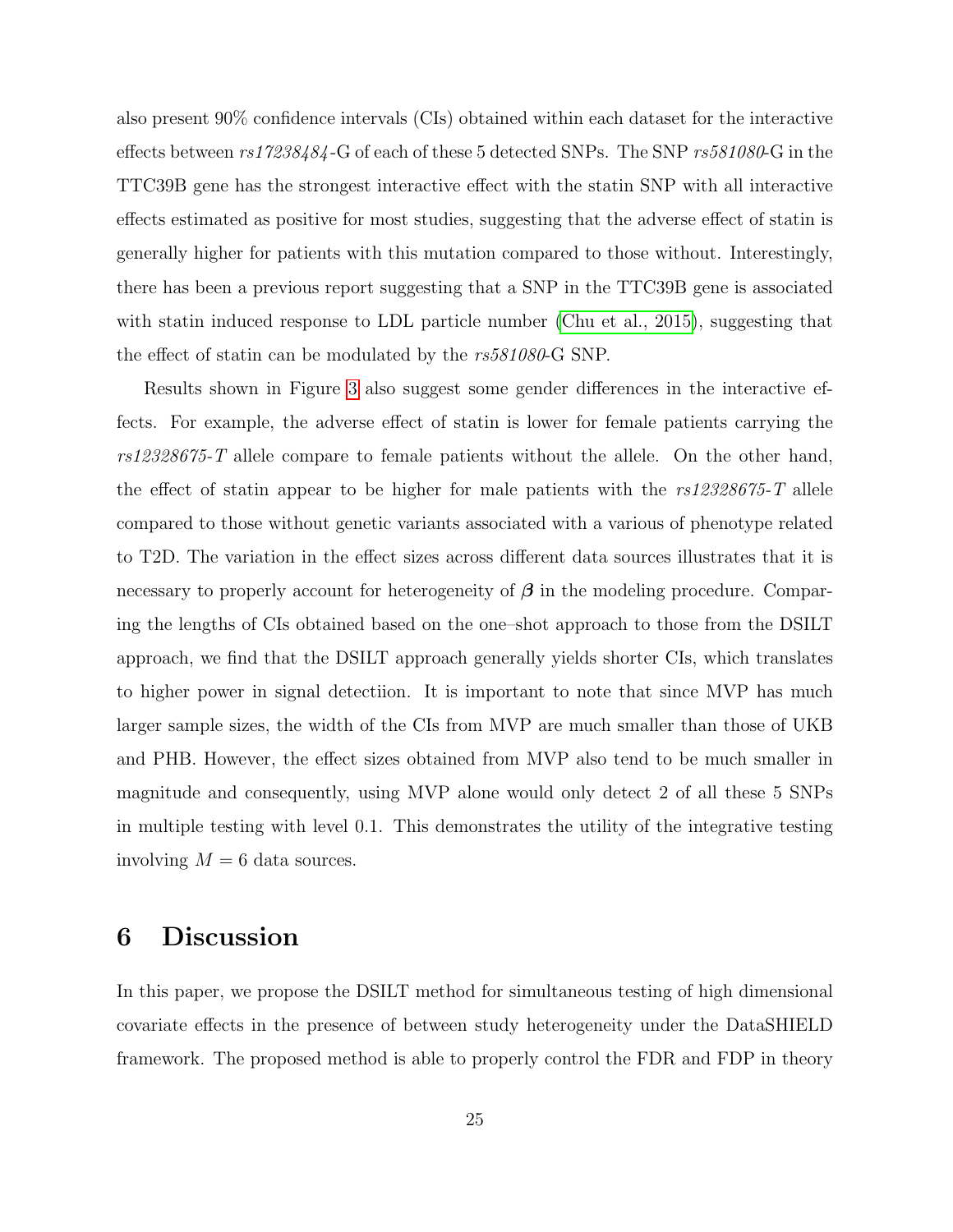also present 90% confidence intervals (CIs) obtained within each dataset for the interactive effects between *rs17238484*-G of each of these 5 detected SNPs. The SNP *rs581080*-G in the TTC39B gene has the strongest interactive effect with the statin SNP with all interactive effects estimated as positive for most studies, suggesting that the adverse effect of statin is generally higher for patients with this mutation compared to those without. Interestingly, there has been a previous report suggesting that a SNP in the TTC39B gene is associated with statin induced response to LDL particle number (Chu et al., 2015), suggesting that the effect of statin can be modulated by the *rs581080*-G SNP.

Results shown in Figure 3 also suggest some gender differences in the interactive effects. For example, the adverse effect of statin is lower for female patients carrying the *rs12328675-T* allele compare to female patients without the allele. On the other hand, the effect of statin appear to be higher for male patients with the *rs12328675-T* allele compared to those without genetic variants associated with a various of phenotype related to T2D. The variation in the effect sizes across different data sources illustrates that it is necessary to properly account for heterogeneity of $\boldsymbol{\beta}$ in the modeling procedure. Comparing the lengths of CIs obtained based on the one–shot approach to those from the DSILT approach, we find that the DSILT approach generally yields shorter CIs, which translates to higher power in signal detectiion. It is important to note that since MVP has much larger sample sizes, the width of the CIs from MVP are much smaller than those of UKB and PHB. However, the effect sizes obtained from MVP also tend to be much smaller in magnitude and consequently, using MVP alone would only detect 2 of all these 5 SNPs in multiple testing with level 0.1. This demonstrates the utility of the integrative testing involving $M = 6$ data sources.

## 6 Discussion

In this paper, we propose the DSILT method for simultaneous testing of high dimensional covariate effects in the presence of between study heterogeneity under the DataSHIELD framework. The proposed method is able to properly control the FDR and FDP in theory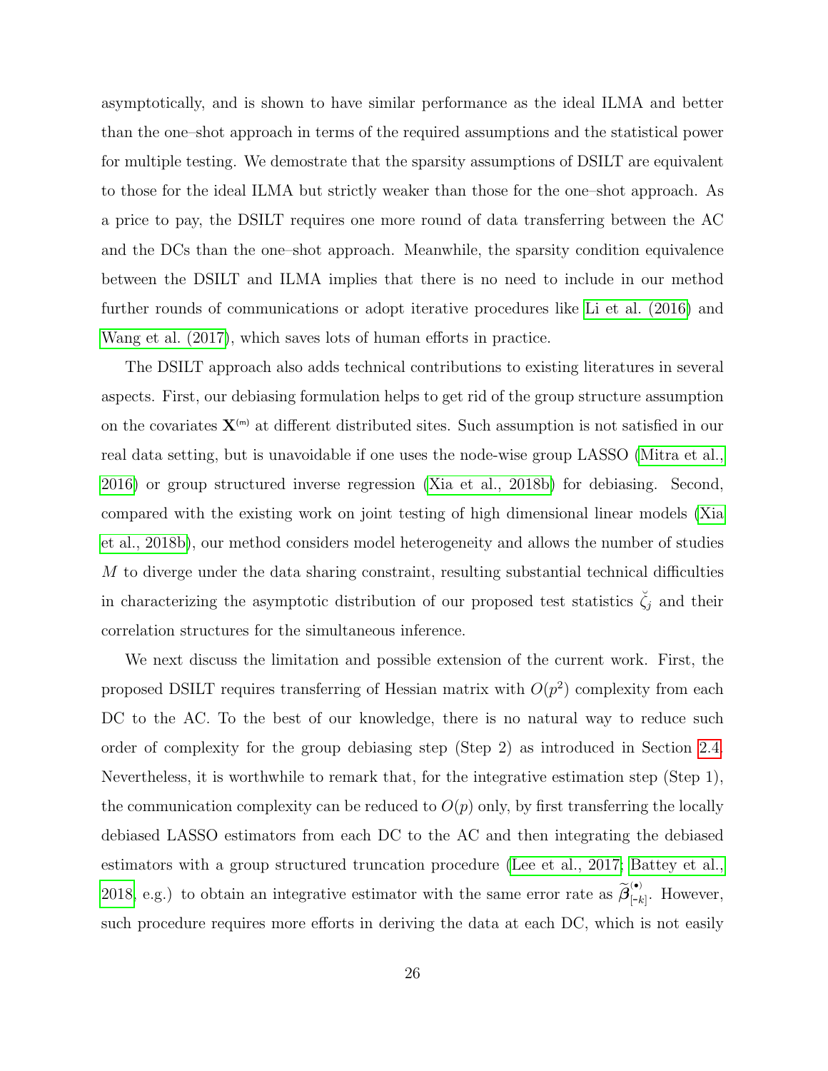asymptotically, and is shown to have similar performance as the ideal ILMA and better than the one–shot approach in terms of the required assumptions and the statistical power for multiple testing. We demostrate that the sparsity assumptions of DSILT are equivalent to those for the ideal ILMA but strictly weaker than those for the one–shot approach. As a price to pay, the DSILT requires one more round of data transferring between the AC and the DCs than the one–shot approach. Meanwhile, the sparsity condition equivalence between the DSILT and ILMA implies that there is no need to include in our method further rounds of communications or adopt iterative procedures like Li et al. (2016) and Wang et al. (2017), which saves lots of human efforts in practice.

The DSILT approach also adds technical contributions to existing literatures in several aspects. First, our debiasing formulation helps to get rid of the group structure assumption on the covariates $\mathbf{X}^{(m)}$ at different distributed sites. Such assumption is not satisfied in our real data setting, but is unavoidable if one uses the node-wise group LASSO (Mitra et al., 2016) or group structured inverse regression (Xia et al., 2018b) for debiasing. Second, compared with the existing work on joint testing of high dimensional linear models (Xia et al., 2018b), our method considers model heterogeneity and allows the number of studies $M$ to diverge under the data sharing constraint, resulting substantial technical difficulties in characterizing the asymptotic distribution of our proposed test statistics $\breve{\zeta}_j$ and their correlation structures for the simultaneous inference.

We next discuss the limitation and possible extension of the current work. First, the proposed DSILT requires transferring of Hessian matrix with $O(p^2)$ complexity from each DC to the AC. To the best of our knowledge, there is no natural way to reduce such order of complexity for the group debiasing step (Step 2) as introduced in Section 2.4. Nevertheless, it is worthwhile to remark that, for the integrative estimation step (Step 1), the communication complexity can be reduced to $O(p)$ only, by first transferring the locally debiased LASSO estimators from each DC to the AC and then integrating the debiased estimators with a group structured truncation procedure (Lee et al., 2017; Battey et al., 2018, e.g.) to obtain an integrative estimator with the same error rate as $\widetilde{\boldsymbol{\beta}}^{(\bullet)}_{[-k]}$. However, such procedure requires more efforts in deriving the data at each DC, which is not easily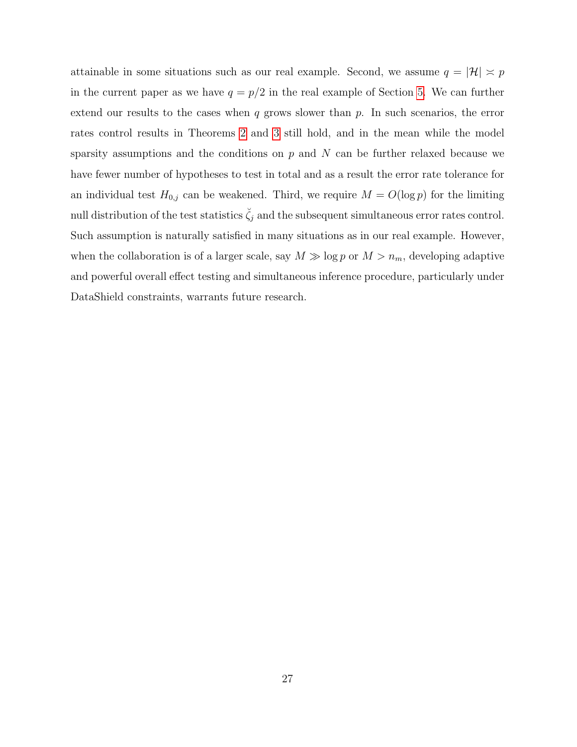attainable in some situations such as our real example. Second, we assume $q = |\mathcal{H}| \asymp p$ in the current paper as we have $q = p/2$ in the real example of Section 5. We can further extend our results to the cases when $q$ grows slower than $p$. In such scenarios, the error rates control results in Theorems 2 and 3 still hold, and in the mean while the model sparsity assumptions and the conditions on $p$ and $N$ can be further relaxed because we have fewer number of hypotheses to test in total and as a result the error rate tolerance for an individual test $H_{0,j}$ can be weakened. Third, we require $M = O(\log p)$ for the limiting null distribution of the test statistics $\breve{\zeta}_j$ and the subsequent simultaneous error rates control. Such assumption is naturally satisfied in many situations as in our real example. However, when the collaboration is of a larger scale, say $M \gg \log p$ or $M > n_m$, developing adaptive and powerful overall effect testing and simultaneous inference procedure, particularly under DataShield constraints, warrants future research.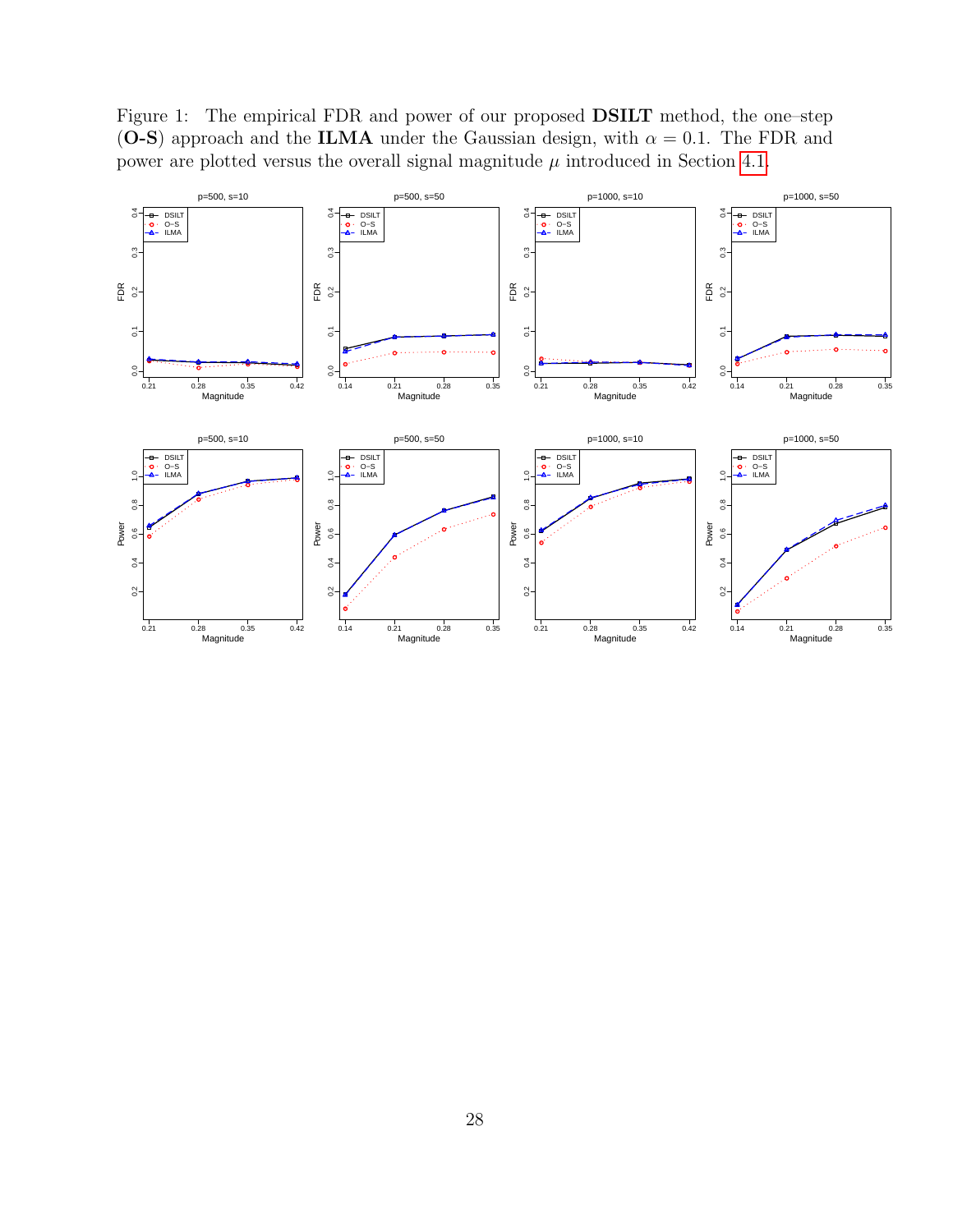Figure 1: The empirical FDR and power of our proposed **DSILT** method, the one–step (**O-S**) approach and the **ILMA** under the Gaussian design, with $\alpha = 0.1$. The FDR and power are plotted versus the overall signal magnitude $\mu$ introduced in Section 4.1.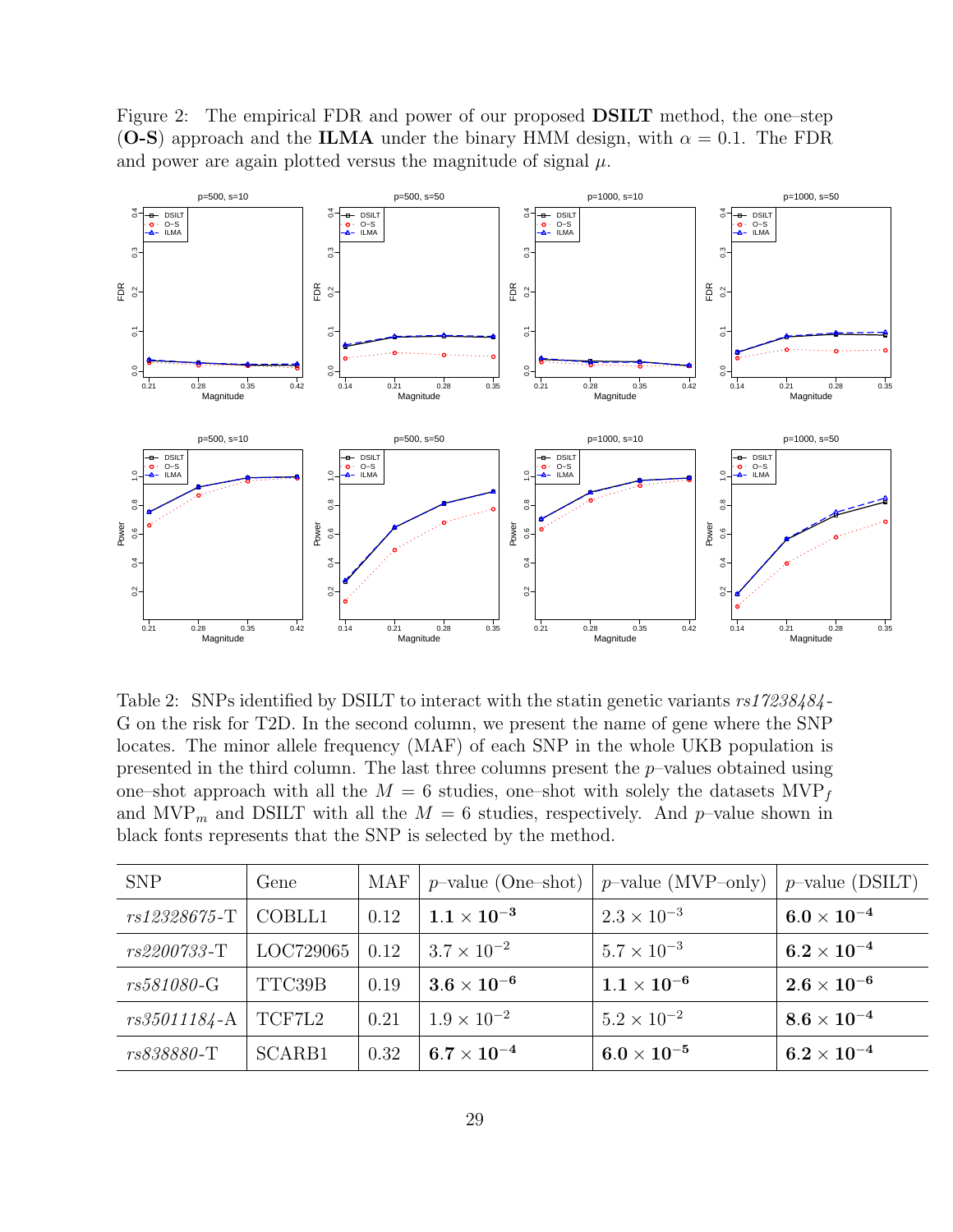Figure 2: The empirical FDR and power of our proposed **DSILT** method, the one–step (**O-S**) approach and the **ILMA** under the binary HMM design, with $\alpha = 0.1$. The FDR and power are again plotted versus the magnitude of signal $\mu$.

Table 2: SNPs identified by DSILT to interact with the statin genetic variants *rs17238484*-G on the risk for T2D. In the second column, we present the name of gene where the SNP locates. The minor allele frequency (MAF) of each SNP in the whole UKB population is presented in the third column. The last three columns present the $p$–values obtained using one–shot approach with all the $M = 6$ studies, one–shot with solely the datasets $\text{MVP}_f$ and $\text{MVP}_m$ and DSILT with all the $M = 6$ studies, respectively. And $p$–value shown in black fonts represents that the SNP is selected by the method.

| SNP | Gene | MAF | $p$–value (One–shot) | $p$–value (MVP–only) | $p$–value (DSILT) |
|---|---|---|---|---|---|
| *rs12328675*-T | COBLL1 | 0.12 | $\mathbf{1.1 \times 10^{-3}}$ | $2.3 \times 10^{-3}$ | $\mathbf{6.0 \times 10^{-4}}$ |
| *rs2200733*-T | LOC729065 | 0.12 | $3.7 \times 10^{-2}$ | $5.7 \times 10^{-3}$ | $\mathbf{6.2 \times 10^{-4}}$ |
| *rs581080*-G | TTC39B | 0.19 | $\mathbf{3.6 \times 10^{-6}}$ | $\mathbf{1.1 \times 10^{-6}}$ | $\mathbf{2.6 \times 10^{-6}}$ |
| *rs35011184*-A | TCF7L2 | 0.21 | $1.9 \times 10^{-2}$ | $5.2 \times 10^{-2}$ | $\mathbf{8.6 \times 10^{-4}}$ |
| *rs838880*-T | SCARB1 | 0.32 | $\mathbf{6.7 \times 10^{-4}}$ | $\mathbf{6.0 \times 10^{-5}}$ | $\mathbf{6.2 \times 10^{-4}}$ |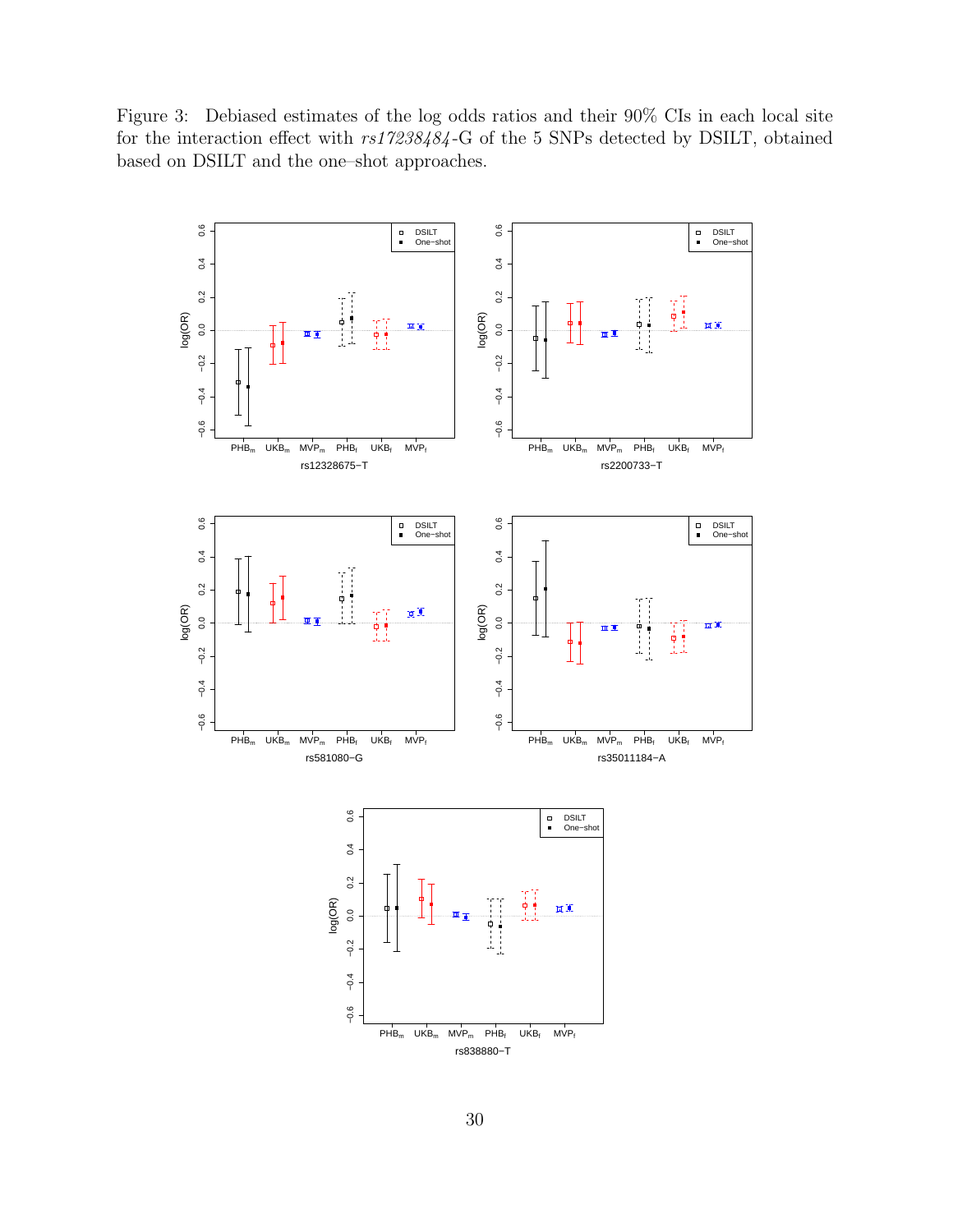Figure 3: Debiased estimates of the log odds ratios and their 90% CIs in each local site for the interaction effect with *rs17238484*-G of the 5 SNPs detected by DSILT, obtained based on DSILT and the one–shot approaches.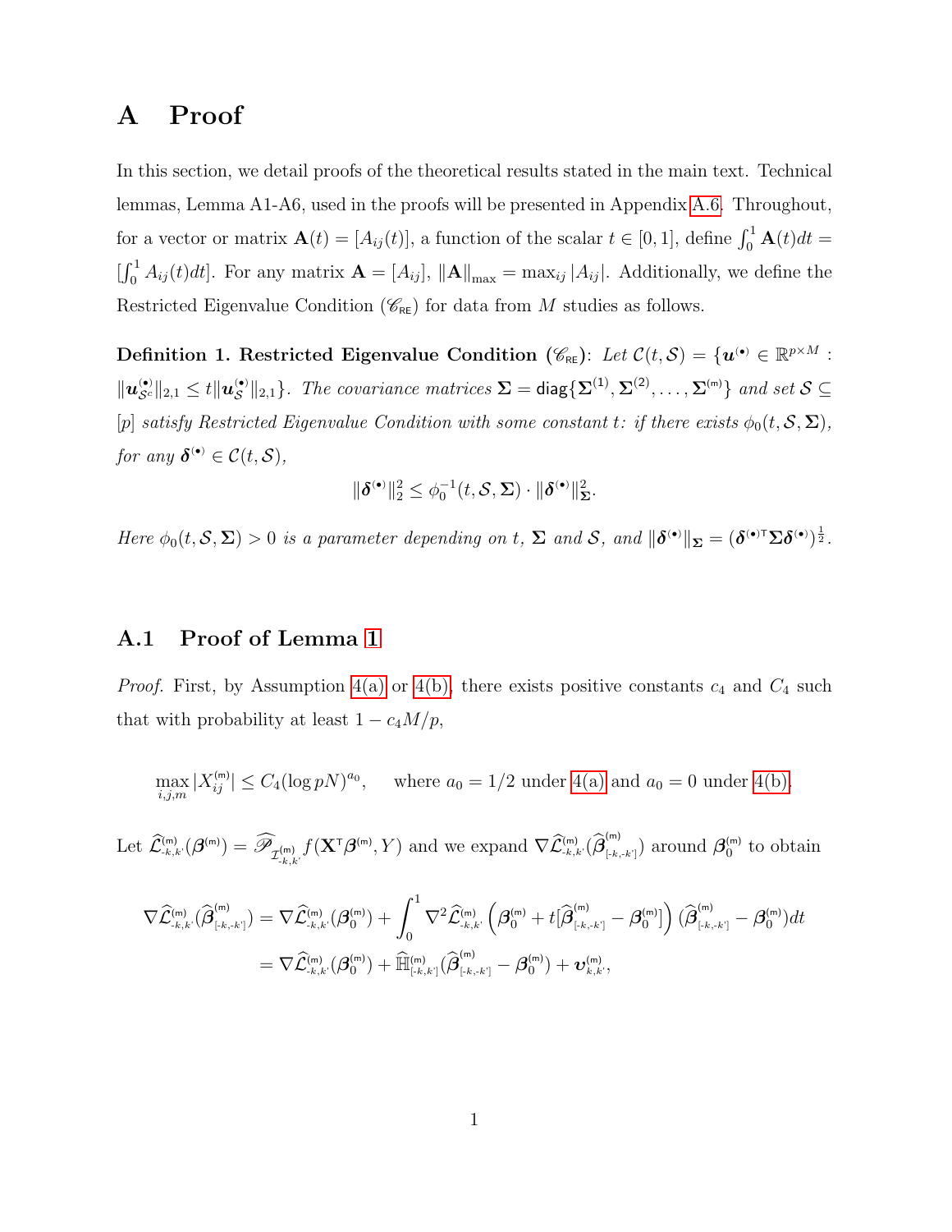# A Proof

In this section, we detail proofs of the theoretical results stated in the main text. Technical lemmas, Lemma A1-A6, used in the proofs will be presented in Appendix A.6. Throughout, for a vector or matrix $\mathbf{A}(t) = [A_{ij}(t)]$, a function of the scalar $t \in [0,1]$, define $\int_0^1 \mathbf{A}(t)dt = [\int_0^1 A_{ij}(t)dt]$. For any matrix $\mathbf{A} = [A_{ij}]$, $\|\mathbf{A}\|_{\max} = \max_{ij} |A_{ij}|$. Additionally, we define the Restricted Eigenvalue Condition ($\mathscr{C}_{\mathsf{RE}}$) for data from $M$ studies as follows.

**Definition 1. Restricted Eigenvalue Condition ($\mathscr{C}_{\mathsf{RE}}$)**: *Let $\mathcal{C}(t, \mathcal{S}) = \{\boldsymbol{u}^{(\bullet)} \in \mathbb{R}^{p\times M} : \|\boldsymbol{u}^{(\bullet)}_{\mathcal{S}^c}\|_{2,1} \le t\|\boldsymbol{u}^{(\bullet)}_{\mathcal{S}}\|_{2,1}\}$. The covariance matrices $\boldsymbol{\Sigma} = \mathsf{diag}\{\boldsymbol{\Sigma}^{(1)}, \boldsymbol{\Sigma}^{(2)}, \dots, \boldsymbol{\Sigma}^{(\mathsf{m})}\}$ and set $\mathcal{S} \subseteq [p]$ satisfy Restricted Eigenvalue Condition with some constant $t$: if there exists $\phi_0(t, \mathcal{S}, \boldsymbol{\Sigma})$, for any $\boldsymbol{\delta}^{(\bullet)} \in \mathcal{C}(t, \mathcal{S})$,*

$$\|\boldsymbol{\delta}^{(\bullet)}\|_2^2 \le \phi_0^{-1}(t, \mathcal{S}, \boldsymbol{\Sigma}) \cdot \|\boldsymbol{\delta}^{(\bullet)}\|_{\boldsymbol{\Sigma}}^2.$$

*Here $\phi_0(t, \mathcal{S}, \boldsymbol{\Sigma}) > 0$ is a parameter depending on $t$, $\boldsymbol{\Sigma}$ and $\mathcal{S}$, and $\|\boldsymbol{\delta}^{(\bullet)}\|_{\boldsymbol{\Sigma}} = (\boldsymbol{\delta}^{(\bullet)\intercal}\boldsymbol{\Sigma}\boldsymbol{\delta}^{(\bullet)})^{\frac{1}{2}}$.*

## A.1 Proof of Lemma 1

*Proof.* First, by Assumption 4(a) or 4(b), there exists positive constants $c_4$ and $C_4$ such that with probability at least $1 - c_4 M/p$,

$$\max_{i,j,m} |X_{ij}^{(\mathsf{m})}| \le C_4 (\log pN)^{a_0}, \quad \text{where } a_0 = 1/2 \text{ under 4(a) and } a_0 = 0 \text{ under 4(b).}$$

Let $\widehat{\mathcal{L}}^{(\mathsf{m})}_{\text{-}k,k'}(\boldsymbol{\beta}^{(\mathsf{m})}) = \widehat{\mathscr{P}}_{\mathcal{I}^{(\mathsf{m})}_{\text{-}k,k'}} f(\mathbf{X}^\intercal \boldsymbol{\beta}^{(\mathsf{m})}, Y)$ and we expand $\nabla \widehat{\mathcal{L}}^{(\mathsf{m})}_{\text{-}k,k'}(\widehat{\boldsymbol{\beta}}^{(\mathsf{m})}_{[\text{-}k,\text{-}k']})$ around $\boldsymbol{\beta}^{(\mathsf{m})}_0$ to obtain

$$\begin{aligned}
\nabla \widehat{\mathcal{L}}^{(\mathsf{m})}_{\text{-}k,k'}(\widehat{\boldsymbol{\beta}}^{(\mathsf{m})}_{[\text{-}k,\text{-}k']}) &= \nabla \widehat{\mathcal{L}}^{(\mathsf{m})}_{\text{-}k,k'}(\boldsymbol{\beta}^{(\mathsf{m})}_0) + \int_0^1 \nabla^2 \widehat{\mathcal{L}}^{(\mathsf{m})}_{\text{-}k,k'}\left(\boldsymbol{\beta}^{(\mathsf{m})}_0 + t[\widehat{\boldsymbol{\beta}}^{(\mathsf{m})}_{[\text{-}k,\text{-}k']} - \boldsymbol{\beta}^{(\mathsf{m})}_0]\right)(\widehat{\boldsymbol{\beta}}^{(\mathsf{m})}_{[\text{-}k,\text{-}k']} - \boldsymbol{\beta}^{(\mathsf{m})}_0)dt \\
&= \nabla \widehat{\mathcal{L}}^{(\mathsf{m})}_{\text{-}k,k'}(\boldsymbol{\beta}^{(\mathsf{m})}_0) + \widehat{\mathbb{H}}^{(\mathsf{m})}_{[\text{-}k,k']}(\widehat{\boldsymbol{\beta}}^{(\mathsf{m})}_{[\text{-}k,\text{-}k']} - \boldsymbol{\beta}^{(\mathsf{m})}_0) + \boldsymbol{v}^{(\mathsf{m})}_{k,k'},
\end{aligned}$$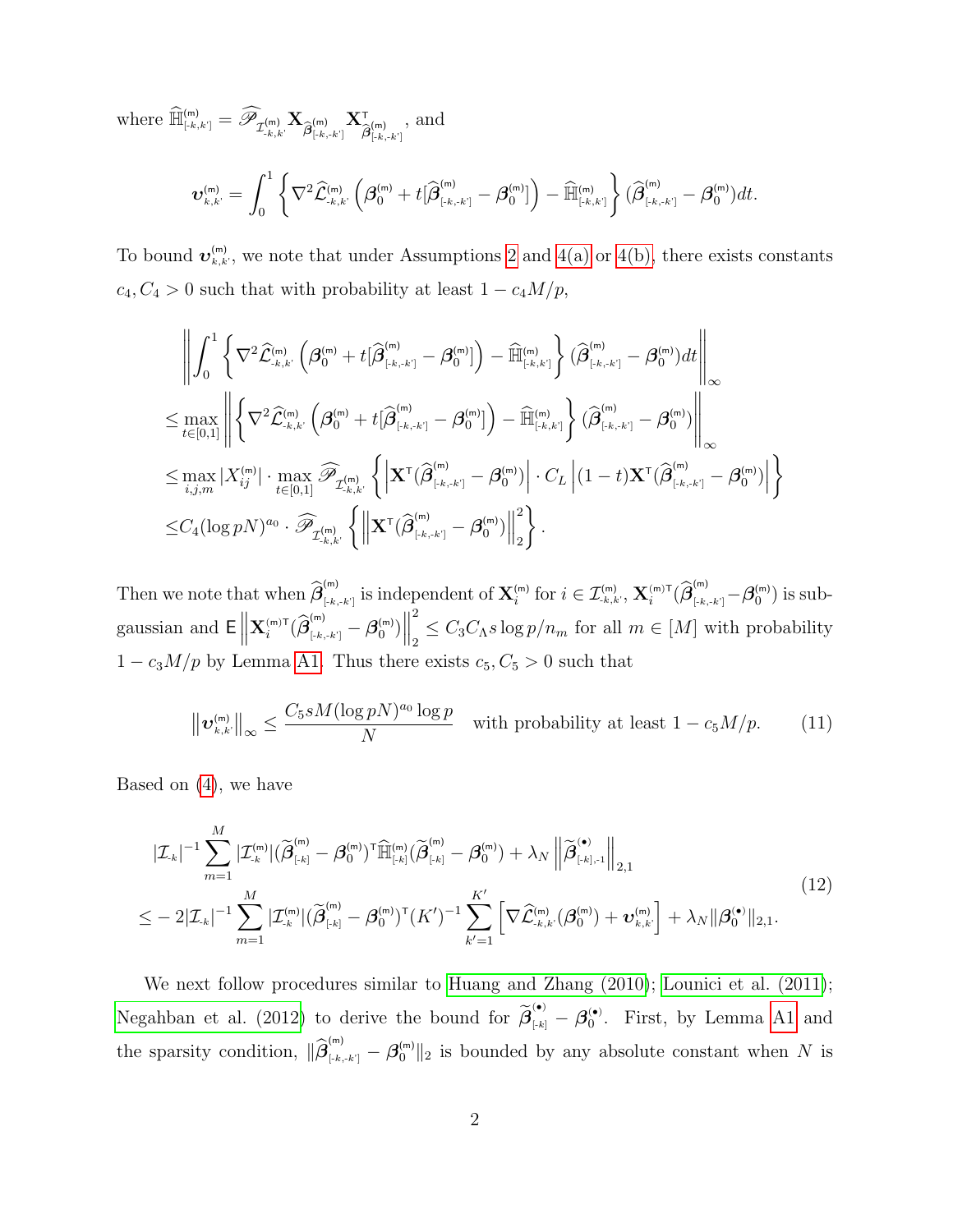where $\widehat{\mathbb{H}}^{(m)}_{[\text{-}k,k']} = \widehat{\mathscr{P}}_{\mathcal{I}^{(m)}_{\text{-}k,k'}} \mathbf{X}_{\widehat{\boldsymbol{\beta}}^{(m)}_{[\text{-}k,\text{-}k']}} \mathbf{X}^{\mathsf{T}}_{\widehat{\boldsymbol{\beta}}^{(m)}_{[\text{-}k,\text{-}k']}}$, and

$$\boldsymbol{v}^{(m)}_{k,k'} = \int_0^1 \left\{ \nabla^2 \widehat{\mathcal{L}}^{(m)}_{\text{-}k,k'} \left( \boldsymbol{\beta}^{(m)}_0 + t[\widehat{\boldsymbol{\beta}}^{(m)}_{[\text{-}k,\text{-}k']} - \boldsymbol{\beta}^{(m)}_0] \right) - \widehat{\mathbb{H}}^{(m)}_{[\text{-}k,k']} \right\} (\widehat{\boldsymbol{\beta}}^{(m)}_{[\text{-}k,\text{-}k']} - \boldsymbol{\beta}^{(m)}_0) dt.$$

To bound $\boldsymbol{v}^{(m)}_{k,k'}$, we note that under Assumptions 2 and 4(a) or 4(b), there exists constants $c_4, C_4 > 0$ such that with probability at least $1 - c_4 M/p$,

$$\begin{aligned}
&\left\| \int_0^1 \left\{ \nabla^2 \widehat{\mathcal{L}}^{(m)}_{\text{-}k,k'} \left( \boldsymbol{\beta}^{(m)}_0 + t[\widehat{\boldsymbol{\beta}}^{(m)}_{[\text{-}k,\text{-}k']} - \boldsymbol{\beta}^{(m)}_0] \right) - \widehat{\mathbb{H}}^{(m)}_{[\text{-}k,k']} \right\} (\widehat{\boldsymbol{\beta}}^{(m)}_{[\text{-}k,\text{-}k']} - \boldsymbol{\beta}^{(m)}_0) dt \right\|_\infty \\
\le& \max_{t\in[0,1]} \left\| \left\{ \nabla^2 \widehat{\mathcal{L}}^{(m)}_{\text{-}k,k'} \left( \boldsymbol{\beta}^{(m)}_0 + t[\widehat{\boldsymbol{\beta}}^{(m)}_{[\text{-}k,\text{-}k']} - \boldsymbol{\beta}^{(m)}_0] \right) - \widehat{\mathbb{H}}^{(m)}_{[\text{-}k,k']} \right\} (\widehat{\boldsymbol{\beta}}^{(m)}_{[\text{-}k,\text{-}k']} - \boldsymbol{\beta}^{(m)}_0) \right\|_\infty \\
\le& \max_{i,j,m} |X^{(m)}_{ij}| \cdot \max_{t\in[0,1]} \widehat{\mathscr{P}}_{\mathcal{I}^{(m)}_{\text{-}k,k'}} \left\{ \left| \mathbf{X}^{\mathsf{T}} (\widehat{\boldsymbol{\beta}}^{(m)}_{[\text{-}k,\text{-}k']} - \boldsymbol{\beta}^{(m)}_0) \right| \cdot C_L \left| (1-t) \mathbf{X}^{\mathsf{T}} (\widehat{\boldsymbol{\beta}}^{(m)}_{[\text{-}k,\text{-}k']} - \boldsymbol{\beta}^{(m)}_0) \right| \right\} \\
\le& C_4 (\log pN)^{a_0} \cdot \widehat{\mathscr{P}}_{\mathcal{I}^{(m)}_{\text{-}k,k'}} \left\{ \left\| \mathbf{X}^{\mathsf{T}} (\widehat{\boldsymbol{\beta}}^{(m)}_{[\text{-}k,\text{-}k']} - \boldsymbol{\beta}^{(m)}_0) \right\|_2^2 \right\}.
\end{aligned}$$

Then we note that when $\widehat{\boldsymbol{\beta}}^{(m)}_{[\text{-}k,\text{-}k']}$ is independent of $\mathbf{X}^{(m)}_i$ for $i \in \mathcal{I}^{(m)}_{\text{-}k,k'}$, $\mathbf{X}^{(m)\mathsf{T}}_i (\widehat{\boldsymbol{\beta}}^{(m)}_{[\text{-}k,\text{-}k']} - \boldsymbol{\beta}^{(m)}_0)$ is sub-gaussian and $\mathsf{E} \left\| \mathbf{X}^{(m)\mathsf{T}}_i (\widehat{\boldsymbol{\beta}}^{(m)}_{[\text{-}k,\text{-}k']} - \boldsymbol{\beta}^{(m)}_0) \right\|_2^2 \le C_3 C_\Lambda s \log p / n_m$ for all $m \in [M]$ with probability $1 - c_3 M/p$ by Lemma A1. Thus there exists $c_5, C_5 > 0$ such that

$$\left\| \boldsymbol{v}^{(m)}_{k,k'} \right\|_\infty \le \frac{C_5 s M (\log pN)^{a_0} \log p}{N} \quad \text{with probability at least } 1 - c_5 M/p. \tag{11}$$

Based on (4), we have

$$\begin{aligned}
&|\mathcal{I}_{\text{-}k}|^{-1} \sum_{m=1}^M |\mathcal{I}^{(m)}_{\text{-}k}| (\widetilde{\boldsymbol{\beta}}^{(m)}_{[\text{-}k]} - \boldsymbol{\beta}^{(m)}_0)^{\mathsf{T}} \widehat{\mathbb{H}}^{(m)}_{[\text{-}k]} (\widetilde{\boldsymbol{\beta}}^{(m)}_{[\text{-}k]} - \boldsymbol{\beta}^{(m)}_0) + \lambda_N \left\| \widetilde{\boldsymbol{\beta}}^{(\bullet)}_{[\text{-}k],\text{-}1} \right\|_{2,1} \\
\le& -2 |\mathcal{I}_{\text{-}k}|^{-1} \sum_{m=1}^M |\mathcal{I}^{(m)}_{\text{-}k}| (\widetilde{\boldsymbol{\beta}}^{(m)}_{[\text{-}k]} - \boldsymbol{\beta}^{(m)}_0)^{\mathsf{T}} (K')^{-1} \sum_{k'=1}^{K'} \left[ \nabla \widehat{\mathcal{L}}^{(m)}_{\text{-}k,k'} (\boldsymbol{\beta}^{(m)}_0) + \boldsymbol{v}^{(m)}_{k,k'} \right] + \lambda_N \|\boldsymbol{\beta}^{(\bullet)}_0\|_{2,1}.
\end{aligned} \tag{12}$$

We next follow procedures similar to Huang and Zhang (2010); Lounici et al. (2011); Negahban et al. (2012) to derive the bound for $\widetilde{\boldsymbol{\beta}}^{(\bullet)}_{[\text{-}k]} - \boldsymbol{\beta}^{(\bullet)}_0$. First, by Lemma A1 and the sparsity condition, $\|\widehat{\boldsymbol{\beta}}^{(m)}_{[\text{-}k,\text{-}k']} - \boldsymbol{\beta}^{(m)}_0\|_2$ is bounded by any absolute constant when $N$ is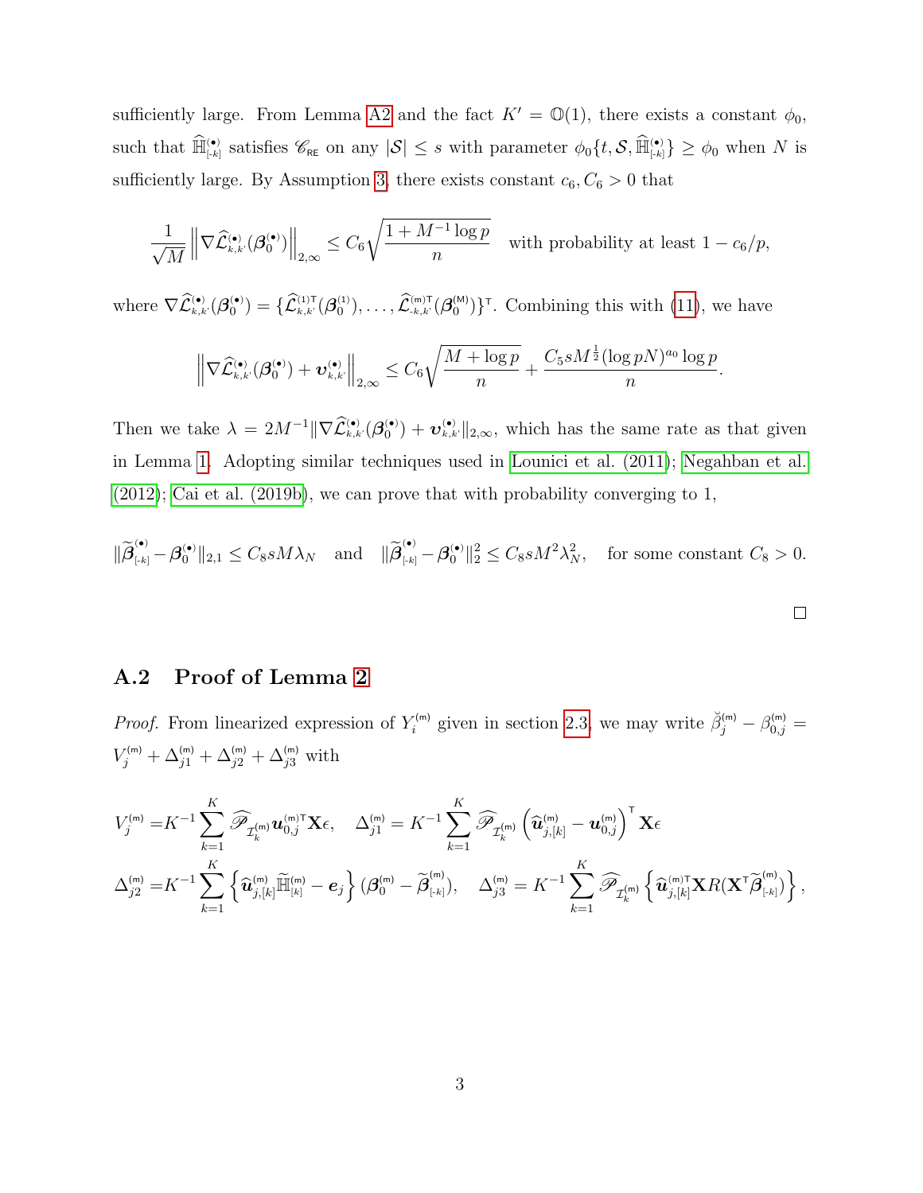sufficiently large. From Lemma A2 and the fact $K' = \mathbb{O}(1)$, there exists a constant $\phi_0$, such that $\widehat{\mathbb{H}}^{(\bullet)}_{[\text{-}k]}$ satisfies $\mathscr{C}_{\mathsf{RE}}$ on any $|\mathcal{S}| \leq s$ with parameter $\phi_0\{t, \mathcal{S}, \widehat{\mathbb{H}}^{(\bullet)}_{[\text{-}k]}\} \geq \phi_0$ when $N$ is sufficiently large. By Assumption 3, there exists constant $c_6, C_6 > 0$ that

$$\frac{1}{\sqrt{M}} \left\| \nabla \widehat{\mathcal{L}}^{(\bullet)}_{k,k'}(\boldsymbol{\beta}^{(\bullet)}_0) \right\|_{2,\infty} \leq C_6 \sqrt{\frac{1 + M^{-1}\log p}{n}} \quad \text{with probability at least } 1 - c_6/p,$$

where $\nabla \widehat{\mathcal{L}}^{(\bullet)}_{k,k'}(\boldsymbol{\beta}^{(\bullet)}_0) = \{\widehat{\mathcal{L}}^{(1)\mathsf{T}}_{k,k'}(\boldsymbol{\beta}^{(1)}_0), \ldots, \widehat{\mathcal{L}}^{(\mathsf{m})\mathsf{T}}_{\text{-}k,k'}(\boldsymbol{\beta}^{(\mathsf{M})}_0)\}^{\mathsf{T}}$. Combining this with (11), we have

$$\left\| \nabla \widehat{\mathcal{L}}^{(\bullet)}_{k,k'}(\boldsymbol{\beta}^{(\bullet)}_0) + \boldsymbol{v}^{(\bullet)}_{k,k'} \right\|_{2,\infty} \leq C_6 \sqrt{\frac{M + \log p}{n}} + \frac{C_5 s M^{\frac{1}{2}} (\log pN)^{a_0} \log p}{n}.$$

Then we take $\lambda = 2M^{-1} \|\nabla \widehat{\mathcal{L}}^{(\bullet)}_{k,k'}(\boldsymbol{\beta}^{(\bullet)}_0) + \boldsymbol{v}^{(\bullet)}_{k,k'}\|_{2,\infty}$, which has the same rate as that given in Lemma 1. Adopting similar techniques used in Lounici et al. (2011); Negahban et al. (2012); Cai et al. (2019b), we can prove that with probability converging to 1,

$$\|\widetilde{\boldsymbol{\beta}}^{(\bullet)}_{[\text{-}k]} - \boldsymbol{\beta}^{(\bullet)}_0\|_{2,1} \leq C_8 s M \lambda_N \quad \text{and} \quad \|\widetilde{\boldsymbol{\beta}}^{(\bullet)}_{[\text{-}k]} - \boldsymbol{\beta}^{(\bullet)}_0\|_2^2 \leq C_8 s M^2 \lambda_N^2, \quad \text{for some constant } C_8 > 0.$$

□

## A.2 Proof of Lemma 2

*Proof.* From linearized expression of $Y_i^{(\mathsf{m})}$ given in section 2.3, we may write $\breve{\beta}^{(\mathsf{m})}_j - \beta^{(\mathsf{m})}_{0,j} = V^{(\mathsf{m})}_j + \Delta^{(\mathsf{m})}_{j1} + \Delta^{(\mathsf{m})}_{j2} + \Delta^{(\mathsf{m})}_{j3}$ with

$$V^{(\mathsf{m})}_j = K^{-1} \sum_{k=1}^{K} \widehat{\mathscr{P}}_{\mathcal{I}^{(\mathsf{m})}_k} \boldsymbol{u}^{(\mathsf{m})\mathsf{T}}_{0,j} \mathbf{X}\epsilon, \quad \Delta^{(\mathsf{m})}_{j1} = K^{-1} \sum_{k=1}^{K} \widehat{\mathscr{P}}_{\mathcal{I}^{(\mathsf{m})}_k} \left( \widehat{\boldsymbol{u}}^{(\mathsf{m})}_{j,[k]} - \boldsymbol{u}^{(\mathsf{m})}_{0,j} \right)^{\mathsf{T}} \mathbf{X}\epsilon$$

$$\Delta^{(\mathsf{m})}_{j2} = K^{-1} \sum_{k=1}^{K} \left\{ \widehat{\boldsymbol{u}}^{(\mathsf{m})}_{j,[k]} \widetilde{\mathbb{H}}^{(\mathsf{m})}_{[k]} - \boldsymbol{e}_j \right\} (\boldsymbol{\beta}^{(\mathsf{m})}_0 - \widetilde{\boldsymbol{\beta}}^{(\mathsf{m})}_{[\text{-}k]}), \quad \Delta^{(\mathsf{m})}_{j3} = K^{-1} \sum_{k=1}^{K} \widehat{\mathscr{P}}_{\mathcal{I}^{(\mathsf{m})}_k} \left\{ \widehat{\boldsymbol{u}}^{(\mathsf{m})\mathsf{T}}_{j,[k]} \mathbf{X} R(\mathbf{X}^{\mathsf{T}} \widetilde{\boldsymbol{\beta}}^{(\mathsf{m})}_{[\text{-}k]}) \right\},$$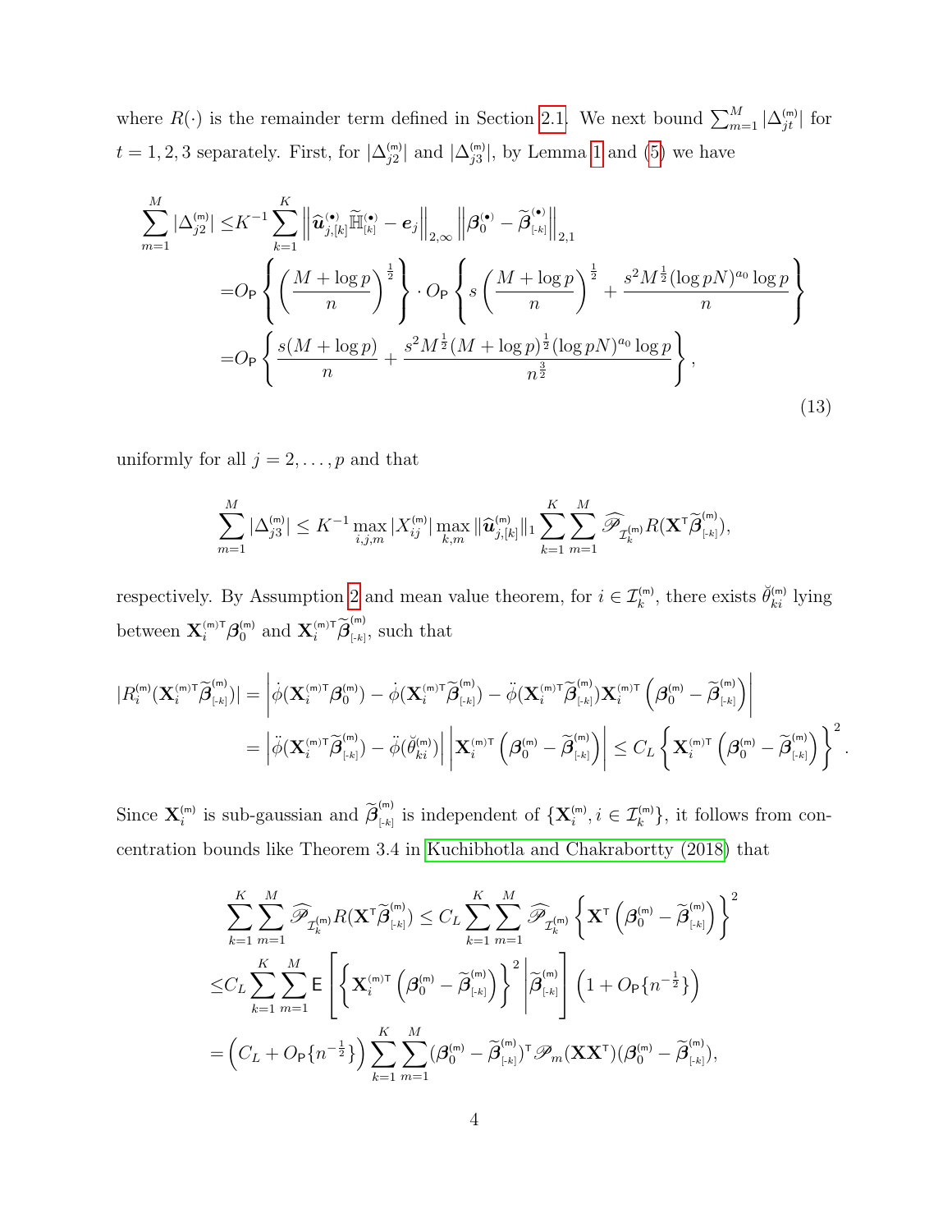where $R(\cdot)$ is the remainder term defined in Section 2.1. We next bound $\sum_{m=1}^{M}|\Delta_{jt}^{(m)}|$ for $t=1,2,3$ separately. First, for $|\Delta_{j2}^{(m)}|$ and $|\Delta_{j3}^{(m)}|$, by Lemma 1 and (5) we have

$$
\begin{aligned}
\sum_{m=1}^{M}|\Delta_{j2}^{(m)}| \leq & K^{-1}\sum_{k=1}^{K}\left\|\widehat{\boldsymbol{u}}_{j,[k]}^{(\bullet)}\widetilde{\mathbb{H}}_{[k]}^{(\bullet)}-\boldsymbol{e}_j\right\|_{2,\infty}\left\|\boldsymbol{\beta}_0^{(\bullet)}-\widetilde{\boldsymbol{\beta}}_{[\text{-}k]}^{(\bullet)}\right\|_{2,1} \\
= & O_{\mathsf{P}}\left\{\left(\frac{M+\log p}{n}\right)^{\frac{1}{2}}\right\}\cdot O_{\mathsf{P}}\left\{s\left(\frac{M+\log p}{n}\right)^{\frac{1}{2}}+\frac{s^2M^{\frac{1}{2}}(\log pN)^{a_0}\log p}{n}\right\} \\
= & O_{\mathsf{P}}\left\{\frac{s(M+\log p)}{n}+\frac{s^2M^{\frac{1}{2}}(M+\log p)^{\frac{1}{2}}(\log pN)^{a_0}\log p}{n^{\frac{3}{2}}}\right\},
\end{aligned} \tag{13}
$$

uniformly for all $j=2,\ldots,p$ and that

$$
\sum_{m=1}^{M}|\Delta_{j3}^{(m)}| \leq K^{-1}\max_{i,j,m}|X_{ij}^{(m)}|\max_{k,m}\|\widehat{\boldsymbol{u}}_{j,[k]}^{(m)}\|_1\sum_{k=1}^{K}\sum_{m=1}^{M}\widehat{\mathscr{P}}_{\mathcal{I}_k^{(m)}}R(\mathbf{X}^{\intercal}\widetilde{\boldsymbol{\beta}}_{[\text{-}k]}^{(m)}),
$$

respectively. By Assumption 2 and mean value theorem, for $i\in\mathcal{I}_k^{(m)}$, there exists $\breve{\theta}_{ki}^{(m)}$ lying between $\mathbf{X}_i^{(m)\intercal}\boldsymbol{\beta}_0^{(m)}$ and $\mathbf{X}_i^{(m)\intercal}\widetilde{\boldsymbol{\beta}}_{[\text{-}k]}^{(m)}$, such that

$$
\begin{aligned}
|R_i^{(m)}(\mathbf{X}_i^{(m)\intercal}\widetilde{\boldsymbol{\beta}}_{[\text{-}k]}^{(m)})| = & \left|\dot{\phi}(\mathbf{X}_i^{(m)\intercal}\boldsymbol{\beta}_0^{(m)})-\dot{\phi}(\mathbf{X}_i^{(m)\intercal}\widetilde{\boldsymbol{\beta}}_{[\text{-}k]}^{(m)})-\ddot{\phi}(\mathbf{X}_i^{(m)\intercal}\widetilde{\boldsymbol{\beta}}_{[\text{-}k]}^{(m)})\mathbf{X}_i^{(m)\intercal}\left(\boldsymbol{\beta}_0^{(m)}-\widetilde{\boldsymbol{\beta}}_{[\text{-}k]}^{(m)}\right)\right| \\
= & \left|\ddot{\phi}(\mathbf{X}_i^{(m)\intercal}\widetilde{\boldsymbol{\beta}}_{[\text{-}k]}^{(m)})-\ddot{\phi}(\breve{\theta}_{ki}^{(m)})\right|\left|\mathbf{X}_i^{(m)\intercal}\left(\boldsymbol{\beta}_0^{(m)}-\widetilde{\boldsymbol{\beta}}_{[\text{-}k]}^{(m)}\right)\right| \leq C_L\left\{\mathbf{X}_i^{(m)\intercal}\left(\boldsymbol{\beta}_0^{(m)}-\widetilde{\boldsymbol{\beta}}_{[\text{-}k]}^{(m)}\right)\right\}^2.
\end{aligned}
$$

Since $\mathbf{X}_i^{(m)}$ is sub-gaussian and $\widetilde{\boldsymbol{\beta}}_{[\text{-}k]}^{(m)}$ is independent of $\{\mathbf{X}_i^{(m)},i\in\mathcal{I}_k^{(m)}\}$, it follows from concentration bounds like Theorem 3.4 in Kuchibhotla and Chakrabortty (2018) that

$$
\begin{aligned}
&\sum_{k=1}^{K}\sum_{m=1}^{M}\widehat{\mathscr{P}}_{\mathcal{I}_k^{(m)}}R(\mathbf{X}^{\intercal}\widetilde{\boldsymbol{\beta}}_{[\text{-}k]}^{(m)}) \leq C_L\sum_{k=1}^{K}\sum_{m=1}^{M}\widehat{\mathscr{P}}_{\mathcal{I}_k^{(m)}}\left\{\mathbf{X}^{\intercal}\left(\boldsymbol{\beta}_0^{(m)}-\widetilde{\boldsymbol{\beta}}_{[\text{-}k]}^{(m)}\right)\right\}^2 \\
\leq & C_L\sum_{k=1}^{K}\sum_{m=1}^{M}\mathsf{E}\left[\left\{\mathbf{X}_i^{(m)\intercal}\left(\boldsymbol{\beta}_0^{(m)}-\widetilde{\boldsymbol{\beta}}_{[\text{-}k]}^{(m)}\right)\right\}^2\middle|\widetilde{\boldsymbol{\beta}}_{[\text{-}k]}^{(m)}\right]\left(1+O_{\mathsf{P}}\{n^{-\frac{1}{2}}\}\right) \\
= & \left(C_L+O_{\mathsf{P}}\{n^{-\frac{1}{2}}\}\right)\sum_{k=1}^{K}\sum_{m=1}^{M}(\boldsymbol{\beta}_0^{(m)}-\widetilde{\boldsymbol{\beta}}_{[\text{-}k]}^{(m)})^{\intercal}\mathscr{P}_m(\mathbf{X}\mathbf{X}^{\intercal})(\boldsymbol{\beta}_0^{(m)}-\widetilde{\boldsymbol{\beta}}_{[\text{-}k]}^{(m)}),
\end{aligned}
$$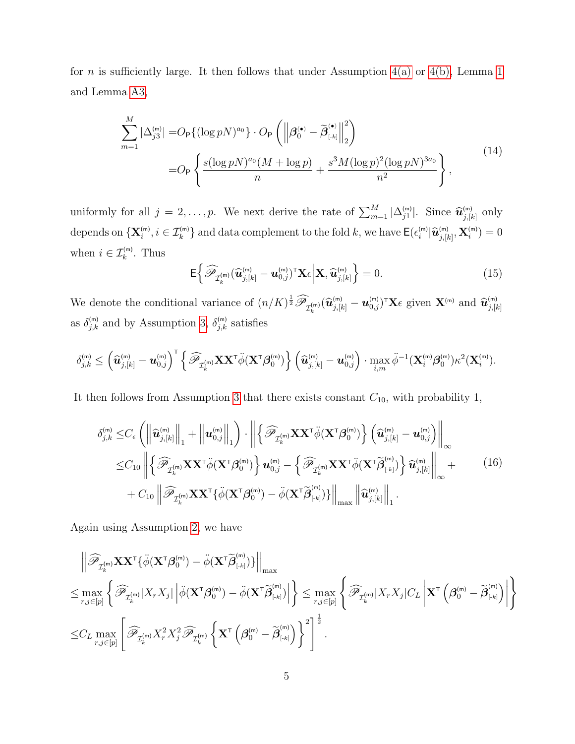for $n$ is sufficiently large. It then follows that under Assumption 4(a) or 4(b), Lemma 1 and Lemma A3,

$$
\begin{aligned}
\sum_{m=1}^{M} |\Delta_{j3}^{(m)}| =& O_{\mathsf{P}}\{(\log pN)^{a_0}\} \cdot O_{\mathsf{P}}\left(\left\|\boldsymbol{\beta}_0^{(\bullet)} - \widetilde{\boldsymbol{\beta}}_{[-k]}^{(\bullet)}\right\|_2^2\right) \\
=& O_{\mathsf{P}}\left\{\frac{s(\log pN)^{a_0}(M + \log p)}{n} + \frac{s^3 M (\log p)^2 (\log pN)^{3a_0}}{n^2}\right\},
\end{aligned} \tag{14}
$$

uniformly for all $j = 2, \dots, p$. We next derive the rate of $\sum_{m=1}^{M} |\Delta_{j1}^{(m)}|$. Since $\widehat{\boldsymbol{u}}_{j,[k]}^{(m)}$ only depends on $\{\mathbf{X}_i^{(m)}, i \in \mathcal{I}_k^{(m)}\}$ and data complement to the fold $k$, we have $\mathsf{E}(\epsilon_i^{(m)} | \widehat{\boldsymbol{u}}_{j,[k]}^{(m)}, \mathbf{X}_i^{(m)}) = 0$ when $i \in \mathcal{I}_k^{(m)}$. Thus

$$
\mathsf{E}\left\{ \widehat{\mathscr{P}}_{\mathcal{I}_k^{(m)}} (\widehat{\boldsymbol{u}}_{j,[k]}^{(m)} - \boldsymbol{u}_{0,j}^{(m)})^{\mathsf{T}} \mathbf{X} \epsilon \,\Big|\, \mathbf{X}, \widehat{\boldsymbol{u}}_{j,[k]}^{(m)} \right\} = 0. \tag{15}
$$

We denote the conditional variance of $(n/K)^{\frac{1}{2}} \widehat{\mathscr{P}}_{\mathcal{I}_k^{(m)}} (\widehat{\boldsymbol{u}}_{j,[k]}^{(m)} - \boldsymbol{u}_{0,j}^{(m)})^{\mathsf{T}} \mathbf{X} \epsilon$ given $\mathbf{X}^{(m)}$ and $\widehat{\boldsymbol{u}}_{j,[k]}^{(m)}$ as $\delta_{j,k}^{(m)}$ and by Assumption 3, $\delta_{j,k}^{(m)}$ satisfies

$$
\delta_{j,k}^{(m)} \leq \left(\widehat{\boldsymbol{u}}_{j,[k]}^{(m)} - \boldsymbol{u}_{0,j}^{(m)}\right)^{\mathsf{T}} \left\{ \widehat{\mathscr{P}}_{\mathcal{I}_k^{(m)}} \mathbf{X}\mathbf{X}^{\mathsf{T}} \ddot{\phi}(\mathbf{X}^{\mathsf{T}} \boldsymbol{\beta}_0^{(m)}) \right\} \left(\widehat{\boldsymbol{u}}_{j,[k]}^{(m)} - \boldsymbol{u}_{0,j}^{(m)}\right) \cdot \max_{i,m} \ddot{\phi}^{-1}(\mathbf{X}_i^{(m)} \boldsymbol{\beta}_0^{(m)}) \kappa^2(\mathbf{X}_i^{(m)}).
$$

It then follows from Assumption 3 that there exists constant $C_{10}$, with probability 1,

$$
\begin{aligned}
\delta_{j,k}^{(m)} \leq & C_\epsilon \left( \left\|\widehat{\boldsymbol{u}}_{j,[k]}^{(m)}\right\|_1 + \left\|\boldsymbol{u}_{0,j}^{(m)}\right\|_1 \right) \cdot \left\| \left\{ \widehat{\mathscr{P}}_{\mathcal{I}_k^{(m)}} \mathbf{X}\mathbf{X}^{\mathsf{T}} \ddot{\phi}(\mathbf{X}^{\mathsf{T}} \boldsymbol{\beta}_0^{(m)}) \right\} \left(\widehat{\boldsymbol{u}}_{j,[k]}^{(m)} - \boldsymbol{u}_{0,j}^{(m)}\right) \right\|_\infty \\
\leq & C_{10} \left\| \left\{ \widehat{\mathscr{P}}_{\mathcal{I}_k^{(m)}} \mathbf{X}\mathbf{X}^{\mathsf{T}} \ddot{\phi}(\mathbf{X}^{\mathsf{T}} \boldsymbol{\beta}_0^{(m)}) \right\} \boldsymbol{u}_{0,j}^{(m)} - \left\{ \widehat{\mathscr{P}}_{\mathcal{I}_k^{(m)}} \mathbf{X}\mathbf{X}^{\mathsf{T}} \ddot{\phi}(\mathbf{X}^{\mathsf{T}} \widetilde{\boldsymbol{\beta}}_{[-k]}^{(m)}) \right\} \widehat{\boldsymbol{u}}_{j,[k]}^{(m)} \right\|_\infty + \\
& + C_{10} \left\| \widehat{\mathscr{P}}_{\mathcal{I}_k^{(m)}} \mathbf{X}\mathbf{X}^{\mathsf{T}} \{ \ddot{\phi}(\mathbf{X}^{\mathsf{T}} \boldsymbol{\beta}_0^{(m)}) - \ddot{\phi}(\mathbf{X}^{\mathsf{T}} \widetilde{\boldsymbol{\beta}}_{[-k]}^{(m)}) \} \right\|_{\max} \left\| \widehat{\boldsymbol{u}}_{j,[k]}^{(m)} \right\|_1.
\end{aligned} \tag{16}
$$

Again using Assumption 2, we have

$$
\begin{aligned}
& \left\| \widehat{\mathscr{P}}_{\mathcal{I}_k^{(m)}} \mathbf{X}\mathbf{X}^{\mathsf{T}} \{ \ddot{\phi}(\mathbf{X}^{\mathsf{T}} \boldsymbol{\beta}_0^{(m)}) - \ddot{\phi}(\mathbf{X}^{\mathsf{T}} \widetilde{\boldsymbol{\beta}}_{[-k]}^{(m)}) \} \right\|_{\max} \\
\leq & \max_{r,j \in [p]} \left\{ \widehat{\mathscr{P}}_{\mathcal{I}_k^{(m)}} |X_r X_j| \left| \ddot{\phi}(\mathbf{X}^{\mathsf{T}} \boldsymbol{\beta}_0^{(m)}) - \ddot{\phi}(\mathbf{X}^{\mathsf{T}} \widetilde{\boldsymbol{\beta}}_{[-k]}^{(m)}) \right| \right\} \leq \max_{r,j \in [p]} \left\{ \widehat{\mathscr{P}}_{\mathcal{I}_k^{(m)}} |X_r X_j| C_L \left| \mathbf{X}^{\mathsf{T}} \left( \boldsymbol{\beta}_0^{(m)} - \widetilde{\boldsymbol{\beta}}_{[-k]}^{(m)} \right) \right| \right\} \\
\leq & C_L \max_{r,j \in [p]} \left[ \widehat{\mathscr{P}}_{\mathcal{I}_k^{(m)}} X_r^2 X_j^2 \widehat{\mathscr{P}}_{\mathcal{I}_k^{(m)}} \left\{ \mathbf{X}^{\mathsf{T}} \left( \boldsymbol{\beta}_0^{(m)} - \widetilde{\boldsymbol{\beta}}_{[-k]}^{(m)} \right) \right\}^2 \right]^{\frac{1}{2}}.
\end{aligned}
$$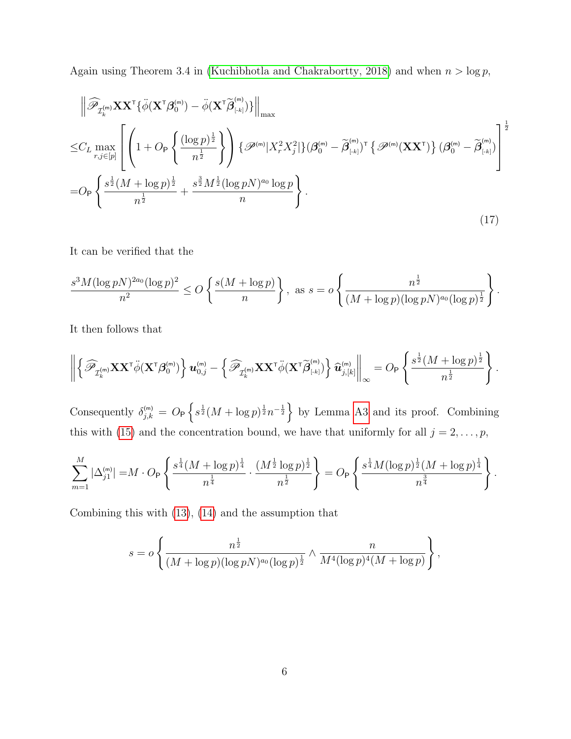Again using Theorem 3.4 in (Kuchibhotla and Chakrabortty, 2018) and when $n > \log p$,

$$
\begin{aligned}
&\left\| \widehat{\mathscr{P}}_{\mathcal{I}_k^{(\mathsf{m})}} \mathbf{X}\mathbf{X}^\mathsf{T} \{ \ddot{\phi}(\mathbf{X}^\mathsf{T}\boldsymbol{\beta}_0^{(\mathsf{m})}) - \ddot{\phi}(\mathbf{X}^\mathsf{T}\widetilde{\boldsymbol{\beta}}_{[\text{-}k]}^{(\mathsf{m})}) \} \right\|_{\max} \\
\leq & C_L \max_{r,j\in[p]} \left[ \left( 1 + O_\mathsf{P}\left\{ \frac{(\log p)^{\frac{1}{2}}}{n^{\frac{1}{2}}} \right\} \right) \{ \mathscr{P}^{(\mathsf{m})} |X_r^2 X_j^2| \} (\boldsymbol{\beta}_0^{(\mathsf{m})} - \widetilde{\boldsymbol{\beta}}_{[\text{-}k]}^{(\mathsf{m})})^\mathsf{T} \left\{ \mathscr{P}^{(\mathsf{m})}(\mathbf{X}\mathbf{X}^\mathsf{T}) \right\} (\boldsymbol{\beta}_0^{(\mathsf{m})} - \widetilde{\boldsymbol{\beta}}_{[\text{-}k]}^{(\mathsf{m})}) \right]^{\frac{1}{2}} \\
= & O_\mathsf{P}\left\{ \frac{s^{\frac{1}{2}}(M + \log p)^{\frac{1}{2}}}{n^{\frac{1}{2}}} + \frac{s^{\frac{3}{2}} M^{\frac{1}{2}} (\log pN)^{a_0} \log p}{n} \right\}.
\end{aligned}
\tag{17}
$$

It can be verified that the

$$
\frac{s^3 M (\log pN)^{2a_0} (\log p)^2}{n^2} \leq O\left\{ \frac{s(M + \log p)}{n} \right\}, \text{ as } s = o\left\{ \frac{n^{\frac{1}{2}}}{(M + \log p)(\log pN)^{a_0} (\log p)^{\frac{1}{2}}} \right\}.
$$

It then follows that

$$
\left\| \left\{ \widehat{\mathscr{P}}_{\mathcal{I}_k^{(\mathsf{m})}} \mathbf{X}\mathbf{X}^\mathsf{T} \ddot{\phi}(\mathbf{X}^\mathsf{T}\boldsymbol{\beta}_0^{(\mathsf{m})}) \right\} \boldsymbol{u}_{0,j}^{(\mathsf{m})} - \left\{ \widehat{\mathscr{P}}_{\mathcal{I}_k^{(\mathsf{m})}} \mathbf{X}\mathbf{X}^\mathsf{T} \ddot{\phi}(\mathbf{X}^\mathsf{T}\widetilde{\boldsymbol{\beta}}_{[\text{-}k]}^{(\mathsf{m})}) \right\} \widehat{\boldsymbol{u}}_{j,[k]}^{(\mathsf{m})} \right\|_\infty = O_\mathsf{P}\left\{ \frac{s^{\frac{1}{2}}(M + \log p)^{\frac{1}{2}}}{n^{\frac{1}{2}}} \right\}.
$$

Consequently $\delta_{j,k}^{(\mathsf{m})} = O_\mathsf{P}\left\{ s^{\frac{1}{2}}(M + \log p)^{\frac{1}{2}} n^{-\frac{1}{2}} \right\}$ by Lemma A3 and its proof. Combining this with (15) and the concentration bound, we have that uniformly for all $j = 2, \ldots, p$,

$$
\sum_{m=1}^{M} |\Delta_{j1}^{(\mathsf{m})}| = M \cdot O_\mathsf{P}\left\{ \frac{s^{\frac{1}{4}}(M + \log p)^{\frac{1}{4}}}{n^{\frac{1}{4}}} \cdot \frac{(M^{\frac{1}{2}} \log p)^{\frac{1}{2}}}{n^{\frac{1}{2}}} \right\} = O_\mathsf{P}\left\{ \frac{s^{\frac{1}{4}} M (\log p)^{\frac{1}{2}} (M + \log p)^{\frac{1}{4}}}{n^{\frac{3}{4}}} \right\}.
$$

Combining this with (13), (14) and the assumption that

$$
s = o\left\{ \frac{n^{\frac{1}{2}}}{(M + \log p)(\log pN)^{a_0} (\log p)^{\frac{1}{2}}} \wedge \frac{n}{M^4 (\log p)^4 (M + \log p)} \right\},
$$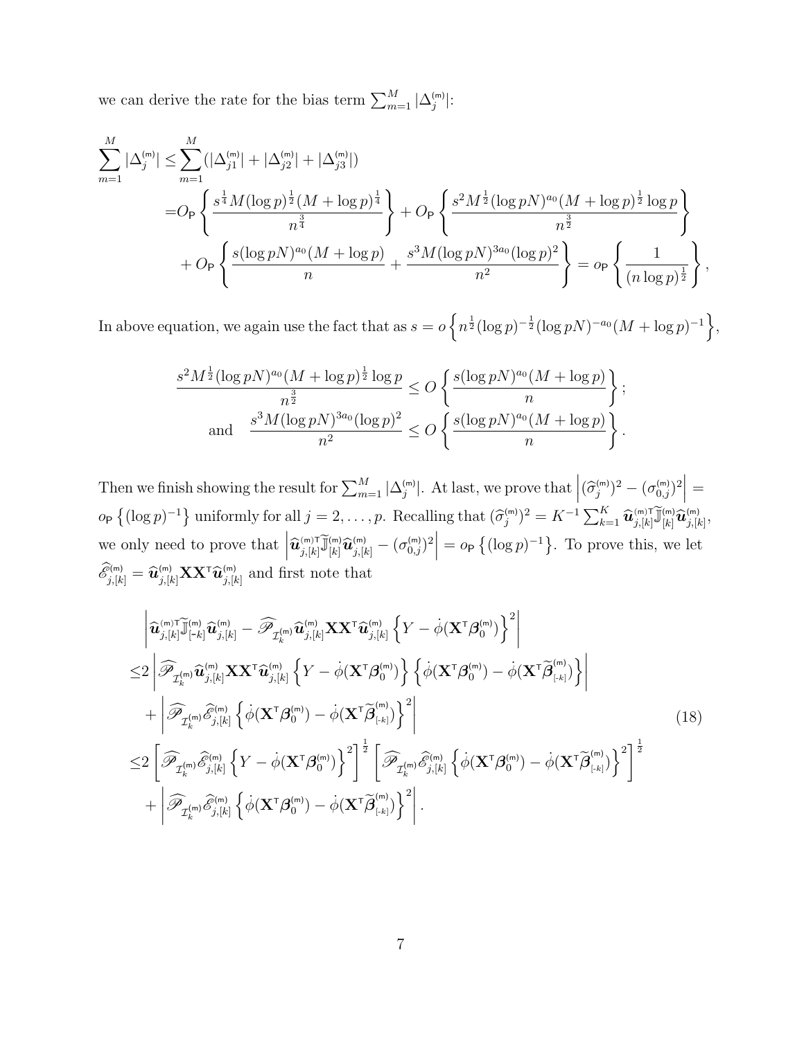we can derive the rate for the bias term $\sum_{m=1}^{M} |\Delta_j^{(m)}|$:

$$
\begin{aligned}
\sum_{m=1}^{M} |\Delta_j^{(m)}| \leq & \sum_{m=1}^{M} (|\Delta_{j1}^{(m)}| + |\Delta_{j2}^{(m)}| + |\Delta_{j3}^{(m)}|) \\
= & O_{\mathsf{P}} \left\{ \frac{s^{\frac{1}{4}} M (\log p)^{\frac{1}{2}} (M + \log p)^{\frac{1}{4}}}{n^{\frac{3}{4}}} \right\} + O_{\mathsf{P}} \left\{ \frac{s^2 M^{\frac{1}{2}} (\log pN)^{a_0} (M + \log p)^{\frac{1}{2}} \log p}{n^{\frac{3}{2}}} \right\} \\
& + O_{\mathsf{P}} \left\{ \frac{s (\log pN)^{a_0} (M + \log p)}{n} + \frac{s^3 M (\log pN)^{3a_0} (\log p)^2}{n^2} \right\} = o_{\mathsf{P}} \left\{ \frac{1}{(n \log p)^{\frac{1}{2}}} \right\},
\end{aligned}
$$

In above equation, we again use the fact that as $s = o\left\{ n^{\frac{1}{2}} (\log p)^{-\frac{1}{2}} (\log pN)^{-a_0} (M + \log p)^{-1} \right\}$,

$$
\begin{aligned}
\frac{s^2 M^{\frac{1}{2}} (\log pN)^{a_0} (M + \log p)^{\frac{1}{2}} \log p}{n^{\frac{3}{2}}} &\leq O\left\{ \frac{s (\log pN)^{a_0} (M + \log p)}{n} \right\}; \\
\text{and} \quad \frac{s^3 M (\log pN)^{3a_0} (\log p)^2}{n^2} &\leq O\left\{ \frac{s (\log pN)^{a_0} (M + \log p)}{n} \right\}.
\end{aligned}
$$

Then we finish showing the result for $\sum_{m=1}^{M} |\Delta_j^{(m)}|$. At last, we prove that $\left| (\widehat{\sigma}_j^{(m)})^2 - (\sigma_{0,j}^{(m)})^2 \right| = o_{\mathsf{P}} \left\{ (\log p)^{-1} \right\}$ uniformly for all $j = 2, \ldots, p$. Recalling that $(\widehat{\sigma}_j^{(m)})^2 = K^{-1} \sum_{k=1}^{K} \widehat{\boldsymbol{u}}_{j,[k]}^{(m)\intercal} \widetilde{\mathbb{J}}_{[k]}^{(m)} \widehat{\boldsymbol{u}}_{j,[k]}^{(m)}$, we only need to prove that $\left| \widehat{\boldsymbol{u}}_{j,[k]}^{(m)\intercal} \widetilde{\mathbb{J}}_{[k]}^{(m)} \widehat{\boldsymbol{u}}_{j,[k]}^{(m)} - (\sigma_{0,j}^{(m)})^2 \right| = o_{\mathsf{P}} \left\{ (\log p)^{-1} \right\}$. To prove this, we let $\widehat{\mathscr{E}}_{j,[k]}^{(m)} = \widehat{\boldsymbol{u}}_{j,[k]}^{(m)} \mathbf{X} \mathbf{X}^\intercal \widehat{\boldsymbol{u}}_{j,[k]}^{(m)}$ and first note that

$$
\begin{aligned}
& \left| \widehat{\boldsymbol{u}}_{j,[k]}^{(m)\intercal} \widetilde{\mathbb{J}}_{[-k]}^{(m)} \widehat{\boldsymbol{u}}_{j,[k]}^{(m)} - \widehat{\mathscr{P}}_{\mathcal{I}_k^{(m)}} \widehat{\boldsymbol{u}}_{j,[k]}^{(m)} \mathbf{X} \mathbf{X}^\intercal \widehat{\boldsymbol{u}}_{j,[k]}^{(m)} \left\{ Y - \dot{\phi}(\mathbf{X}^\intercal \boldsymbol{\beta}_0^{(m)}) \right\}^2 \right| \\
\leq & 2 \left| \widehat{\mathscr{P}}_{\mathcal{I}_k^{(m)}} \widehat{\boldsymbol{u}}_{j,[k]}^{(m)} \mathbf{X} \mathbf{X}^\intercal \widehat{\boldsymbol{u}}_{j,[k]}^{(m)} \left\{ Y - \dot{\phi}(\mathbf{X}^\intercal \boldsymbol{\beta}_0^{(m)}) \right\} \left\{ \dot{\phi}(\mathbf{X}^\intercal \boldsymbol{\beta}_0^{(m)}) - \dot{\phi}(\mathbf{X}^\intercal \widetilde{\boldsymbol{\beta}}_{[-k]}^{(m)}) \right\} \right| \\
& + \left| \widehat{\mathscr{P}}_{\mathcal{I}_k^{(m)}} \widehat{\mathscr{E}}_{j,[k]}^{(m)} \left\{ \dot{\phi}(\mathbf{X}^\intercal \boldsymbol{\beta}_0^{(m)}) - \dot{\phi}(\mathbf{X}^\intercal \widetilde{\boldsymbol{\beta}}_{[-k]}^{(m)}) \right\}^2 \right| \\
\leq & 2 \left[ \widehat{\mathscr{P}}_{\mathcal{I}_k^{(m)}} \widehat{\mathscr{E}}_{j,[k]}^{(m)} \left\{ Y - \dot{\phi}(\mathbf{X}^\intercal \boldsymbol{\beta}_0^{(m)}) \right\}^2 \right]^{\frac{1}{2}} \left[ \widehat{\mathscr{P}}_{\mathcal{I}_k^{(m)}} \widehat{\mathscr{E}}_{j,[k]}^{(m)} \left\{ \dot{\phi}(\mathbf{X}^\intercal \boldsymbol{\beta}_0^{(m)}) - \dot{\phi}(\mathbf{X}^\intercal \widetilde{\boldsymbol{\beta}}_{[-k]}^{(m)}) \right\}^2 \right]^{\frac{1}{2}} \\
& + \left| \widehat{\mathscr{P}}_{\mathcal{I}_k^{(m)}} \widehat{\mathscr{E}}_{j,[k]}^{(m)} \left\{ \dot{\phi}(\mathbf{X}^\intercal \boldsymbol{\beta}_0^{(m)}) - \dot{\phi}(\mathbf{X}^\intercal \widetilde{\boldsymbol{\beta}}_{[-k]}^{(m)}) \right\}^2 \right|.
\end{aligned}
\tag{18}
$$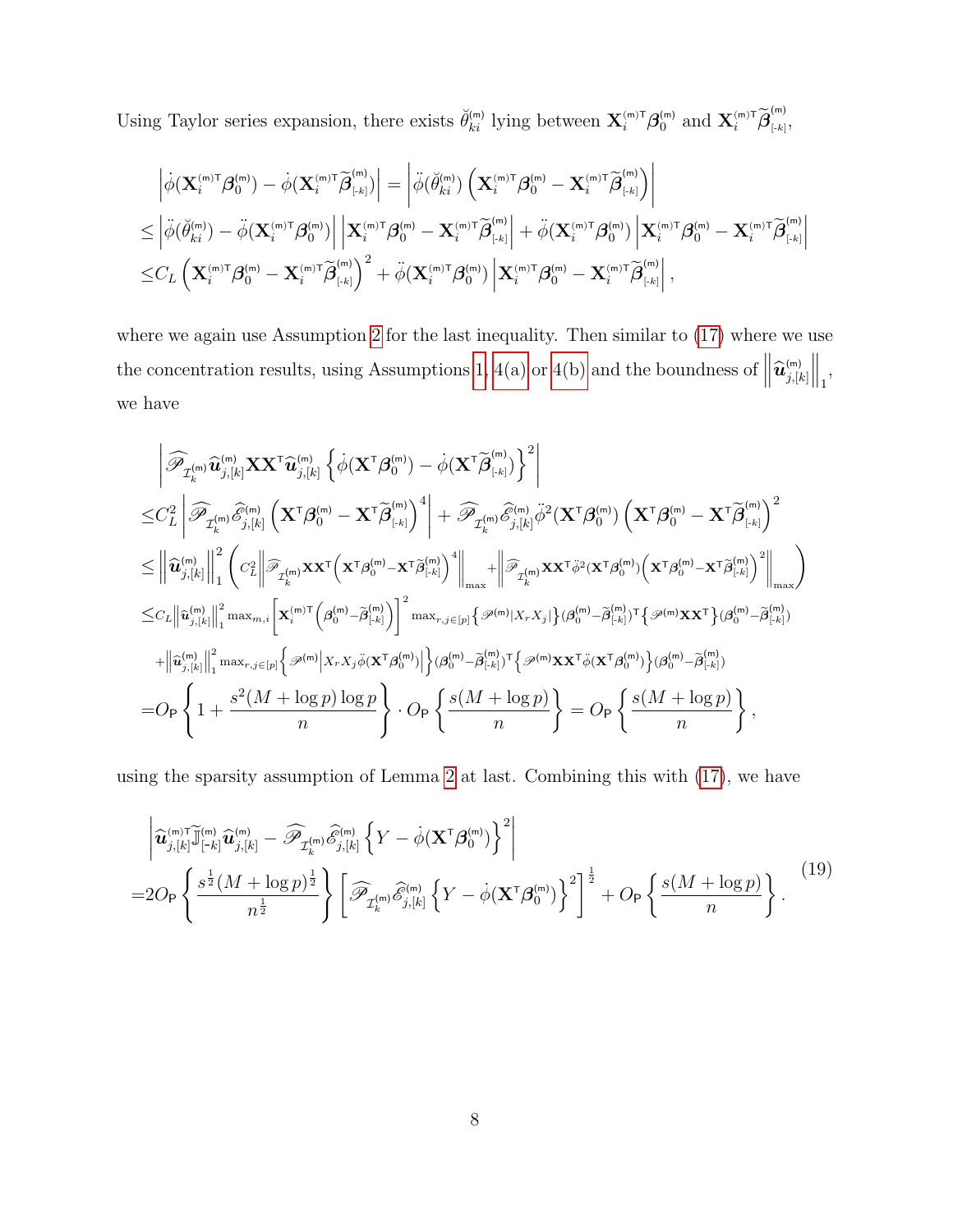Using Taylor series expansion, there exists $\breve{\theta}_{ki}^{(m)}$ lying between $\mathbf{X}_i^{(m)\mathsf{T}}\boldsymbol{\beta}_0^{(m)}$ and $\mathbf{X}_i^{(m)\mathsf{T}}\widetilde{\boldsymbol{\beta}}_{[-k]}^{(m)}$,

$$
\begin{aligned}
&\left|\dot{\phi}(\mathbf{X}_i^{(m)\mathsf{T}}\boldsymbol{\beta}_0^{(m)}) - \dot{\phi}(\mathbf{X}_i^{(m)\mathsf{T}}\widetilde{\boldsymbol{\beta}}_{[-k]}^{(m)})\right| = \left|\ddot{\phi}(\breve{\theta}_{ki}^{(m)})\left(\mathbf{X}_i^{(m)\mathsf{T}}\boldsymbol{\beta}_0^{(m)} - \mathbf{X}_i^{(m)\mathsf{T}}\widetilde{\boldsymbol{\beta}}_{[-k]}^{(m)}\right)\right| \\
\leq& \left|\ddot{\phi}(\breve{\theta}_{ki}^{(m)}) - \ddot{\phi}(\mathbf{X}_i^{(m)\mathsf{T}}\boldsymbol{\beta}_0^{(m)})\right|\left|\mathbf{X}_i^{(m)\mathsf{T}}\boldsymbol{\beta}_0^{(m)} - \mathbf{X}_i^{(m)\mathsf{T}}\widetilde{\boldsymbol{\beta}}_{[-k]}^{(m)}\right| + \ddot{\phi}(\mathbf{X}_i^{(m)\mathsf{T}}\boldsymbol{\beta}_0^{(m)})\left|\mathbf{X}_i^{(m)\mathsf{T}}\boldsymbol{\beta}_0^{(m)} - \mathbf{X}_i^{(m)\mathsf{T}}\widetilde{\boldsymbol{\beta}}_{[-k]}^{(m)}\right| \\
\leq& C_L\left(\mathbf{X}_i^{(m)\mathsf{T}}\boldsymbol{\beta}_0^{(m)} - \mathbf{X}_i^{(m)\mathsf{T}}\widetilde{\boldsymbol{\beta}}_{[-k]}^{(m)}\right)^2 + \ddot{\phi}(\mathbf{X}_i^{(m)\mathsf{T}}\boldsymbol{\beta}_0^{(m)})\left|\mathbf{X}_i^{(m)\mathsf{T}}\boldsymbol{\beta}_0^{(m)} - \mathbf{X}_i^{(m)\mathsf{T}}\widetilde{\boldsymbol{\beta}}_{[-k]}^{(m)}\right|,
\end{aligned}
$$

where we again use Assumption 2 for the last inequality. Then similar to (17) where we use the concentration results, using Assumptions 1, 4(a) or 4(b) and the boundness of $\left\|\widehat{\boldsymbol{u}}_{j,[k]}^{(m)}\right\|_1$, we have

$$
\begin{aligned}
&\left|\widehat{\mathscr{P}}_{\mathcal{I}_k^{(m)}}\widehat{\boldsymbol{u}}_{j,[k]}^{(m)}\mathbf{X}\mathbf{X}^{\mathsf{T}}\widehat{\boldsymbol{u}}_{j,[k]}^{(m)}\left\{\dot{\phi}(\mathbf{X}^{\mathsf{T}}\boldsymbol{\beta}_0^{(m)}) - \dot{\phi}(\mathbf{X}^{\mathsf{T}}\widetilde{\boldsymbol{\beta}}_{[-k]}^{(m)})\right\}^2\right| \\
\leq& C_L^2\left|\widehat{\mathscr{P}}_{\mathcal{I}_k^{(m)}}\widehat{\mathscr{E}}_{j,[k]}^{(m)}\left(\mathbf{X}^{\mathsf{T}}\boldsymbol{\beta}_0^{(m)} - \mathbf{X}^{\mathsf{T}}\widetilde{\boldsymbol{\beta}}_{[-k]}^{(m)}\right)^4\right| + \widehat{\mathscr{P}}_{\mathcal{I}_k^{(m)}}\widehat{\mathscr{E}}_{j,[k]}^{(m)}\ddot{\phi}^2(\mathbf{X}^{\mathsf{T}}\boldsymbol{\beta}_0^{(m)})\left(\mathbf{X}^{\mathsf{T}}\boldsymbol{\beta}_0^{(m)} - \mathbf{X}^{\mathsf{T}}\widetilde{\boldsymbol{\beta}}_{[-k]}^{(m)}\right)^2 \\
\leq& \left\|\widehat{\boldsymbol{u}}_{j,[k]}^{(m)}\right\|_1^2\left(C_L^2\left\|\widehat{\mathscr{P}}_{\mathcal{I}_k^{(m)}}\mathbf{X}\mathbf{X}^{\mathsf{T}}\left(\mathbf{X}^{\mathsf{T}}\boldsymbol{\beta}_0^{(m)} - \mathbf{X}^{\mathsf{T}}\widetilde{\boldsymbol{\beta}}_{[-k]}^{(m)}\right)^4\right\|_{\max} + \left\|\widehat{\mathscr{P}}_{\mathcal{I}_k^{(m)}}\mathbf{X}\mathbf{X}^{\mathsf{T}}\ddot{\phi}^2(\mathbf{X}^{\mathsf{T}}\boldsymbol{\beta}_0^{(m)})\left(\mathbf{X}^{\mathsf{T}}\boldsymbol{\beta}_0^{(m)} - \mathbf{X}^{\mathsf{T}}\widetilde{\boldsymbol{\beta}}_{[-k]}^{(m)}\right)^2\right\|_{\max}\right) \\
\leq& C_L\left\|\widehat{\boldsymbol{u}}_{j,[k]}^{(m)}\right\|_1^2\max_{m,i}\left[\mathbf{X}_i^{(m)\mathsf{T}}\left(\boldsymbol{\beta}_0^{(m)} - \widetilde{\boldsymbol{\beta}}_{[-k]}^{(m)}\right)\right]^2\max_{r,j\in[p]}\left\{\mathscr{P}^{(m)}|X_rX_j|\right\}(\boldsymbol{\beta}_0^{(m)} - \widetilde{\boldsymbol{\beta}}_{[-k]}^{(m)})^{\mathsf{T}}\left\{\mathscr{P}^{(m)}\mathbf{X}\mathbf{X}^{\mathsf{T}}\right\}(\boldsymbol{\beta}_0^{(m)} - \widetilde{\boldsymbol{\beta}}_{[-k]}^{(m)}) \\
&+\left\|\widehat{\boldsymbol{u}}_{j,[k]}^{(m)}\right\|_1^2\max_{r,j\in[p]}\left\{\mathscr{P}^{(m)}\left|X_rX_j\ddot{\phi}(\mathbf{X}^{\mathsf{T}}\boldsymbol{\beta}_0^{(m)})\right|\right\}(\boldsymbol{\beta}_0^{(m)} - \widetilde{\boldsymbol{\beta}}_{[-k]}^{(m)})^{\mathsf{T}}\left\{\mathscr{P}^{(m)}\mathbf{X}\mathbf{X}^{\mathsf{T}}\ddot{\phi}(\mathbf{X}^{\mathsf{T}}\boldsymbol{\beta}_0^{(m)})\right\}(\boldsymbol{\beta}_0^{(m)} - \widetilde{\boldsymbol{\beta}}_{[-k]}^{(m)}) \\
=& O_{\mathsf{P}}\left\{1 + \frac{s^2(M + \log p)\log p}{n}\right\}\cdot O_{\mathsf{P}}\left\{\frac{s(M + \log p)}{n}\right\} = O_{\mathsf{P}}\left\{\frac{s(M + \log p)}{n}\right\},
\end{aligned}
$$

using the sparsity assumption of Lemma 2 at last. Combining this with (17), we have

$$
\begin{aligned}
&\left|\widehat{\boldsymbol{u}}_{j,[k]}^{(m)\mathsf{T}}\widetilde{\mathbb{J}}_{[-k]}^{(m)}\widehat{\boldsymbol{u}}_{j,[k]}^{(m)} - \widehat{\mathscr{P}}_{\mathcal{I}_k^{(m)}}\widehat{\mathscr{E}}_{j,[k]}^{(m)}\left\{Y - \dot{\phi}(\mathbf{X}^{\mathsf{T}}\boldsymbol{\beta}_0^{(m)})\right\}^2\right| \\
=& 2O_{\mathsf{P}}\left\{\frac{s^{\frac{1}{2}}(M + \log p)^{\frac{1}{2}}}{n^{\frac{1}{2}}}\right\}\left[\widehat{\mathscr{P}}_{\mathcal{I}_k^{(m)}}\widehat{\mathscr{E}}_{j,[k]}^{(m)}\left\{Y - \dot{\phi}(\mathbf{X}^{\mathsf{T}}\boldsymbol{\beta}_0^{(m)})\right\}^2\right]^{\frac{1}{2}} + O_{\mathsf{P}}\left\{\frac{s(M + \log p)}{n}\right\}.
\end{aligned}
\tag{19}
$$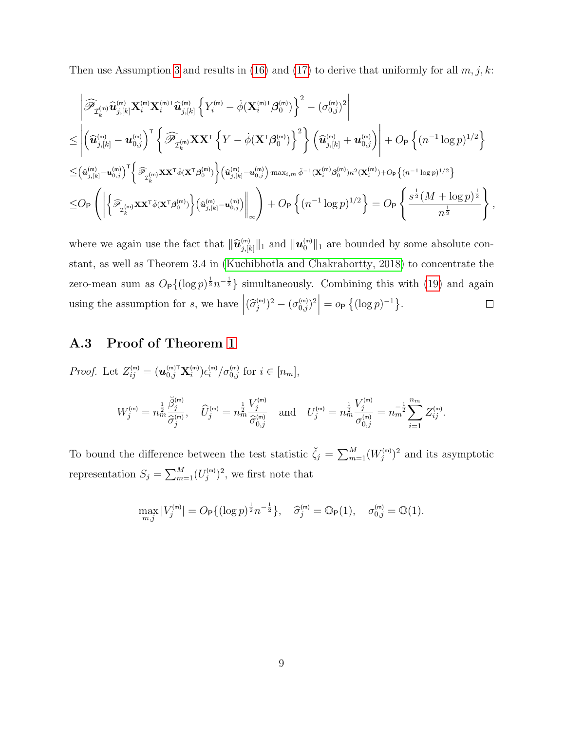Then use Assumption 3 and results in (16) and (17) to derive that uniformly for all $m, j, k$:

$$
\begin{aligned}
&\left| \widehat{\mathscr{P}}_{\mathcal{I}_k^{(\mathsf{m})}} \widehat{\boldsymbol{u}}_{j,[k]}^{(\mathsf{m})} \mathbf{X}_i^{(\mathsf{m})} \mathbf{X}_i^{(\mathsf{m})\intercal} \widehat{\boldsymbol{u}}_{j,[k]}^{(\mathsf{m})} \left\{ Y_i^{(\mathsf{m})} - \dot{\phi}(\mathbf{X}_i^{(\mathsf{m})\intercal} \boldsymbol{\beta}_0^{(\mathsf{m})}) \right\}^2 - (\sigma_{0,j}^{(\mathsf{m})})^2 \right| \\
\leq &\left| \left( \widehat{\boldsymbol{u}}_{j,[k]}^{(\mathsf{m})} - \boldsymbol{u}_{0,j}^{(\mathsf{m})} \right)^\intercal \left\{ \widehat{\mathscr{P}}_{\mathcal{I}_k^{(\mathsf{m})}} \mathbf{X}\mathbf{X}^\intercal \left\{ Y - \dot{\phi}(\mathbf{X}^\intercal \boldsymbol{\beta}_0^{(\mathsf{m})}) \right\}^2 \right\} \left( \widehat{\boldsymbol{u}}_{j,[k]}^{(\mathsf{m})} + \boldsymbol{u}_{0,j}^{(\mathsf{m})} \right) \right| + O_{\mathsf{P}}\left\{ (n^{-1} \log p)^{1/2} \right\} \\
\leq &\left( \widehat{\boldsymbol{u}}_{j,[k]}^{(\mathsf{m})} - \boldsymbol{u}_{0,j}^{(\mathsf{m})} \right)^\intercal \left\{ \widehat{\mathscr{P}}_{\mathcal{I}_k^{(\mathsf{m})}} \mathbf{X}\mathbf{X}^\intercal \ddot{\phi}(\mathbf{X}^\intercal \boldsymbol{\beta}_0^{(\mathsf{m})}) \right\} \left( \widehat{\boldsymbol{u}}_{j,[k]}^{(\mathsf{m})} - \boldsymbol{u}_{0,j}^{(\mathsf{m})} \right) \cdot \max_{i,m} \ddot{\phi}^{-1}(\mathbf{X}_i^{(\mathsf{m})} \boldsymbol{\beta}_0^{(\mathsf{m})}) \kappa^2(\mathbf{X}_i^{(\mathsf{m})}) + O_{\mathsf{P}}\left\{ (n^{-1} \log p)^{1/2} \right\} \\
\leq &O_{\mathsf{P}}\left( \left\| \left\{ \widehat{\mathscr{P}}_{\mathcal{I}_k^{(\mathsf{m})}} \mathbf{X}\mathbf{X}^\intercal \ddot{\phi}(\mathbf{X}^\intercal \boldsymbol{\beta}_0^{(\mathsf{m})}) \right\} \left( \widehat{\boldsymbol{u}}_{j,[k]}^{(\mathsf{m})} - \boldsymbol{u}_{0,j}^{(\mathsf{m})} \right) \right\|_\infty \right) + O_{\mathsf{P}}\left\{ (n^{-1} \log p)^{1/2} \right\} = O_{\mathsf{P}}\left\{ \frac{s^{\frac{1}{2}} (M + \log p)^{\frac{1}{2}}}{n^{\frac{1}{2}}} \right\},
\end{aligned}
$$

where we again use the fact that $\|\widehat{\boldsymbol{u}}_{j,[k]}^{(\mathsf{m})}\|_1$ and $\|\boldsymbol{u}_0^{(\mathsf{m})}\|_1$ are bounded by some absolute constant, as well as Theorem 3.4 in (Kuchibhotla and Chakrabortty, 2018) to concentrate the zero-mean sum as $O_{\mathsf{P}}\{(\log p)^{\frac{1}{2}} n^{-\frac{1}{2}}\}$ simultaneously. Combining this with (19) and again using the assumption for $s$, we have $\left| (\widehat{\sigma}_j^{(\mathsf{m})})^2 - (\sigma_{0,j}^{(\mathsf{m})})^2 \right| = o_{\mathsf{P}}\left\{ (\log p)^{-1} \right\}$. □

### A.3 Proof of Theorem 1

*Proof.* Let $Z_{ij}^{(\mathsf{m})} = (\boldsymbol{u}_{0,j}^{(\mathsf{m})\intercal} \mathbf{X}_i^{(\mathsf{m})}) \epsilon_i^{(\mathsf{m})} / \sigma_{0,j}^{(\mathsf{m})}$ for $i \in [n_m]$,

$$
W_j^{(\mathsf{m})} = n_m^{\frac{1}{2}} \frac{\breve{\beta}_j^{(\mathsf{m})}}{\widehat{\sigma}_j^{(\mathsf{m})}}, \quad \widehat{U}_j^{(\mathsf{m})} = n_m^{\frac{1}{2}} \frac{V_j^{(\mathsf{m})}}{\widehat{\sigma}_{0,j}^{(\mathsf{m})}} \quad \text{and} \quad U_j^{(\mathsf{m})} = n_m^{\frac{1}{2}} \frac{V_j^{(\mathsf{m})}}{\sigma_{0,j}^{(\mathsf{m})}} = n_m^{-\frac{1}{2}} \sum_{i=1}^{n_m} Z_{ij}^{(\mathsf{m})}.
$$

To bound the difference between the test statistic $\breve{\zeta}_j = \sum_{m=1}^M (W_j^{(\mathsf{m})})^2$ and its asymptotic representation $S_j = \sum_{m=1}^M (U_j^{(\mathsf{m})})^2$, we first note that

$$
\max_{m,j} |V_j^{(\mathsf{m})}| = O_{\mathsf{P}}\{(\log p)^{\frac{1}{2}} n^{-\frac{1}{2}}\}, \quad \widehat{\sigma}_j^{(\mathsf{m})} = \mathbb{O}_{\mathsf{P}}(1), \quad \sigma_{0,j}^{(\mathsf{m})} = \mathbb{O}(1).
$$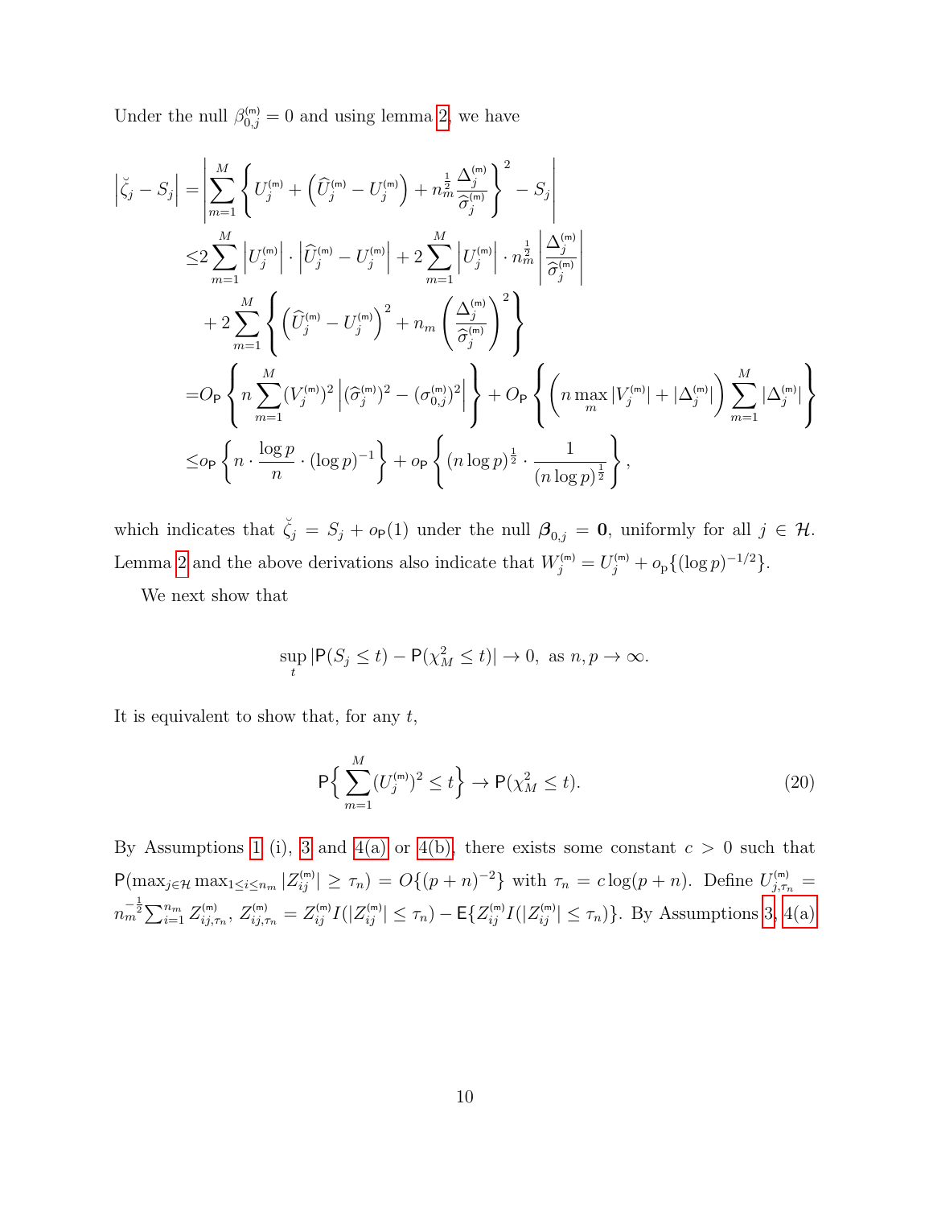Under the null $\beta_{0,j}^{(\mathsf{m})} = 0$ and using lemma 2, we have

$$
\begin{aligned}
\left|\breve{\zeta}_j - S_j\right| =& \left|\sum_{m=1}^{M}\left\{U_j^{(\mathsf{m})} + \left(\widehat{U}_j^{(\mathsf{m})} - U_j^{(\mathsf{m})}\right) + n_m^{\frac{1}{2}}\frac{\Delta_j^{(\mathsf{m})}}{\widehat{\sigma}_j^{(\mathsf{m})}}\right\}^2 - S_j\right| \\
\leq& 2\sum_{m=1}^{M}\left|U_j^{(\mathsf{m})}\right| \cdot \left|\widehat{U}_j^{(\mathsf{m})} - U_j^{(\mathsf{m})}\right| + 2\sum_{m=1}^{M}\left|U_j^{(\mathsf{m})}\right| \cdot n_m^{\frac{1}{2}}\left|\frac{\Delta_j^{(\mathsf{m})}}{\widehat{\sigma}_j^{(\mathsf{m})}}\right| \\
&+ 2\sum_{m=1}^{M}\left\{\left(\widehat{U}_j^{(\mathsf{m})} - U_j^{(\mathsf{m})}\right)^2 + n_m\left(\frac{\Delta_j^{(\mathsf{m})}}{\widehat{\sigma}_j^{(\mathsf{m})}}\right)^2\right\} \\
=& O_{\mathsf{P}}\left\{n\sum_{m=1}^{M}(V_j^{(\mathsf{m})})^2\left|(\widehat{\sigma}_j^{(\mathsf{m})})^2 - (\sigma_{0,j}^{(\mathsf{m})})^2\right|\right\} + O_{\mathsf{P}}\left\{\left(n\max_m|V_j^{(\mathsf{m})}| + |\Delta_j^{(\mathsf{m})}|\right)\sum_{m=1}^{M}|\Delta_j^{(\mathsf{m})}|\right\} \\
\leq& o_{\mathsf{P}}\left\{n \cdot \frac{\log p}{n} \cdot (\log p)^{-1}\right\} + o_{\mathsf{P}}\left\{(n\log p)^{\frac{1}{2}} \cdot \frac{1}{(n\log p)^{\frac{1}{2}}}\right\},
\end{aligned}
$$

which indicates that $\breve{\zeta}_j = S_j + o_{\mathsf{P}}(1)$ under the null $\boldsymbol{\beta}_{0,j} = \mathbf{0}$, uniformly for all $j \in \mathcal{H}$. Lemma 2 and the above derivations also indicate that $W_j^{(\mathsf{m})} = U_j^{(\mathsf{m})} + o_{\mathrm{p}}\{(\log p)^{-1/2}\}$.

We next show that

$$
\sup_t |\mathsf{P}(S_j \leq t) - \mathsf{P}(\chi_M^2 \leq t)| \to 0, \text{ as } n, p \to \infty.
$$

It is equivalent to show that, for any $t$,

$$
\mathsf{P}\Big\{\sum_{m=1}^{M}(U_j^{(\mathsf{m})})^2 \leq t\Big\} \to \mathsf{P}(\chi_M^2 \leq t). \tag{20}
$$

By Assumptions 1 (i), 3 and 4(a) or 4(b), there exists some constant $c > 0$ such that $\mathsf{P}(\max_{j\in\mathcal{H}}\max_{1\leq i\leq n_m}|Z_{ij}^{(\mathsf{m})}| \geq \tau_n) = O\{(p+n)^{-2}\}$ with $\tau_n = c\log(p+n)$. Define $U_{j,\tau_n}^{(\mathsf{m})} = n_m^{-\frac{1}{2}}\sum_{i=1}^{n_m} Z_{ij,\tau_n}^{(\mathsf{m})}$, $Z_{ij,\tau_n}^{(\mathsf{m})} = Z_{ij}^{(\mathsf{m})}I(|Z_{ij}^{(\mathsf{m})}| \leq \tau_n) - \mathsf{E}\{Z_{ij}^{(\mathsf{m})}I(|Z_{ij}^{(\mathsf{m})}| \leq \tau_n)\}$. By Assumptions 3, 4(a)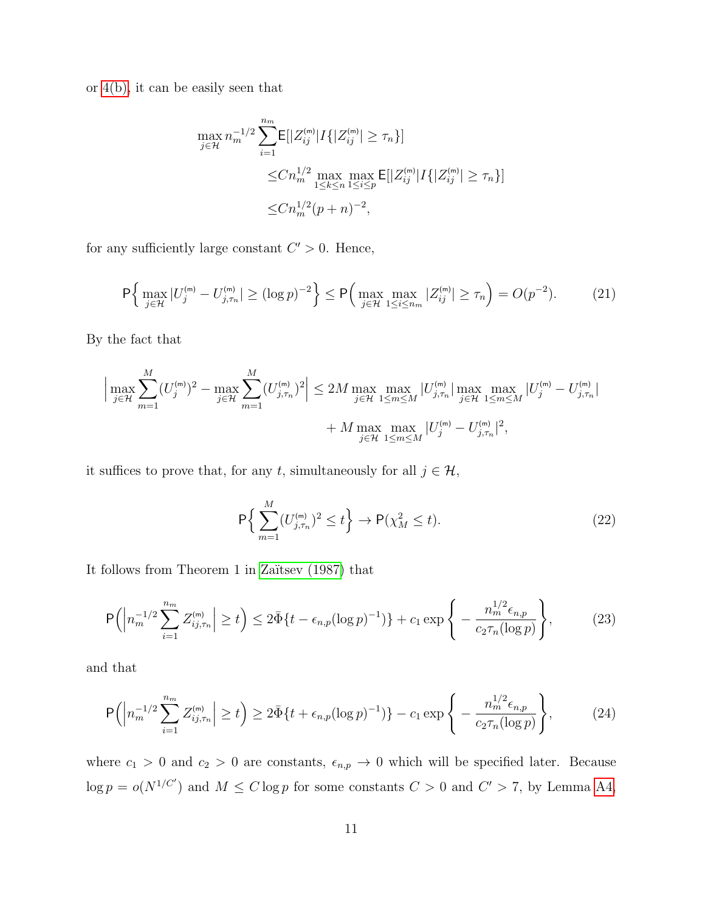or 4(b), it can be easily seen that

$$
\begin{aligned}
\max_{j\in\mathcal{H}} n_m^{-1/2} \sum_{i=1}^{n_m} \mathsf{E}[|Z_{ij}^{(\mathsf{m})}| I\{|Z_{ij}^{(\mathsf{m})}| \geq \tau_n\}] \\
&\leq C n_m^{1/2} \max_{1\leq k\leq n} \max_{1\leq i\leq p} \mathsf{E}[|Z_{ij}^{(\mathsf{m})}| I\{|Z_{ij}^{(\mathsf{m})}| \geq \tau_n\}] \\
&\leq C n_m^{1/2} (p+n)^{-2},
\end{aligned}
$$

for any sufficiently large constant $C' > 0$. Hence,

$$
\mathsf{P}\Big\{ \max_{j\in\mathcal{H}} |U_j^{(\mathsf{m})} - U_{j,\tau_n}^{(\mathsf{m})}| \geq (\log p)^{-2} \Big\} \leq \mathsf{P}\Big( \max_{j\in\mathcal{H}} \max_{1\leq i\leq n_m} |Z_{ij}^{(\mathsf{m})}| \geq \tau_n \Big) = O(p^{-2}). \tag{21}
$$

By the fact that

$$
\begin{aligned}
\Big| \max_{j\in\mathcal{H}} \sum_{m=1}^{M} (U_j^{(\mathsf{m})})^2 - \max_{j\in\mathcal{H}} \sum_{m=1}^{M} (U_{j,\tau_n}^{(\mathsf{m})})^2 \Big| &\leq 2M \max_{j\in\mathcal{H}} \max_{1\leq m\leq M} |U_{j,\tau_n}^{(\mathsf{m})}| \max_{j\in\mathcal{H}} \max_{1\leq m\leq M} |U_j^{(\mathsf{m})} - U_{j,\tau_n}^{(\mathsf{m})}| \\
&\quad + M \max_{j\in\mathcal{H}} \max_{1\leq m\leq M} |U_j^{(\mathsf{m})} - U_{j,\tau_n}^{(\mathsf{m})}|^2,
\end{aligned}
$$

it suffices to prove that, for any $t$, simultaneously for all $j \in \mathcal{H}$,

$$
\mathsf{P}\Big\{ \sum_{m=1}^{M} (U_{j,\tau_n}^{(\mathsf{m})})^2 \leq t \Big\} \to \mathsf{P}(\chi_M^2 \leq t). \tag{22}
$$

It follows from Theorem 1 in Zaïtsev (1987) that

$$
\mathsf{P}\Big( \Big| n_m^{-1/2} \sum_{i=1}^{n_m} Z_{ij,\tau_n}^{(\mathsf{m})} \Big| \geq t \Big) \leq 2\bar{\Phi}\{t - \epsilon_{n,p}(\log p)^{-1})\} + c_1 \exp\Bigg\{ - \frac{n_m^{1/2}\epsilon_{n,p}}{c_2 \tau_n (\log p)} \Bigg\}, \tag{23}
$$

and that

$$
\mathsf{P}\Big( \Big| n_m^{-1/2} \sum_{i=1}^{n_m} Z_{ij,\tau_n}^{(\mathsf{m})} \Big| \geq t \Big) \geq 2\bar{\Phi}\{t + \epsilon_{n,p}(\log p)^{-1})\} - c_1 \exp\Bigg\{ - \frac{n_m^{1/2}\epsilon_{n,p}}{c_2 \tau_n (\log p)} \Bigg\}, \tag{24}
$$

where $c_1 > 0$ and $c_2 > 0$ are constants, $\epsilon_{n,p} \to 0$ which will be specified later. Because $\log p = o(N^{1/C'})$ and $M \leq C \log p$ for some constants $C > 0$ and $C' > 7$, by Lemma A4,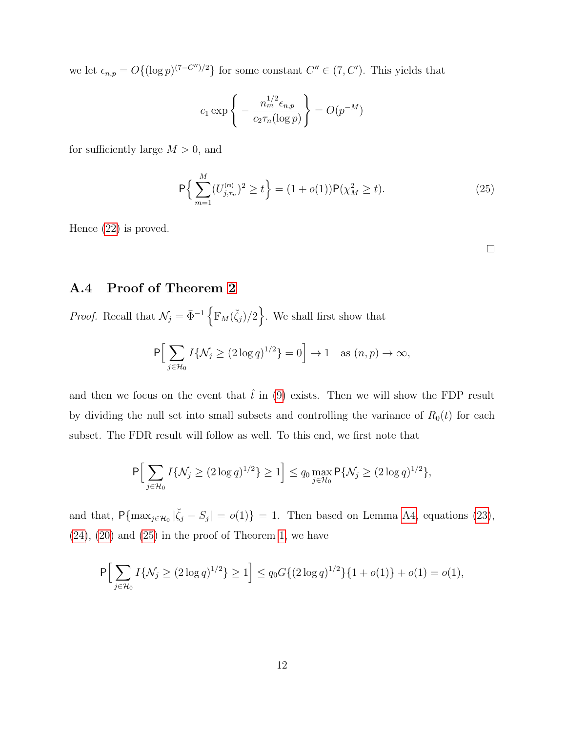we let $\epsilon_{n,p} = O\{(\log p)^{(7-C'')/2}\}$ for some constant $C'' \in (7, C')$. This yields that

$$c_1 \exp\bigg\{ -\frac{n_m^{1/2}\epsilon_{n,p}}{c_2\tau_n(\log p)} \bigg\} = O(p^{-M})$$

for sufficiently large $M > 0$, and

$$\mathsf{P}\Big\{ \sum_{m=1}^{M} (U_{j,\tau_n}^{(\mathsf{m})})^2 \geq t \Big\} = (1 + o(1))\mathsf{P}(\chi_M^2 \geq t). \tag{25}$$

Hence (22) is proved.

□

## A.4 Proof of Theorem 2

*Proof.* Recall that $\mathcal{N}_j = \bar{\Phi}^{-1}\Big\{\mathbb{F}_M(\breve{\zeta}_j)/2\Big\}$. We shall first show that

$$\mathsf{P}\Big[ \sum_{j \in \mathcal{H}_0} I\{\mathcal{N}_j \geq (2\log q)^{1/2}\} = 0 \Big] \to 1 \quad \text{as } (n,p) \to \infty,$$

and then we focus on the event that $\hat{t}$ in (9) exists. Then we will show the FDP result by dividing the null set into small subsets and controlling the variance of $R_0(t)$ for each subset. The FDR result will follow as well. To this end, we first note that

$$\mathsf{P}\Big[ \sum_{j \in \mathcal{H}_0} I\{\mathcal{N}_j \geq (2\log q)^{1/2}\} \geq 1 \Big] \leq q_0 \max_{j \in \mathcal{H}_0} \mathsf{P}\{\mathcal{N}_j \geq (2\log q)^{1/2}\},$$

and that, $\mathsf{P}\{\max_{j \in \mathcal{H}_0} |\breve{\zeta}_j - S_j| = o(1)\} = 1$. Then based on Lemma A4, equations (23), (24), (20) and (25) in the proof of Theorem 1, we have

$$\mathsf{P}\Big[ \sum_{j \in \mathcal{H}_0} I\{\mathcal{N}_j \geq (2\log q)^{1/2}\} \geq 1 \Big] \leq q_0 G\{(2\log q)^{1/2}\}\{1 + o(1)\} + o(1) = o(1),$$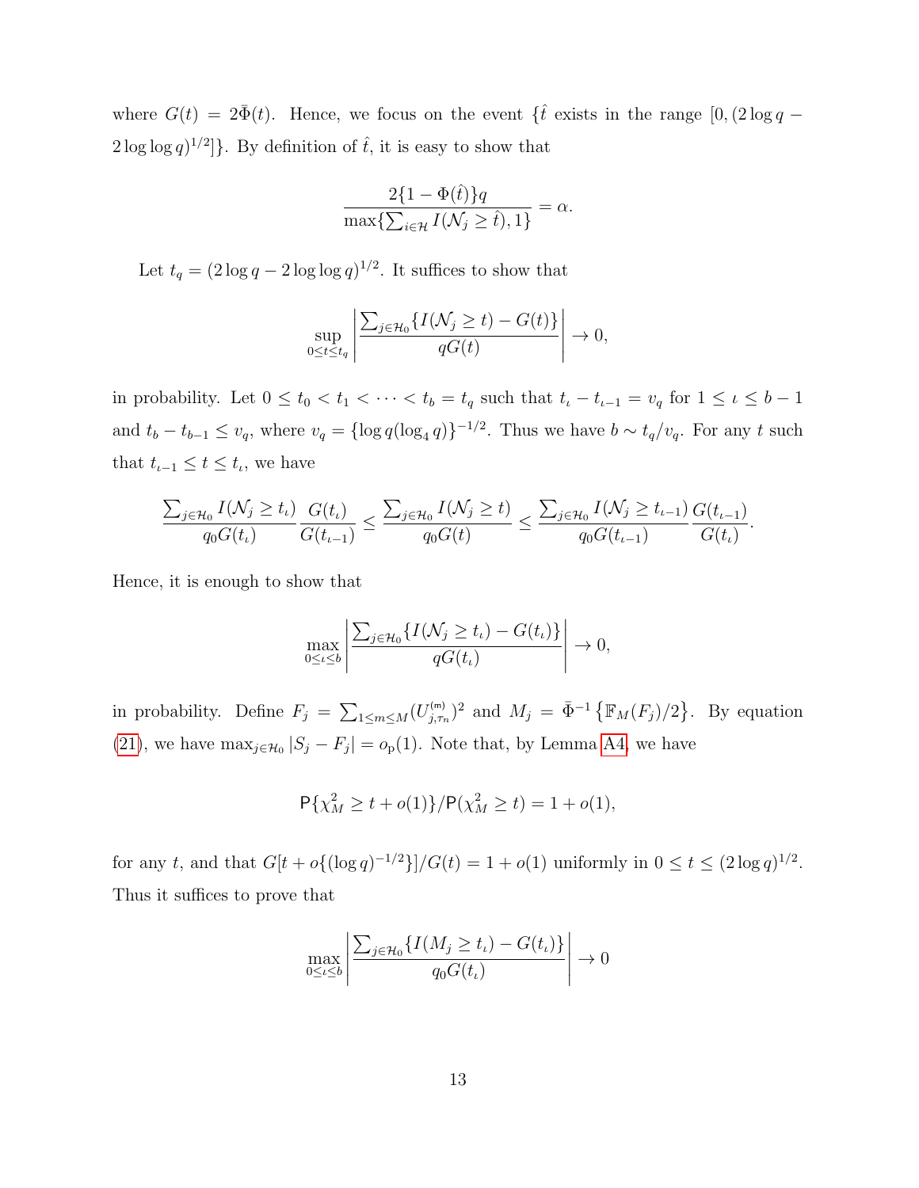where $G(t) = 2\bar{\Phi}(t)$. Hence, we focus on the event $\{\hat{t}$ exists in the range $[0, (2\log q - 2\log\log q)^{1/2}]\}$. By definition of $\hat{t}$, it is easy to show that

$$\frac{2\{1-\Phi(\hat{t})\}q}{\max\{\sum_{i\in\mathcal{H}} I(\mathcal{N}_j \geq \hat{t}), 1\}} = \alpha.$$

Let $t_q = (2\log q - 2\log\log q)^{1/2}$. It suffices to show that

$$\sup_{0\leq t\leq t_q} \left| \frac{\sum_{j\in\mathcal{H}_0}\{I(\mathcal{N}_j \geq t) - G(t)\}}{qG(t)} \right| \to 0,$$

in probability. Let $0 \leq t_0 < t_1 < \cdots < t_b = t_q$ such that $t_\iota - t_{\iota-1} = v_q$ for $1 \leq \iota \leq b-1$ and $t_b - t_{b-1} \leq v_q$, where $v_q = \{\log q(\log_4 q)\}^{-1/2}$. Thus we have $b \sim t_q/v_q$. For any $t$ such that $t_{\iota-1} \leq t \leq t_\iota$, we have

$$\frac{\sum_{j\in\mathcal{H}_0} I(\mathcal{N}_j \geq t_\iota)}{q_0 G(t_\iota)} \frac{G(t_\iota)}{G(t_{\iota-1})} \leq \frac{\sum_{j\in\mathcal{H}_0} I(\mathcal{N}_j \geq t)}{q_0 G(t)} \leq \frac{\sum_{j\in\mathcal{H}_0} I(\mathcal{N}_j \geq t_{\iota-1})}{q_0 G(t_{\iota-1})} \frac{G(t_{\iota-1})}{G(t_\iota)}.$$

Hence, it is enough to show that

$$\max_{0\leq\iota\leq b} \left| \frac{\sum_{j\in\mathcal{H}_0}\{I(\mathcal{N}_j \geq t_\iota) - G(t_\iota)\}}{qG(t_\iota)} \right| \to 0,$$

in probability. Define $F_j = \sum_{1\leq m\leq M}(U_{j,\tau_n}^{(m)})^2$ and $M_j = \bar{\Phi}^{-1}\left\{\mathbb{F}_M(F_j)/2\right\}$. By equation (21), we have $\max_{j\in\mathcal{H}_0}|S_j - F_j| = o_{\mathrm{p}}(1)$. Note that, by Lemma A4, we have

$$\mathsf{P}\{\chi_M^2 \geq t + o(1)\}/\mathsf{P}(\chi_M^2 \geq t) = 1 + o(1),$$

for any $t$, and that $G[t + o\{(\log q)^{-1/2}\}]/G(t) = 1 + o(1)$ uniformly in $0 \leq t \leq (2\log q)^{1/2}$. Thus it suffices to prove that

$$\max_{0\leq\iota\leq b} \left| \frac{\sum_{j\in\mathcal{H}_0}\{I(M_j \geq t_\iota) - G(t_\iota)\}}{q_0 G(t_\iota)} \right| \to 0$$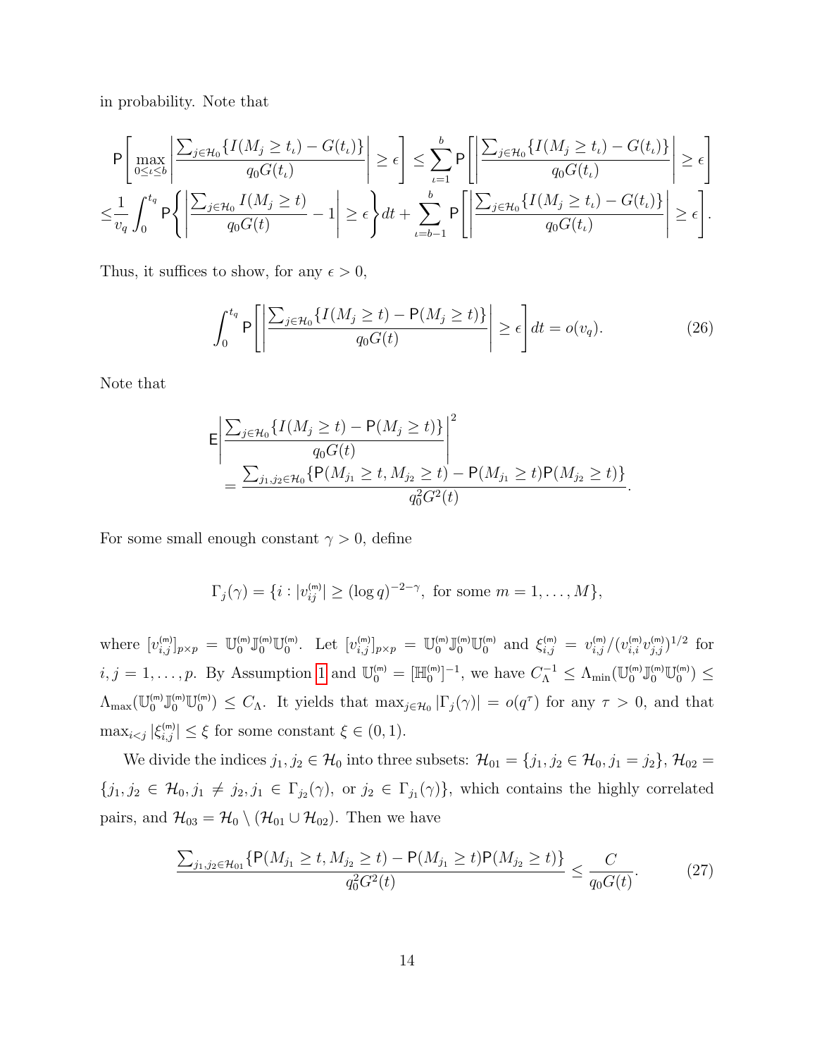in probability. Note that

$$
\mathsf{P}\left[\max_{0\le\iota\le b}\left|\frac{\sum_{j\in\mathcal{H}_0}\{I(M_j\ge t_\iota)-G(t_\iota)\}}{q_0G(t_\iota)}\right|\ge\epsilon\right]\le\sum_{\iota=1}^{b}\mathsf{P}\left[\left|\frac{\sum_{j\in\mathcal{H}_0}\{I(M_j\ge t_\iota)-G(t_\iota)\}}{q_0G(t_\iota)}\right|\ge\epsilon\right]
$$

$$
\le\frac{1}{v_q}\int_0^{t_q}\mathsf{P}\left\{\left|\frac{\sum_{j\in\mathcal{H}_0}I(M_j\ge t)}{q_0G(t)}-1\right|\ge\epsilon\right\}dt+\sum_{\iota=b-1}^{b}\mathsf{P}\left[\left|\frac{\sum_{j\in\mathcal{H}_0}\{I(M_j\ge t_\iota)-G(t_\iota)\}}{q_0G(t_\iota)}\right|\ge\epsilon\right].
$$

Thus, it suffices to show, for any $\epsilon>0$,

$$
\int_0^{t_q}\mathsf{P}\left[\left|\frac{\sum_{j\in\mathcal{H}_0}\{I(M_j\ge t)-\mathsf{P}(M_j\ge t)\}}{q_0G(t)}\right|\ge\epsilon\right]dt=o(v_q). \tag{26}
$$

Note that

$$
\mathsf{E}\left|\frac{\sum_{j\in\mathcal{H}_0}\{I(M_j\ge t)-\mathsf{P}(M_j\ge t)\}}{q_0G(t)}\right|^2
=\frac{\sum_{j_1,j_2\in\mathcal{H}_0}\{\mathsf{P}(M_{j_1}\ge t,M_{j_2}\ge t)-\mathsf{P}(M_{j_1}\ge t)\mathsf{P}(M_{j_2}\ge t)\}}{q_0^2G^2(t)}.
$$

For some small enough constant $\gamma>0$, define

$$
\Gamma_j(\gamma)=\{i:|v_{ij}^{(\mathsf{m})}|\ge(\log q)^{-2-\gamma},\ \text{for some } m=1,\ldots,M\},
$$

where $[v_{i,j}^{(\mathsf{m})}]_{p\times p}=\mathbb{U}_0^{(\mathsf{m})}\mathbb{J}_0^{(\mathsf{m})}\mathbb{U}_0^{(\mathsf{m})}$. Let $[v_{i,j}^{(\mathsf{m})}]_{p\times p}=\mathbb{U}_0^{(\mathsf{m})}\mathbb{J}_0^{(\mathsf{m})}\mathbb{U}_0^{(\mathsf{m})}$ and $\xi_{i,j}^{(\mathsf{m})}=v_{i,j}^{(\mathsf{m})}/(v_{i,i}^{(\mathsf{m})}v_{j,j}^{(\mathsf{m})})^{1/2}$ for $i,j=1,\ldots,p$. By Assumption 1 and $\mathbb{U}_0^{(\mathsf{m})}=[\mathbb{H}_0^{(\mathsf{m})}]^{-1}$, we have $C_\Lambda^{-1}\le\Lambda_{\min}(\mathbb{U}_0^{(\mathsf{m})}\mathbb{J}_0^{(\mathsf{m})}\mathbb{U}_0^{(\mathsf{m})})\le\Lambda_{\max}(\mathbb{U}_0^{(\mathsf{m})}\mathbb{J}_0^{(\mathsf{m})}\mathbb{U}_0^{(\mathsf{m})})\le C_\Lambda$. It yields that $\max_{j\in\mathcal{H}_0}|\Gamma_j(\gamma)|=o(q^\tau)$ for any $\tau>0$, and that $\max_{i<j}|\xi_{i,j}^{(\mathsf{m})}|\le\xi$ for some constant $\xi\in(0,1)$.

We divide the indices $j_1,j_2\in\mathcal{H}_0$ into three subsets: $\mathcal{H}_{01}=\{j_1,j_2\in\mathcal{H}_0,j_1=j_2\}$, $\mathcal{H}_{02}=\{j_1,j_2\in\mathcal{H}_0,j_1\ne j_2,j_1\in\Gamma_{j_2}(\gamma),\text{ or } j_2\in\Gamma_{j_1}(\gamma)\}$, which contains the highly correlated pairs, and $\mathcal{H}_{03}=\mathcal{H}_0\setminus(\mathcal{H}_{01}\cup\mathcal{H}_{02})$. Then we have

$$
\frac{\sum_{j_1,j_2\in\mathcal{H}_{01}}\{\mathsf{P}(M_{j_1}\ge t,M_{j_2}\ge t)-\mathsf{P}(M_{j_1}\ge t)\mathsf{P}(M_{j_2}\ge t)\}}{q_0^2G^2(t)}\le\frac{C}{q_0G(t)}. \tag{27}
$$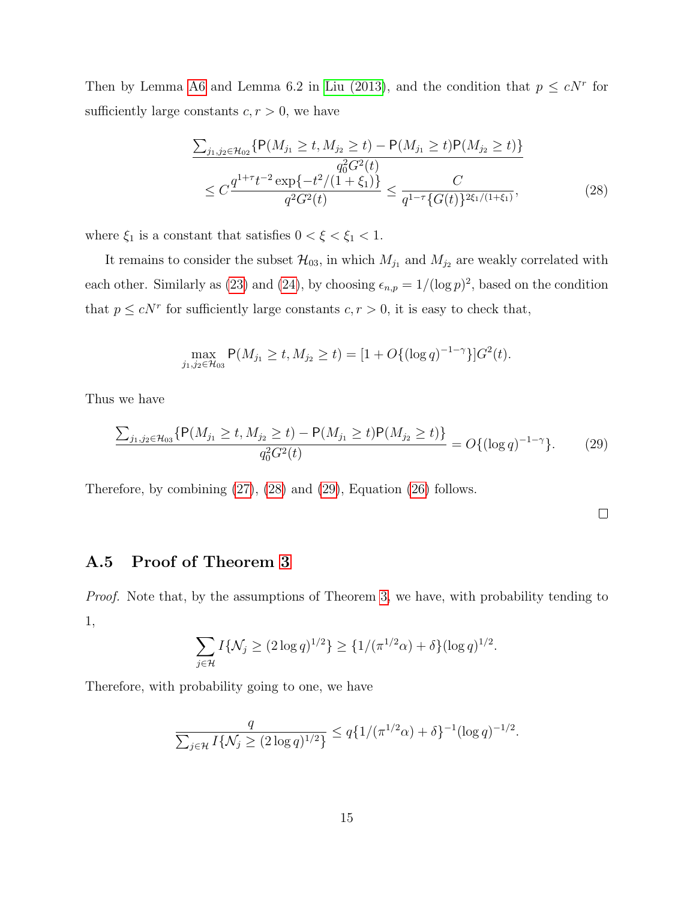Then by Lemma A6 and Lemma 6.2 in Liu (2013), and the condition that $p \leq cN^r$ for sufficiently large constants $c, r > 0$, we have

$$
\begin{aligned}
&\frac{\sum_{j_1,j_2 \in \mathcal{H}_{02}} \{\mathsf{P}(M_{j_1} \geq t, M_{j_2} \geq t) - \mathsf{P}(M_{j_1} \geq t)\mathsf{P}(M_{j_2} \geq t)\}}{q_0^2 G^2(t)} \\
&\quad \leq C \frac{q^{1+\tau} t^{-2} \exp\{-t^2/(1+\xi_1)\}}{q^2 G^2(t)} \leq \frac{C}{q^{1-\tau}\{G(t)\}^{2\xi_1/(1+\xi_1)}},
\end{aligned} \tag{28}
$$

where $\xi_1$ is a constant that satisfies $0 < \xi < \xi_1 < 1$.

It remains to consider the subset $\mathcal{H}_{03}$, in which $M_{j_1}$ and $M_{j_2}$ are weakly correlated with each other. Similarly as (23) and (24), by choosing $\epsilon_{n,p} = 1/(\log p)^2$, based on the condition that $p \leq cN^r$ for sufficiently large constants $c, r > 0$, it is easy to check that,

$$
\max_{j_1,j_2 \in \mathcal{H}_{03}} \mathsf{P}(M_{j_1} \geq t, M_{j_2} \geq t) = [1 + O\{(\log q)^{-1-\gamma}\}]G^2(t).
$$

Thus we have

$$
\frac{\sum_{j_1,j_2 \in \mathcal{H}_{03}} \{\mathsf{P}(M_{j_1} \geq t, M_{j_2} \geq t) - \mathsf{P}(M_{j_1} \geq t)\mathsf{P}(M_{j_2} \geq t)\}}{q_0^2 G^2(t)} = O\{(\log q)^{-1-\gamma}\}. \tag{29}
$$

Therefore, by combining (27), (28) and (29), Equation (26) follows.

□

## A.5 Proof of Theorem 3

*Proof.* Note that, by the assumptions of Theorem 3, we have, with probability tending to 1,

$$
\sum_{j \in \mathcal{H}} I\{\mathcal{N}_j \geq (2\log q)^{1/2}\} \geq \{1/(\pi^{1/2}\alpha) + \delta\}(\log q)^{1/2}.
$$

Therefore, with probability going to one, we have

$$
\frac{q}{\sum_{j \in \mathcal{H}} I\{\mathcal{N}_j \geq (2\log q)^{1/2}\}} \leq q\{1/(\pi^{1/2}\alpha) + \delta\}^{-1}(\log q)^{-1/2}.
$$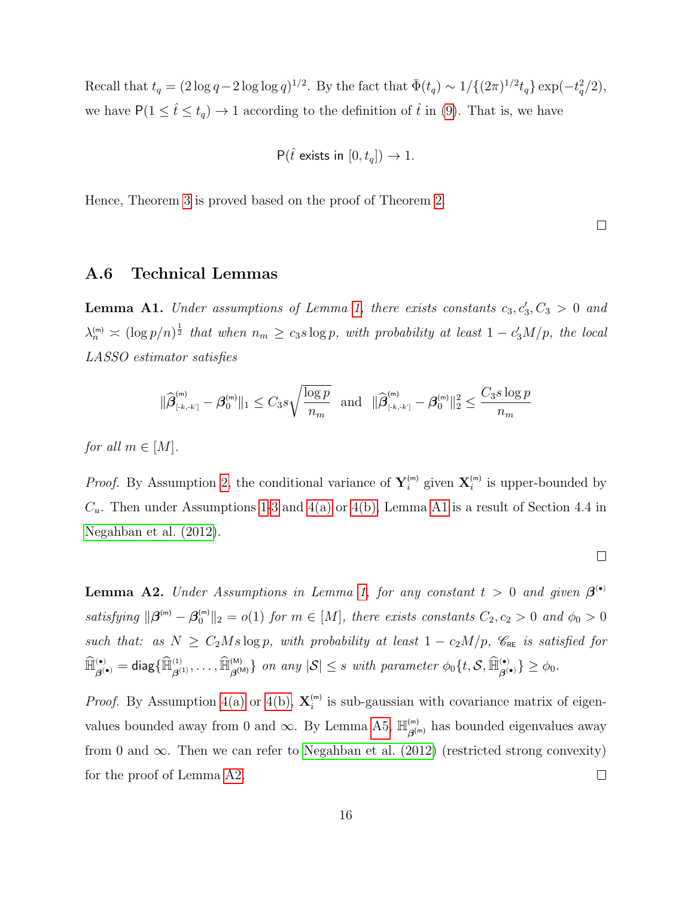Recall that $t_q = (2\log q - 2\log\log q)^{1/2}$. By the fact that $\bar{\Phi}(t_q) \sim 1/\{(2\pi)^{1/2} t_q\}\exp(-t_q^2/2)$, we have $\mathsf{P}(1 \leq \hat{t} \leq t_q) \to 1$ according to the definition of $\hat{t}$ in (9). That is, we have

$$\mathsf{P}(\hat{t} \text{ exists in } [0, t_q]) \to 1.$$

Hence, Theorem 3 is proved based on the proof of Theorem 2.

□

## A.6 Technical Lemmas

**Lemma A1.** *Under assumptions of Lemma 1, there exists constants $c_3, c_3', C_3 > 0$ and $\lambda_n^{(\mathsf{m})} \asymp (\log p/n)^{\frac{1}{2}}$ that when $n_m \geq c_3 s \log p$, with probability at least $1 - c_3' M/p$, the local LASSO estimator satisfies*

$$\|\widehat{\boldsymbol{\beta}}^{(\mathsf{m})}_{[\text{-}k,\text{-}k']} - \boldsymbol{\beta}_0^{(\mathsf{m})}\|_1 \leq C_3 s \sqrt{\frac{\log p}{n_m}} \quad \text{and} \quad \|\widehat{\boldsymbol{\beta}}^{(\mathsf{m})}_{[\text{-}k,\text{-}k']} - \boldsymbol{\beta}_0^{(\mathsf{m})}\|_2^2 \leq \frac{C_3 s \log p}{n_m}$$

*for all $m \in [M]$.*

*Proof.* By Assumption 2, the conditional variance of $\mathbf{Y}_i^{(\mathsf{m})}$ given $\mathbf{X}_i^{(\mathsf{m})}$ is upper-bounded by $C_u$. Then under Assumptions 1-3 and 4(a) or 4(b), Lemma A1 is a result of Section 4.4 in Negahban et al. (2012).

□

**Lemma A2.** *Under Assumptions in Lemma 1, for any constant $t > 0$ and given $\boldsymbol{\beta}^{(\bullet)}$ satisfying $\|\boldsymbol{\beta}^{(\mathsf{m})} - \boldsymbol{\beta}_0^{(\mathsf{m})}\|_2 = o(1)$ for $m \in [M]$, there exists constants $C_2, c_2 > 0$ and $\phi_0 > 0$ such that: as $N \geq C_2 M s \log p$, with probability at least $1 - c_2 M/p$, $\mathscr{C}_{\mathsf{RE}}$ is satisfied for $\widehat{\mathbb{H}}^{(\bullet)}_{\boldsymbol{\beta}^{(\bullet)}} = \mathsf{diag}\{\widehat{\mathbb{H}}^{(1)}_{\boldsymbol{\beta}^{(1)}}, \ldots, \widehat{\mathbb{H}}^{(\mathsf{M})}_{\boldsymbol{\beta}^{(\mathsf{M})}}\}$ on any $|\mathcal{S}| \leq s$ with parameter $\phi_0\{t, \mathcal{S}, \widehat{\mathbb{H}}^{(\bullet)}_{\boldsymbol{\beta}^{(\bullet)}}\} \geq \phi_0$.*

*Proof.* By Assumption 4(a) or 4(b), $\mathbf{X}_i^{(\mathsf{m})}$ is sub-gaussian with covariance matrix of eigenvalues bounded away from 0 and $\infty$. By Lemma A5, $\mathbb{H}^{(\mathsf{m})}_{\boldsymbol{\beta}^{(\mathsf{m})}}$ has bounded eigenvalues away from 0 and $\infty$. Then we can refer to Negahban et al. (2012) (restricted strong convexity) for the proof of Lemma A2.

□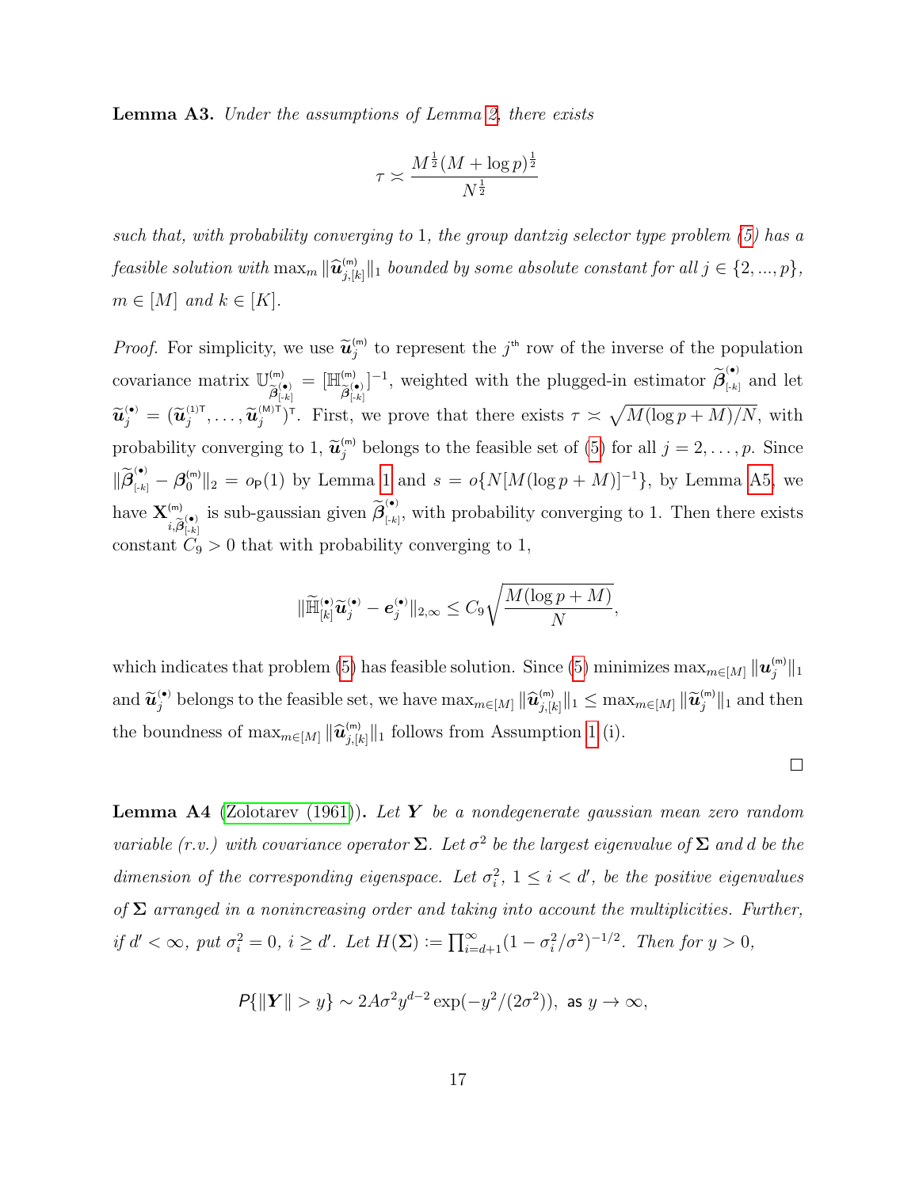**Lemma A3.** *Under the assumptions of Lemma 2, there exists*

$$\tau \asymp \frac{M^{\frac{1}{2}}(M+\log p)^{\frac{1}{2}}}{N^{\frac{1}{2}}}$$

*such that, with probability converging to 1, the group dantzig selector type problem (5) has a feasible solution with $\max_m \|\widehat{\boldsymbol{u}}^{(m)}_{j,[k]}\|_1$ bounded by some absolute constant for all $j \in \{2,...,p\}$, $m \in [M]$ and $k \in [K]$.*

*Proof.* For simplicity, we use $\widetilde{\boldsymbol{u}}^{(m)}_j$ to represent the $j^{\text{th}}$ row of the inverse of the population covariance matrix $\mathbb{U}^{(m)}_{\widetilde{\boldsymbol{\beta}}^{(\bullet)}_{[-k]}} = [\mathbb{H}^{(m)}_{\widetilde{\boldsymbol{\beta}}^{(\bullet)}_{[-k]}}]^{-1}$, weighted with the plugged-in estimator $\widetilde{\boldsymbol{\beta}}^{(\bullet)}_{[-k]}$ and let $\widetilde{\boldsymbol{u}}^{(\bullet)}_j = (\widetilde{\boldsymbol{u}}^{(1)\mathsf{T}}_j, \ldots, \widetilde{\boldsymbol{u}}^{(M)\mathsf{T}}_j)^{\mathsf{T}}$. First, we prove that there exists $\tau \asymp \sqrt{M(\log p + M)/N}$, with probability converging to 1, $\widetilde{\boldsymbol{u}}^{(m)}_j$ belongs to the feasible set of (5) for all $j = 2, \ldots, p$. Since $\|\widetilde{\boldsymbol{\beta}}^{(\bullet)}_{[-k]} - \boldsymbol{\beta}^{(m)}_0\|_2 = o_{\mathsf{P}}(1)$ by Lemma 1 and $s = o\{N[M(\log p + M)]^{-1}\}$, by Lemma A5, we have $\mathbf{X}^{(m)}_{i,\widetilde{\boldsymbol{\beta}}^{(\bullet)}_{[-k]}}$ is sub-gaussian given $\widetilde{\boldsymbol{\beta}}^{(\bullet)}_{[-k]}$, with probability converging to 1. Then there exists constant $C_9 > 0$ that with probability converging to 1,

$$\|\widetilde{\mathbb{H}}^{(\bullet)}_{[k]}\widetilde{\boldsymbol{u}}^{(\bullet)}_j - \boldsymbol{e}^{(\bullet)}_j\|_{2,\infty} \le C_9\sqrt{\frac{M(\log p + M)}{N}},$$

which indicates that problem (5) has feasible solution. Since (5) minimizes $\max_{m\in[M]} \|\boldsymbol{u}^{(m)}_j\|_1$ and $\widetilde{\boldsymbol{u}}^{(\bullet)}_j$ belongs to the feasible set, we have $\max_{m\in[M]} \|\widehat{\boldsymbol{u}}^{(m)}_{j,[k]}\|_1 \le \max_{m\in[M]} \|\widetilde{\boldsymbol{u}}^{(m)}_j\|_1$ and then the boundness of $\max_{m\in[M]} \|\widehat{\boldsymbol{u}}^{(m)}_{j,[k]}\|_1$ follows from Assumption 1 (i).

∎

**Lemma A4** (Zolotarev (1961))**.** *Let $\boldsymbol{Y}$ be a nondegenerate gaussian mean zero random variable (r.v.) with covariance operator $\boldsymbol{\Sigma}$. Let $\sigma^2$ be the largest eigenvalue of $\boldsymbol{\Sigma}$ and $d$ be the dimension of the corresponding eigenspace. Let $\sigma_i^2$, $1 \le i < d'$, be the positive eigenvalues of $\boldsymbol{\Sigma}$ arranged in a nonincreasing order and taking into account the multiplicities. Further, if $d' < \infty$, put $\sigma_i^2 = 0$, $i \ge d'$. Let $H(\boldsymbol{\Sigma}) := \prod_{i=d+1}^{\infty}(1 - \sigma_i^2/\sigma^2)^{-1/2}$. Then for $y > 0$,*

$$P\{\|\boldsymbol{Y}\| > y\} \sim 2A\sigma^2 y^{d-2}\exp(-y^2/(2\sigma^2)), \text{ as } y \to \infty,$$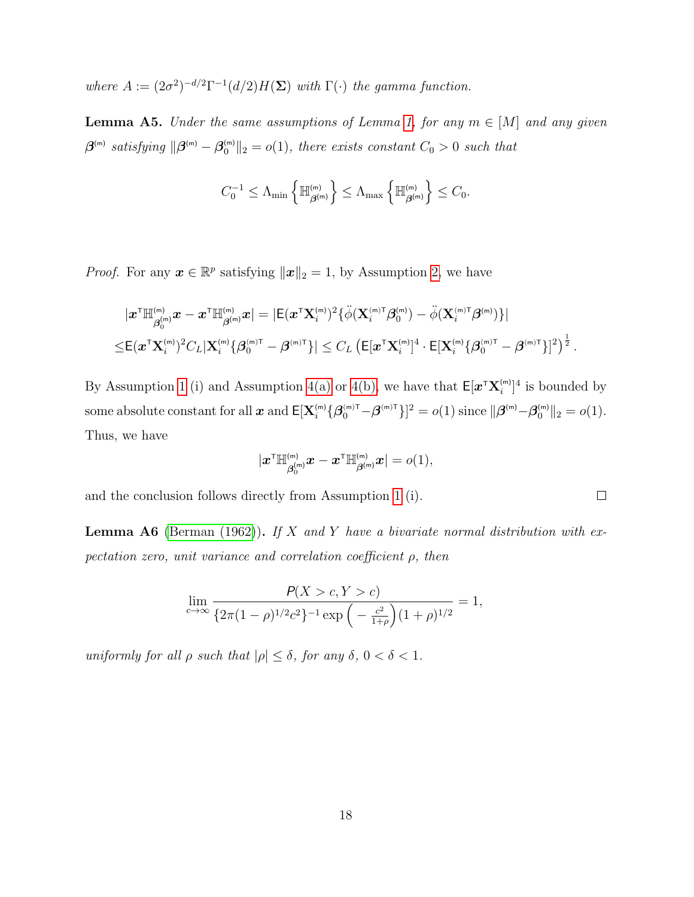*where* $A := (2\sigma^2)^{-d/2}\Gamma^{-1}(d/2)H(\mathbf{\Sigma})$ *with* $\Gamma(\cdot)$ *the gamma function.*

**Lemma A5.** *Under the same assumptions of Lemma 1, for any* $m \in [M]$ *and any given* $\boldsymbol{\beta}^{(m)}$ *satisfying* $\|\boldsymbol{\beta}^{(m)} - \boldsymbol{\beta}_0^{(m)}\|_2 = o(1)$*, there exists constant* $C_0 > 0$ *such that*

$$C_0^{-1} \leq \Lambda_{\min}\left\{\mathbb{H}^{(m)}_{\boldsymbol{\beta}^{(m)}}\right\} \leq \Lambda_{\max}\left\{\mathbb{H}^{(m)}_{\boldsymbol{\beta}^{(m)}}\right\} \leq C_0.$$

*Proof.* For any $\boldsymbol{x} \in \mathbb{R}^p$ satisfying $\|\boldsymbol{x}\|_2 = 1$, by Assumption 2, we have

$$\begin{aligned}
&|\boldsymbol{x}^\top \mathbb{H}^{(m)}_{\boldsymbol{\beta}_0^{(m)}}\boldsymbol{x} - \boldsymbol{x}^\top \mathbb{H}^{(m)}_{\boldsymbol{\beta}^{(m)}}\boldsymbol{x}| = |\mathsf{E}(\boldsymbol{x}^\top \mathbf{X}_i^{(m)})^2\{\ddot{\phi}(\mathbf{X}_i^{(m)\top}\boldsymbol{\beta}_0^{(m)}) - \ddot{\phi}(\mathbf{X}_i^{(m)\top}\boldsymbol{\beta}^{(m)})\}| \\
\leq &\mathsf{E}(\boldsymbol{x}^\top \mathbf{X}_i^{(m)})^2 C_L |\mathbf{X}_i^{(m)}\{\boldsymbol{\beta}_0^{(m)\top} - \boldsymbol{\beta}^{(m)\top}\}| \leq C_L\left(\mathsf{E}[\boldsymbol{x}^\top \mathbf{X}_i^{(m)}]^4 \cdot \mathsf{E}[\mathbf{X}_i^{(m)}\{\boldsymbol{\beta}_0^{(m)\top} - \boldsymbol{\beta}^{(m)\top}\}]^2\right)^{\frac{1}{2}}.
\end{aligned}$$

By Assumption 1 (i) and Assumption 4(a) or 4(b), we have that $\mathsf{E}[\boldsymbol{x}^\top \mathbf{X}_i^{(m)}]^4$ is bounded by some absolute constant for all $\boldsymbol{x}$ and $\mathsf{E}[\mathbf{X}_i^{(m)}\{\boldsymbol{\beta}_0^{(m)\top} - \boldsymbol{\beta}^{(m)\top}\}]^2 = o(1)$ since $\|\boldsymbol{\beta}^{(m)} - \boldsymbol{\beta}_0^{(m)}\|_2 = o(1)$. Thus, we have

$$|\boldsymbol{x}^\top \mathbb{H}^{(m)}_{\boldsymbol{\beta}_0^{(m)}}\boldsymbol{x} - \boldsymbol{x}^\top \mathbb{H}^{(m)}_{\boldsymbol{\beta}^{(m)}}\boldsymbol{x}| = o(1),$$

and the conclusion follows directly from Assumption 1 (i). $\square$

**Lemma A6** (Berman (1962))**.** *If* $X$ *and* $Y$ *have a bivariate normal distribution with expectation zero, unit variance and correlation coefficient* $\rho$*, then*

$$\lim_{c\to\infty}\frac{P(X > c, Y > c)}{\{2\pi(1-\rho)^{1/2}c^2\}^{-1}\exp\left(-\frac{c^2}{1+\rho}\right)(1+\rho)^{1/2}} = 1,$$

*uniformly for all* $\rho$ *such that* $|\rho| \leq \delta$*, for any* $\delta$*,* $0 < \delta < 1$*.*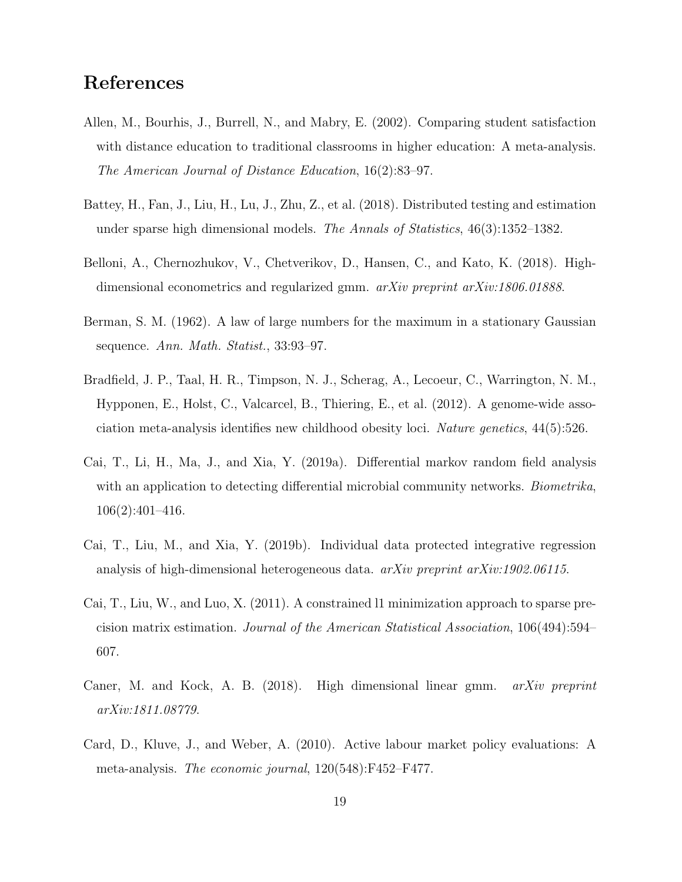## References

Allen, M., Bourhis, J., Burrell, N., and Mabry, E. (2002). Comparing student satisfaction with distance education to traditional classrooms in higher education: A meta-analysis. *The American Journal of Distance Education*, 16(2):83–97.

Battey, H., Fan, J., Liu, H., Lu, J., Zhu, Z., et al. (2018). Distributed testing and estimation under sparse high dimensional models. *The Annals of Statistics*, 46(3):1352–1382.

Belloni, A., Chernozhukov, V., Chetverikov, D., Hansen, C., and Kato, K. (2018). High-dimensional econometrics and regularized gmm. *arXiv preprint arXiv:1806.01888*.

Berman, S. M. (1962). A law of large numbers for the maximum in a stationary Gaussian sequence. *Ann. Math. Statist.*, 33:93–97.

Bradfield, J. P., Taal, H. R., Timpson, N. J., Scherag, A., Lecoeur, C., Warrington, N. M., Hypponen, E., Holst, C., Valcarcel, B., Thiering, E., et al. (2012). A genome-wide association meta-analysis identifies new childhood obesity loci. *Nature genetics*, 44(5):526.

Cai, T., Li, H., Ma, J., and Xia, Y. (2019a). Differential markov random field analysis with an application to detecting differential microbial community networks. *Biometrika*, 106(2):401–416.

Cai, T., Liu, M., and Xia, Y. (2019b). Individual data protected integrative regression analysis of high-dimensional heterogeneous data. *arXiv preprint arXiv:1902.06115*.

Cai, T., Liu, W., and Luo, X. (2011). A constrained l1 minimization approach to sparse precision matrix estimation. *Journal of the American Statistical Association*, 106(494):594–607.

Caner, M. and Kock, A. B. (2018). High dimensional linear gmm. *arXiv preprint arXiv:1811.08779*.

Card, D., Kluve, J., and Weber, A. (2010). Active labour market policy evaluations: A meta-analysis. *The economic journal*, 120(548):F452–F477.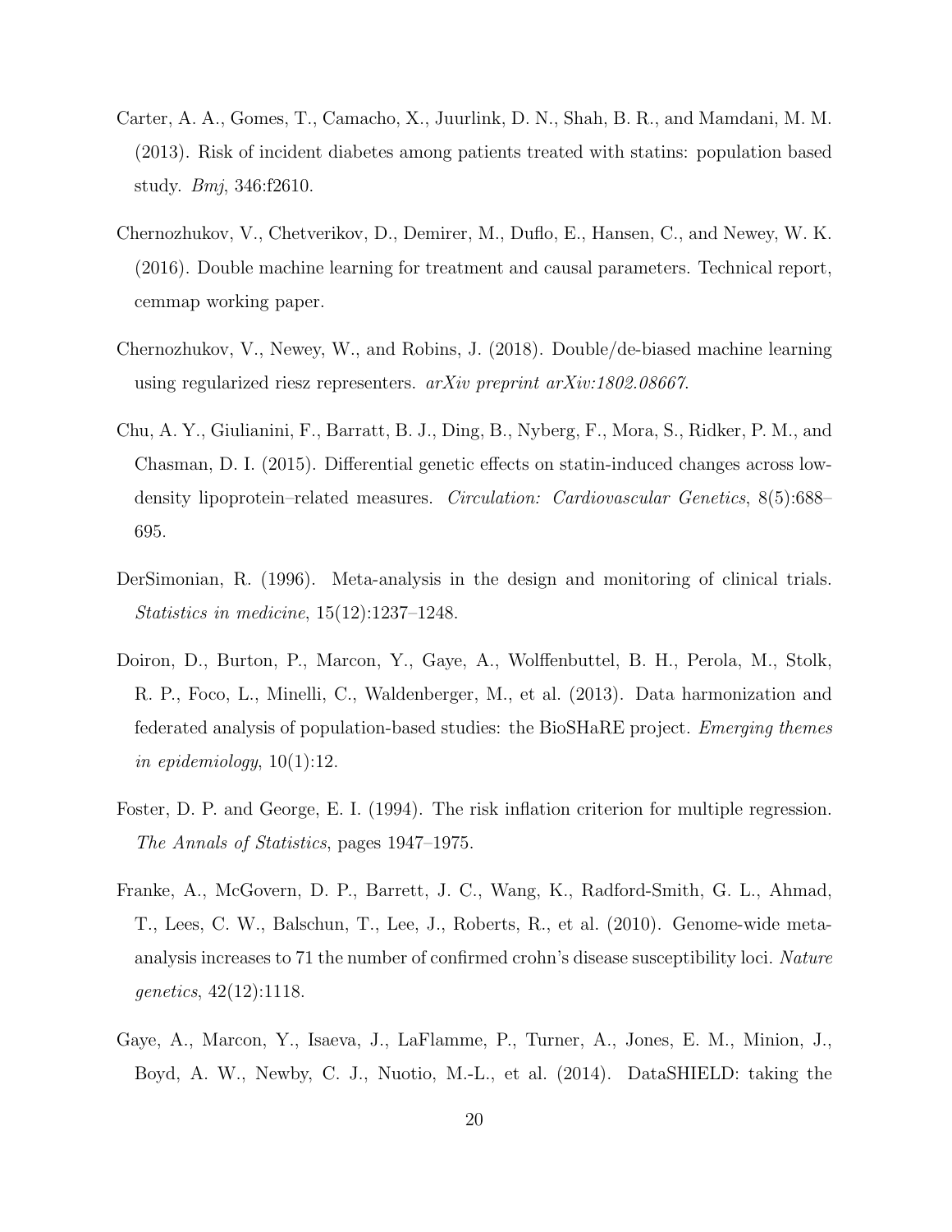Carter, A. A., Gomes, T., Camacho, X., Juurlink, D. N., Shah, B. R., and Mamdani, M. M. (2013). Risk of incident diabetes among patients treated with statins: population based study. *Bmj*, 346:f2610.

Chernozhukov, V., Chetverikov, D., Demirer, M., Duflo, E., Hansen, C., and Newey, W. K. (2016). Double machine learning for treatment and causal parameters. Technical report, cemmap working paper.

Chernozhukov, V., Newey, W., and Robins, J. (2018). Double/de-biased machine learning using regularized riesz representers. *arXiv preprint arXiv:1802.08667*.

Chu, A. Y., Giulianini, F., Barratt, B. J., Ding, B., Nyberg, F., Mora, S., Ridker, P. M., and Chasman, D. I. (2015). Differential genetic effects on statin-induced changes across low-density lipoprotein–related measures. *Circulation: Cardiovascular Genetics*, 8(5):688–695.

DerSimonian, R. (1996). Meta-analysis in the design and monitoring of clinical trials. *Statistics in medicine*, 15(12):1237–1248.

Doiron, D., Burton, P., Marcon, Y., Gaye, A., Wolffenbuttel, B. H., Perola, M., Stolk, R. P., Foco, L., Minelli, C., Waldenberger, M., et al. (2013). Data harmonization and federated analysis of population-based studies: the BioSHaRE project. *Emerging themes in epidemiology*, 10(1):12.

Foster, D. P. and George, E. I. (1994). The risk inflation criterion for multiple regression. *The Annals of Statistics*, pages 1947–1975.

Franke, A., McGovern, D. P., Barrett, J. C., Wang, K., Radford-Smith, G. L., Ahmad, T., Lees, C. W., Balschun, T., Lee, J., Roberts, R., et al. (2010). Genome-wide meta-analysis increases to 71 the number of confirmed crohn's disease susceptibility loci. *Nature genetics*, 42(12):1118.

Gaye, A., Marcon, Y., Isaeva, J., LaFlamme, P., Turner, A., Jones, E. M., Minion, J., Boyd, A. W., Newby, C. J., Nuotio, M.-L., et al. (2014). DataSHIELD: taking the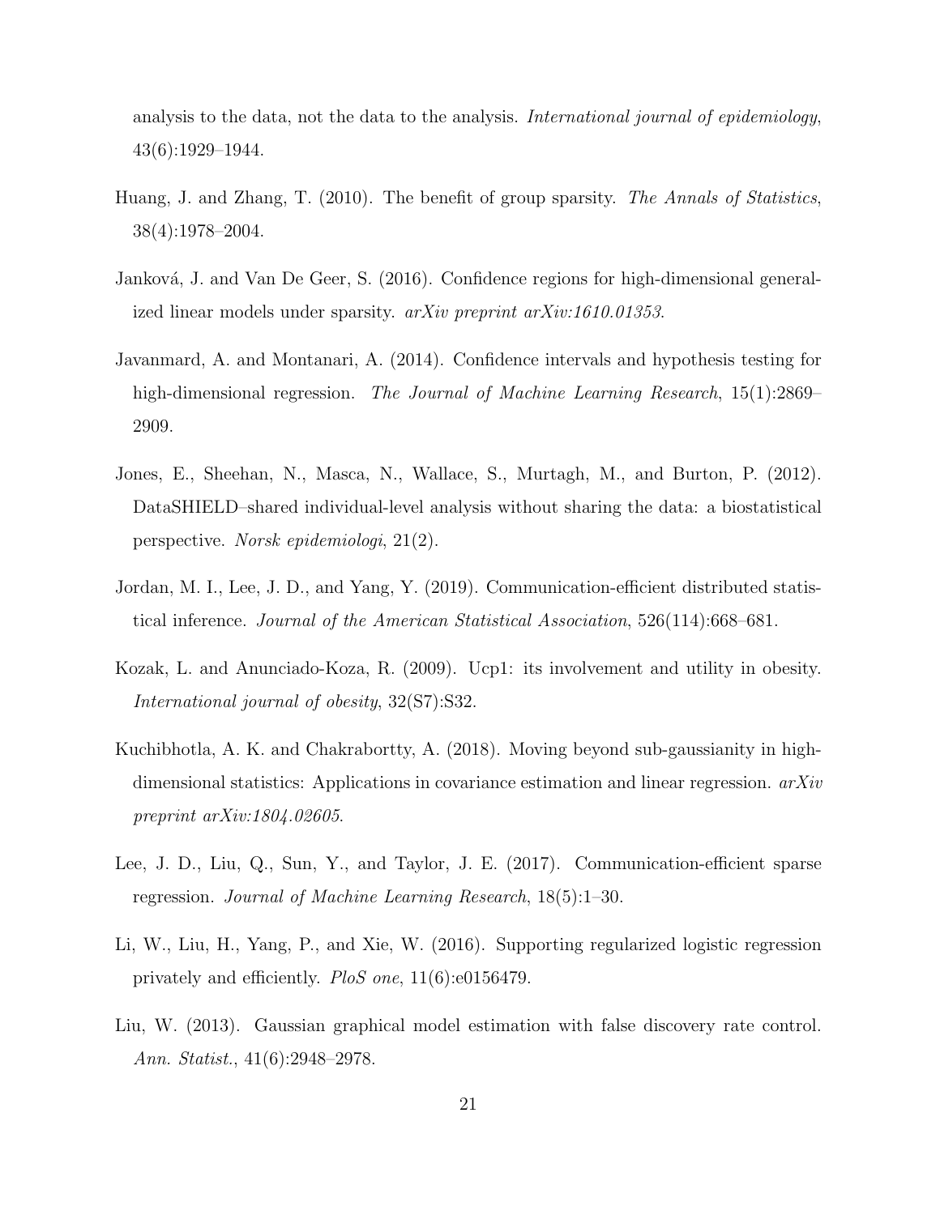analysis to the data, not the data to the analysis. *International journal of epidemiology*, 43(6):1929–1944.

Huang, J. and Zhang, T. (2010). The benefit of group sparsity. *The Annals of Statistics*, 38(4):1978–2004.

Janková, J. and Van De Geer, S. (2016). Confidence regions for high-dimensional generalized linear models under sparsity. *arXiv preprint arXiv:1610.01353*.

Javanmard, A. and Montanari, A. (2014). Confidence intervals and hypothesis testing for high-dimensional regression. *The Journal of Machine Learning Research*, 15(1):2869–2909.

Jones, E., Sheehan, N., Masca, N., Wallace, S., Murtagh, M., and Burton, P. (2012). DataSHIELD–shared individual-level analysis without sharing the data: a biostatistical perspective. *Norsk epidemiologi*, 21(2).

Jordan, M. I., Lee, J. D., and Yang, Y. (2019). Communication-efficient distributed statistical inference. *Journal of the American Statistical Association*, 526(114):668–681.

Kozak, L. and Anunciado-Koza, R. (2009). Ucp1: its involvement and utility in obesity. *International journal of obesity*, 32(S7):S32.

Kuchibhotla, A. K. and Chakrabortty, A. (2018). Moving beyond sub-gaussianity in high-dimensional statistics: Applications in covariance estimation and linear regression. *arXiv preprint arXiv:1804.02605*.

Lee, J. D., Liu, Q., Sun, Y., and Taylor, J. E. (2017). Communication-efficient sparse regression. *Journal of Machine Learning Research*, 18(5):1–30.

Li, W., Liu, H., Yang, P., and Xie, W. (2016). Supporting regularized logistic regression privately and efficiently. *PloS one*, 11(6):e0156479.

Liu, W. (2013). Gaussian graphical model estimation with false discovery rate control. *Ann. Statist.*, 41(6):2948–2978.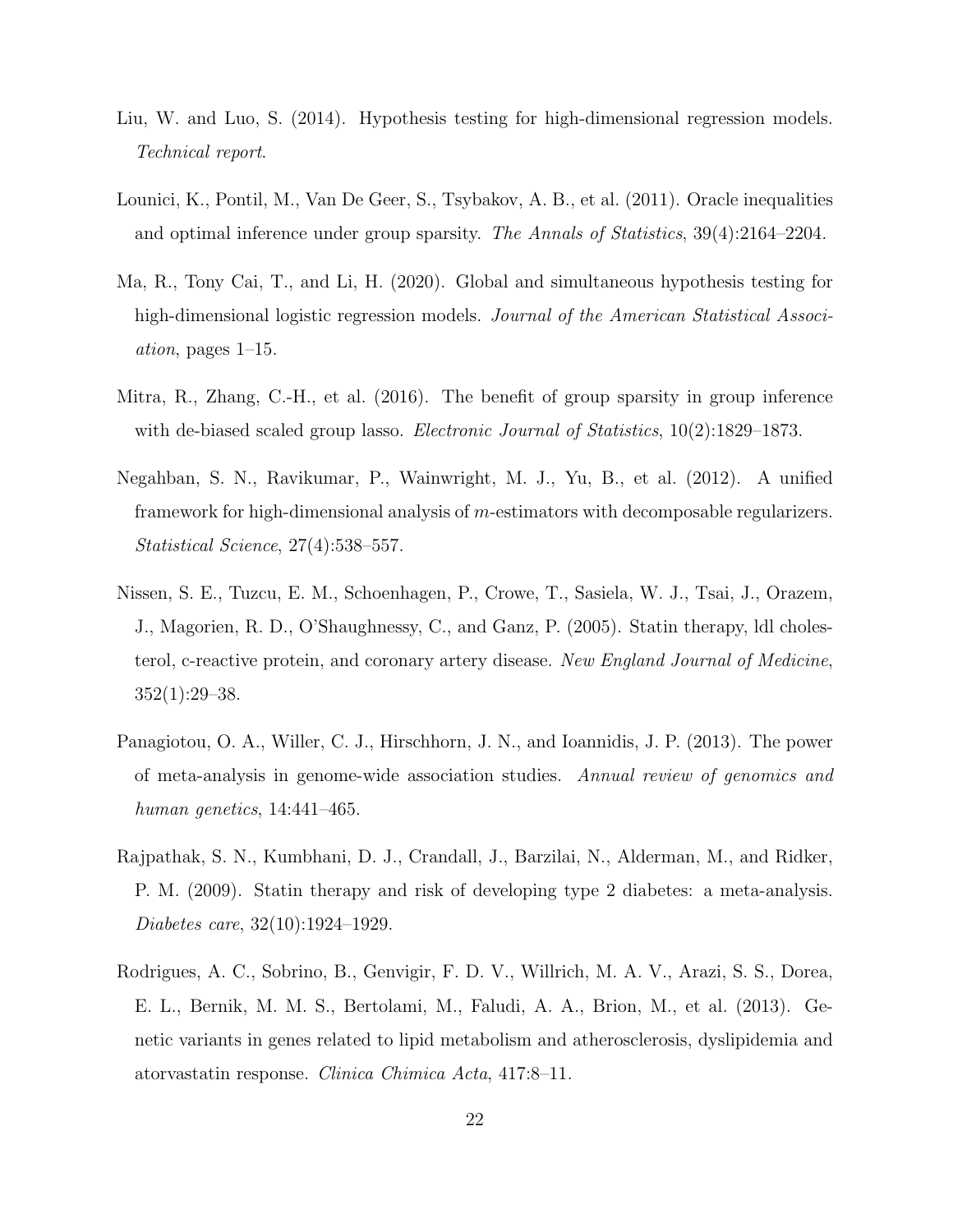Liu, W. and Luo, S. (2014). Hypothesis testing for high-dimensional regression models. *Technical report*.

Lounici, K., Pontil, M., Van De Geer, S., Tsybakov, A. B., et al. (2011). Oracle inequalities and optimal inference under group sparsity. *The Annals of Statistics*, 39(4):2164–2204.

Ma, R., Tony Cai, T., and Li, H. (2020). Global and simultaneous hypothesis testing for high-dimensional logistic regression models. *Journal of the American Statistical Association*, pages 1–15.

Mitra, R., Zhang, C.-H., et al. (2016). The benefit of group sparsity in group inference with de-biased scaled group lasso. *Electronic Journal of Statistics*, 10(2):1829–1873.

Negahban, S. N., Ravikumar, P., Wainwright, M. J., Yu, B., et al. (2012). A unified framework for high-dimensional analysis of $m$-estimators with decomposable regularizers. *Statistical Science*, 27(4):538–557.

Nissen, S. E., Tuzcu, E. M., Schoenhagen, P., Crowe, T., Sasiela, W. J., Tsai, J., Orazem, J., Magorien, R. D., O'Shaughnessy, C., and Ganz, P. (2005). Statin therapy, ldl cholesterol, c-reactive protein, and coronary artery disease. *New England Journal of Medicine*, 352(1):29–38.

Panagiotou, O. A., Willer, C. J., Hirschhorn, J. N., and Ioannidis, J. P. (2013). The power of meta-analysis in genome-wide association studies. *Annual review of genomics and human genetics*, 14:441–465.

Rajpathak, S. N., Kumbhani, D. J., Crandall, J., Barzilai, N., Alderman, M., and Ridker, P. M. (2009). Statin therapy and risk of developing type 2 diabetes: a meta-analysis. *Diabetes care*, 32(10):1924–1929.

Rodrigues, A. C., Sobrino, B., Genvigir, F. D. V., Willrich, M. A. V., Arazi, S. S., Dorea, E. L., Bernik, M. M. S., Bertolami, M., Faludi, A. A., Brion, M., et al. (2013). Genetic variants in genes related to lipid metabolism and atherosclerosis, dyslipidemia and atorvastatin response. *Clinica Chimica Acta*, 417:8–11.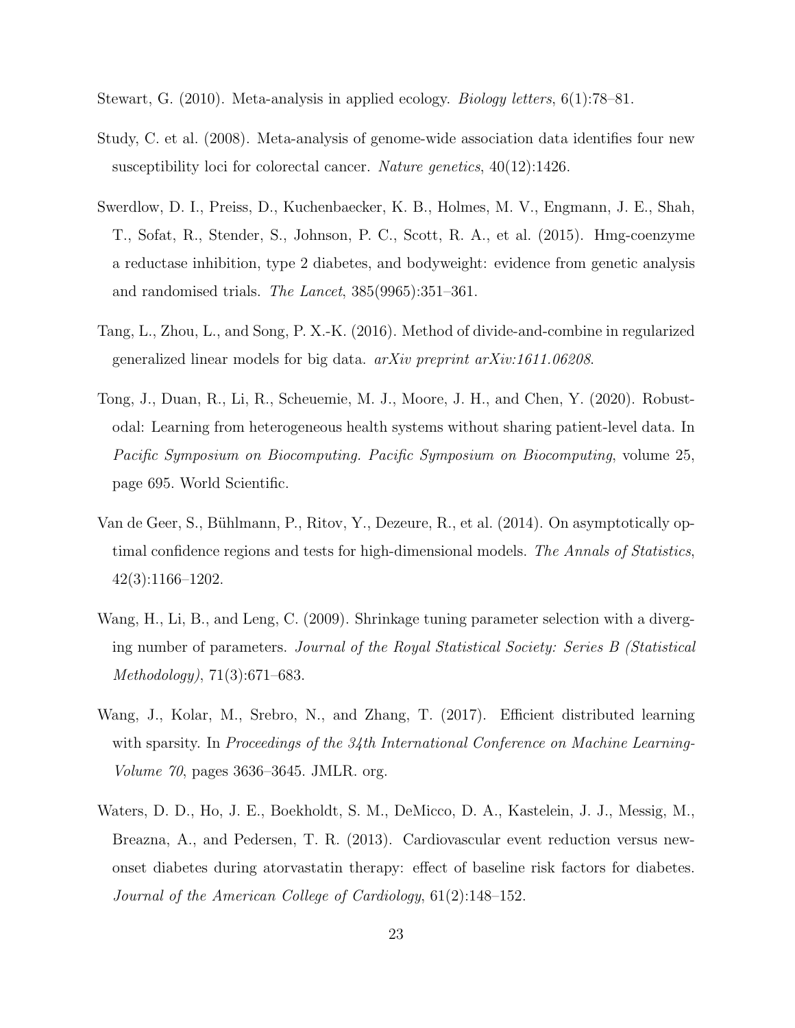Stewart, G. (2010). Meta-analysis in applied ecology. *Biology letters*, 6(1):78–81.

Study, C. et al. (2008). Meta-analysis of genome-wide association data identifies four new susceptibility loci for colorectal cancer. *Nature genetics*, 40(12):1426.

Swerdlow, D. I., Preiss, D., Kuchenbaecker, K. B., Holmes, M. V., Engmann, J. E., Shah, T., Sofat, R., Stender, S., Johnson, P. C., Scott, R. A., et al. (2015). Hmg-coenzyme a reductase inhibition, type 2 diabetes, and bodyweight: evidence from genetic analysis and randomised trials. *The Lancet*, 385(9965):351–361.

Tang, L., Zhou, L., and Song, P. X.-K. (2016). Method of divide-and-combine in regularized generalized linear models for big data. *arXiv preprint arXiv:1611.06208*.

Tong, J., Duan, R., Li, R., Scheuemie, M. J., Moore, J. H., and Chen, Y. (2020). Robust-odal: Learning from heterogeneous health systems without sharing patient-level data. In *Pacific Symposium on Biocomputing. Pacific Symposium on Biocomputing*, volume 25, page 695. World Scientific.

Van de Geer, S., Bühlmann, P., Ritov, Y., Dezeure, R., et al. (2014). On asymptotically optimal confidence regions and tests for high-dimensional models. *The Annals of Statistics*, 42(3):1166–1202.

Wang, H., Li, B., and Leng, C. (2009). Shrinkage tuning parameter selection with a diverging number of parameters. *Journal of the Royal Statistical Society: Series B (Statistical Methodology)*, 71(3):671–683.

Wang, J., Kolar, M., Srebro, N., and Zhang, T. (2017). Efficient distributed learning with sparsity. In *Proceedings of the 34th International Conference on Machine Learning-Volume 70*, pages 3636–3645. JMLR. org.

Waters, D. D., Ho, J. E., Boekholdt, S. M., DeMicco, D. A., Kastelein, J. J., Messig, M., Breazna, A., and Pedersen, T. R. (2013). Cardiovascular event reduction versus new-onset diabetes during atorvastatin therapy: effect of baseline risk factors for diabetes. *Journal of the American College of Cardiology*, 61(2):148–152.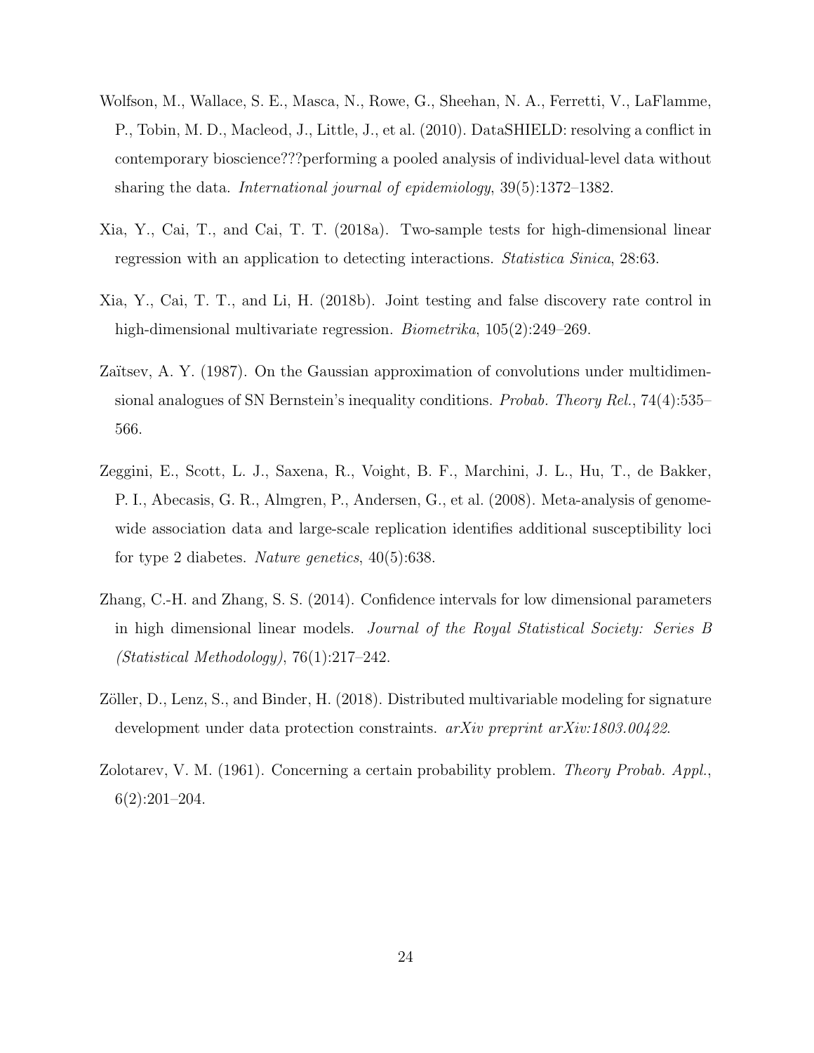Wolfson, M., Wallace, S. E., Masca, N., Rowe, G., Sheehan, N. A., Ferretti, V., LaFlamme, P., Tobin, M. D., Macleod, J., Little, J., et al. (2010). DataSHIELD: resolving a conflict in contemporary bioscience???performing a pooled analysis of individual-level data without sharing the data. *International journal of epidemiology*, 39(5):1372–1382.

Xia, Y., Cai, T., and Cai, T. T. (2018a). Two-sample tests for high-dimensional linear regression with an application to detecting interactions. *Statistica Sinica*, 28:63.

Xia, Y., Cai, T. T., and Li, H. (2018b). Joint testing and false discovery rate control in high-dimensional multivariate regression. *Biometrika*, 105(2):249–269.

Zaïtsev, A. Y. (1987). On the Gaussian approximation of convolutions under multidimensional analogues of SN Bernstein's inequality conditions. *Probab. Theory Rel.*, 74(4):535–566.

Zeggini, E., Scott, L. J., Saxena, R., Voight, B. F., Marchini, J. L., Hu, T., de Bakker, P. I., Abecasis, G. R., Almgren, P., Andersen, G., et al. (2008). Meta-analysis of genome-wide association data and large-scale replication identifies additional susceptibility loci for type 2 diabetes. *Nature genetics*, 40(5):638.

Zhang, C.-H. and Zhang, S. S. (2014). Confidence intervals for low dimensional parameters in high dimensional linear models. *Journal of the Royal Statistical Society: Series B (Statistical Methodology)*, 76(1):217–242.

Zöller, D., Lenz, S., and Binder, H. (2018). Distributed multivariable modeling for signature development under data protection constraints. *arXiv preprint arXiv:1803.00422*.

Zolotarev, V. M. (1961). Concerning a certain probability problem. *Theory Probab. Appl.*, 6(2):201–204.